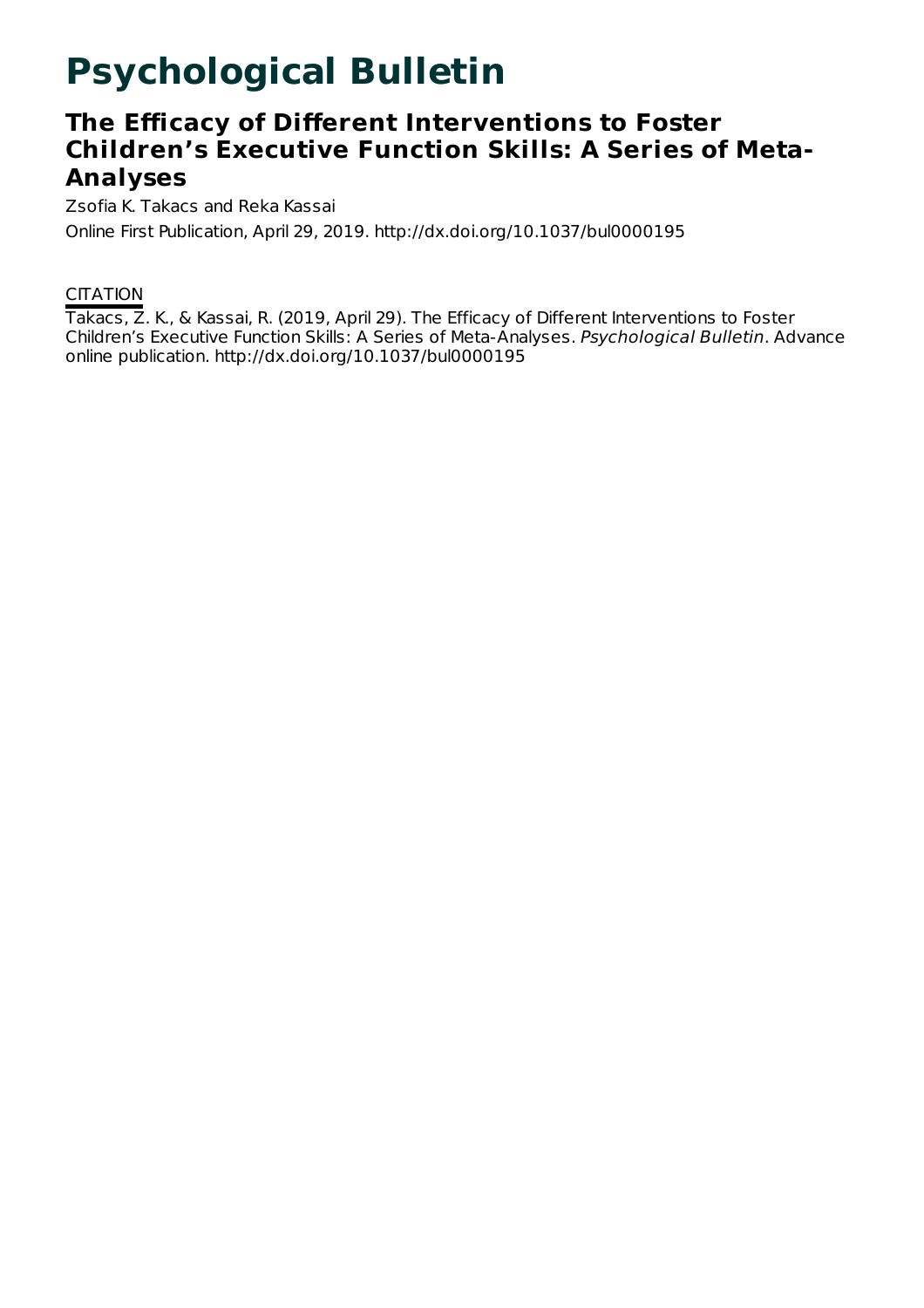# Psychological Bulletin

## The Efficacy of Different Interventions to Foster Children's Executive Function Skills: A Series of Meta-Analyses

Zsofia K. Takacs and Reka Kassai

Online First Publication, April 29, 2019. http://dx.doi.org/10.1037/bul0000195

CITATION

Takacs, Z. K., & Kassai, R. (2019, April 29). The Efficacy of Different Interventions to Foster Children's Executive Function Skills: A Series of Meta-Analyses. *Psychological Bulletin*. Advance online publication. http://dx.doi.org/10.1037/bul0000195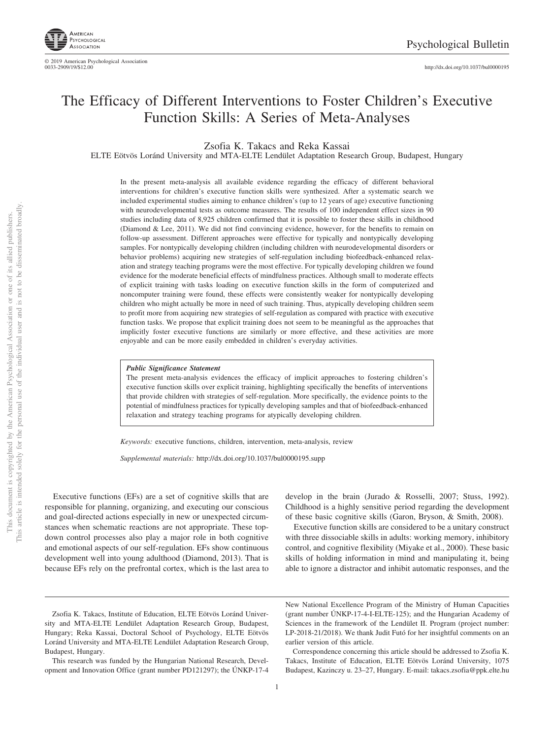# The Efficacy of Different Interventions to Foster Children's Executive Function Skills: A Series of Meta-Analyses

Zsofia K. Takacs and Reka Kassai

ELTE Eötvös Loránd University and MTA-ELTE Lendület Adaptation Research Group, Budapest, Hungary

In the present meta-analysis all available evidence regarding the efficacy of different behavioral interventions for children's executive function skills were synthesized. After a systematic search we included experimental studies aiming to enhance children's (up to 12 years of age) executive functioning with neurodevelopmental tests as outcome measures. The results of 100 independent effect sizes in 90 studies including data of 8,925 children confirmed that it is possible to foster these skills in childhood (Diamond & Lee, 2011). We did not find convincing evidence, however, for the benefits to remain on follow-up assessment. Different approaches were effective for typically and nontypically developing samples. For nontypically developing children (including children with neurodevelopmental disorders or behavior problems) acquiring new strategies of self-regulation including biofeedback-enhanced relaxation and strategy teaching programs were the most effective. For typically developing children we found evidence for the moderate beneficial effects of mindfulness practices. Although small to moderate effects of explicit training with tasks loading on executive function skills in the form of computerized and noncomputer training were found, these effects were consistently weaker for nontypically developing children who might actually be more in need of such training. Thus, atypically developing children seem to profit more from acquiring new strategies of self-regulation as compared with practice with executive function tasks. We propose that explicit training does not seem to be meaningful as the approaches that implicitly foster executive functions are similarly or more effective, and these activities are more enjoyable and can be more easily embedded in children's everyday activities.

***Public Significance Statement***

The present meta-analysis evidences the efficacy of implicit approaches to fostering children's executive function skills over explicit training, highlighting specifically the benefits of interventions that provide children with strategies of self-regulation. More specifically, the evidence points to the potential of mindfulness practices for typically developing samples and that of biofeedback-enhanced relaxation and strategy teaching programs for atypically developing children.

*Keywords:* executive functions, children, intervention, meta-analysis, review

*Supplemental materials:* http://dx.doi.org/10.1037/bul0000195.supp

Executive functions (EFs) are a set of cognitive skills that are responsible for planning, organizing, and executing our conscious and goal-directed actions especially in new or unexpected circumstances when schematic reactions are not appropriate. These top-down control processes also play a major role in both cognitive and emotional aspects of our self-regulation. EFs show continuous development well into young adulthood (Diamond, 2013). That is because EFs rely on the prefrontal cortex, which is the last area to develop in the brain (Jurado & Rosselli, 2007; Stuss, 1992). Childhood is a highly sensitive period regarding the development of these basic cognitive skills (Garon, Bryson, & Smith, 2008).

Executive function skills are considered to be a unitary construct with three dissociable skills in adults: working memory, inhibitory control, and cognitive flexibility (Miyake et al., 2000). These basic skills of holding information in mind and manipulating it, being able to ignore a distractor and inhibit automatic responses, and the

---

Zsofia K. Takacs, Institute of Education, ELTE Eötvös Loránd University and MTA-ELTE Lendület Adaptation Research Group, Budapest, Hungary; Reka Kassai, Doctoral School of Psychology, ELTE Eötvös Loránd University and MTA-ELTE Lendület Adaptation Research Group, Budapest, Hungary.

This research was funded by the Hungarian National Research, Development and Innovation Office (grant number PD121297); the ÚNKP-17-4 New National Excellence Program of the Ministry of Human Capacities (grant number ÚNKP-17-4-I-ELTE-125); and the Hungarian Academy of Sciences in the framework of the Lendület II. Program (project number: LP-2018-21/2018). We thank Judit Futó for her insightful comments on an earlier version of this article.

Correspondence concerning this article should be addressed to Zsofia K. Takacs, Institute of Education, ELTE Eötvös Loránd University, 1075 Budapest, Kazinczy u. 23–27, Hungary. E-mail: takacs.zsofia@ppk.elte.hu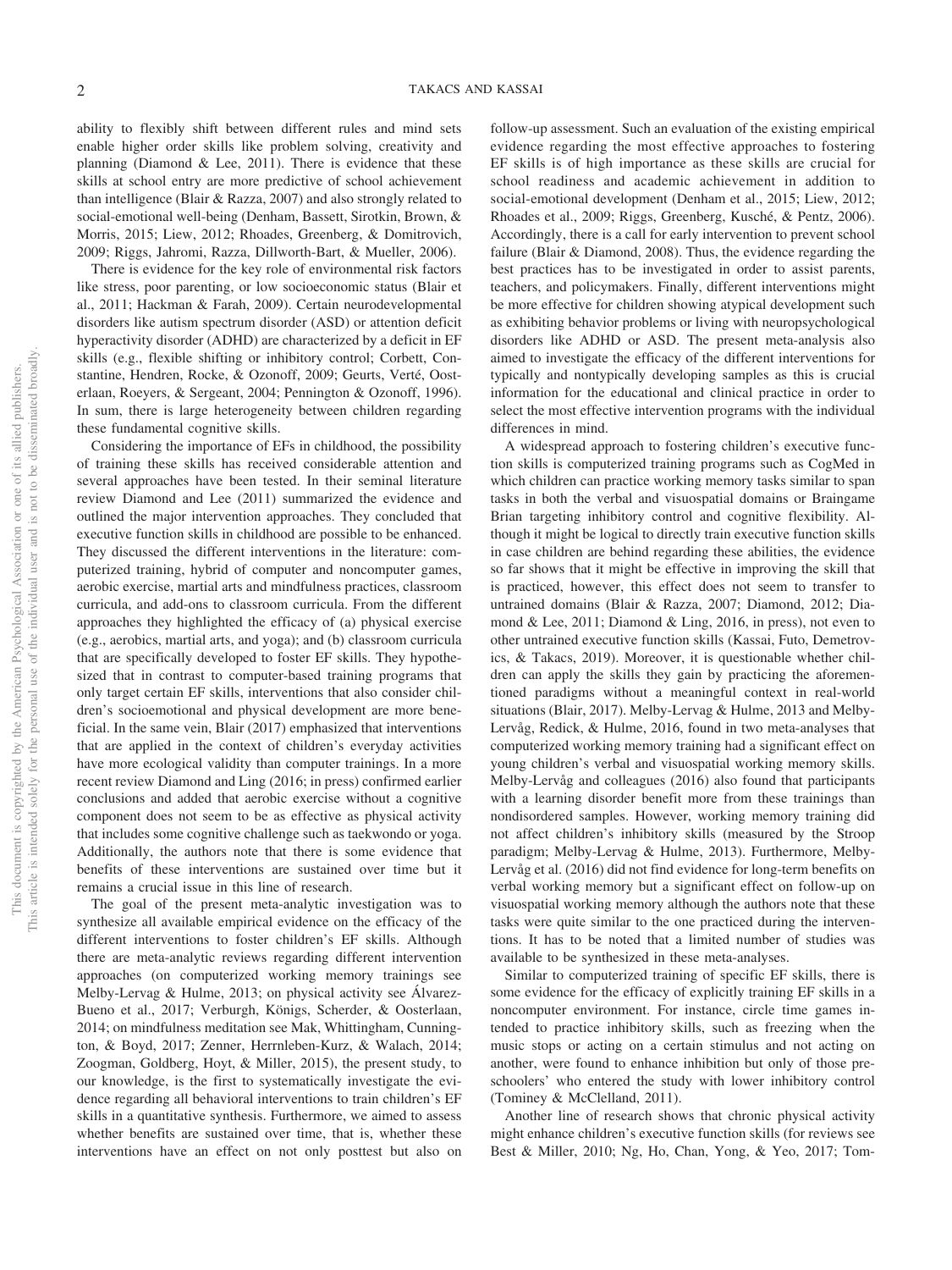ability to flexibly shift between different rules and mind sets enable higher order skills like problem solving, creativity and planning (Diamond & Lee, 2011). There is evidence that these skills at school entry are more predictive of school achievement than intelligence (Blair & Razza, 2007) and also strongly related to social-emotional well-being (Denham, Bassett, Sirotkin, Brown, & Morris, 2015; Liew, 2012; Rhoades, Greenberg, & Domitrovich, 2009; Riggs, Jahromi, Razza, Dillworth-Bart, & Mueller, 2006).

There is evidence for the key role of environmental risk factors like stress, poor parenting, or low socioeconomic status (Blair et al., 2011; Hackman & Farah, 2009). Certain neurodevelopmental disorders like autism spectrum disorder (ASD) or attention deficit hyperactivity disorder (ADHD) are characterized by a deficit in EF skills (e.g., flexible shifting or inhibitory control; Corbett, Constantine, Hendren, Rocke, & Ozonoff, 2009; Geurts, Verté, Oosterlaan, Roeyers, & Sergeant, 2004; Pennington & Ozonoff, 1996). In sum, there is large heterogeneity between children regarding these fundamental cognitive skills.

Considering the importance of EFs in childhood, the possibility of training these skills has received considerable attention and several approaches have been tested. In their seminal literature review Diamond and Lee (2011) summarized the evidence and outlined the major intervention approaches. They concluded that executive function skills in childhood are possible to be enhanced. They discussed the different interventions in the literature: computerized training, hybrid of computer and noncomputer games, aerobic exercise, martial arts and mindfulness practices, classroom curricula, and add-ons to classroom curricula. From the different approaches they highlighted the efficacy of (a) physical exercise (e.g., aerobics, martial arts, and yoga); and (b) classroom curricula that are specifically developed to foster EF skills. They hypothesized that in contrast to computer-based training programs that only target certain EF skills, interventions that also consider children's socioemotional and physical development are more beneficial. In the same vein, Blair (2017) emphasized that interventions that are applied in the context of children's everyday activities have more ecological validity than computer trainings. In a more recent review Diamond and Ling (2016; in press) confirmed earlier conclusions and added that aerobic exercise without a cognitive component does not seem to be as effective as physical activity that includes some cognitive challenge such as taekwondo or yoga. Additionally, the authors note that there is some evidence that benefits of these interventions are sustained over time but it remains a crucial issue in this line of research.

The goal of the present meta-analytic investigation was to synthesize all available empirical evidence on the efficacy of the different interventions to foster children's EF skills. Although there are meta-analytic reviews regarding different intervention approaches (on computerized working memory trainings see Melby-Lervag & Hulme, 2013; on physical activity see Álvarez-Bueno et al., 2017; Verburgh, Königs, Scherder, & Oosterlaan, 2014; on mindfulness meditation see Mak, Whittingham, Cunnington, & Boyd, 2017; Zenner, Herrnleben-Kurz, & Walach, 2014; Zoogman, Goldberg, Hoyt, & Miller, 2015), the present study, to our knowledge, is the first to systematically investigate the evidence regarding all behavioral interventions to train children's EF skills in a quantitative synthesis. Furthermore, we aimed to assess whether benefits are sustained over time, that is, whether these interventions have an effect on not only posttest but also on follow-up assessment. Such an evaluation of the existing empirical evidence regarding the most effective approaches to fostering EF skills is of high importance as these skills are crucial for school readiness and academic achievement in addition to social-emotional development (Denham et al., 2015; Liew, 2012; Rhoades et al., 2009; Riggs, Greenberg, Kusché, & Pentz, 2006). Accordingly, there is a call for early intervention to prevent school failure (Blair & Diamond, 2008). Thus, the evidence regarding the best practices has to be investigated in order to assist parents, teachers, and policymakers. Finally, different interventions might be more effective for children showing atypical development such as exhibiting behavior problems or living with neuropsychological disorders like ADHD or ASD. The present meta-analysis also aimed to investigate the efficacy of the different interventions for typically and nontypically developing samples as this is crucial information for the educational and clinical practice in order to select the most effective intervention programs with the individual differences in mind.

A widespread approach to fostering children's executive function skills is computerized training programs such as CogMed in which children can practice working memory tasks similar to span tasks in both the verbal and visuospatial domains or Braingame Brian targeting inhibitory control and cognitive flexibility. Although it might be logical to directly train executive function skills in case children are behind regarding these abilities, the evidence so far shows that it might be effective in improving the skill that is practiced, however, this effect does not seem to transfer to untrained domains (Blair & Razza, 2007; Diamond, 2012; Diamond & Lee, 2011; Diamond & Ling, 2016, in press), not even to other untrained executive function skills (Kassai, Futo, Demetrovics, & Takacs, 2019). Moreover, it is questionable whether children can apply the skills they gain by practicing the aforementioned paradigms without a meaningful context in real-world situations (Blair, 2017). Melby-Lervag & Hulme, 2013 and Melby-Lervåg, Redick, & Hulme, 2016, found in two meta-analyses that computerized working memory training had a significant effect on young children's verbal and visuospatial working memory skills. Melby-Lervåg and colleagues (2016) also found that participants with a learning disorder benefit more from these trainings than nondisordered samples. However, working memory training did not affect children's inhibitory skills (measured by the Stroop paradigm; Melby-Lervag & Hulme, 2013). Furthermore, Melby-Lervåg et al. (2016) did not find evidence for long-term benefits on verbal working memory but a significant effect on follow-up on visuospatial working memory although the authors note that these tasks were quite similar to the one practiced during the interventions. It has to be noted that a limited number of studies was available to be synthesized in these meta-analyses.

Similar to computerized training of specific EF skills, there is some evidence for the efficacy of explicitly training EF skills in a noncomputer environment. For instance, circle time games intended to practice inhibitory skills, such as freezing when the music stops or acting on a certain stimulus and not acting on another, were found to enhance inhibition but only of those preschoolers' who entered the study with lower inhibitory control (Tominey & McClelland, 2011).

Another line of research shows that chronic physical activity might enhance children's executive function skills (for reviews see Best & Miller, 2010; Ng, Ho, Chan, Yong, & Yeo, 2017; Tom-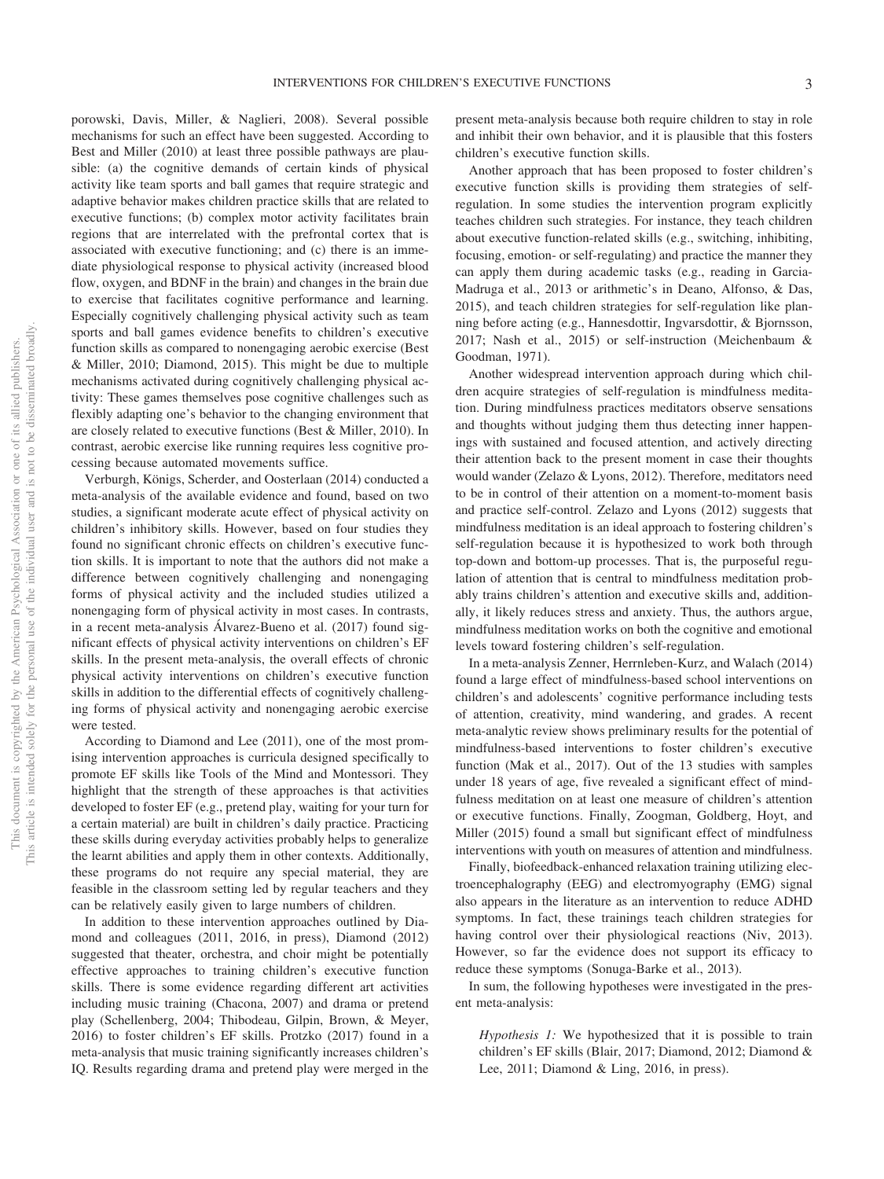porowski, Davis, Miller, & Naglieri, 2008). Several possible mechanisms for such an effect have been suggested. According to Best and Miller (2010) at least three possible pathways are plausible: (a) the cognitive demands of certain kinds of physical activity like team sports and ball games that require strategic and adaptive behavior makes children practice skills that are related to executive functions; (b) complex motor activity facilitates brain regions that are interrelated with the prefrontal cortex that is associated with executive functioning; and (c) there is an immediate physiological response to physical activity (increased blood flow, oxygen, and BDNF in the brain) and changes in the brain due to exercise that facilitates cognitive performance and learning. Especially cognitively challenging physical activity such as team sports and ball games evidence benefits to children's executive function skills as compared to nonengaging aerobic exercise (Best & Miller, 2010; Diamond, 2015). This might be due to multiple mechanisms activated during cognitively challenging physical activity: These games themselves pose cognitive challenges such as flexibly adapting one's behavior to the changing environment that are closely related to executive functions (Best & Miller, 2010). In contrast, aerobic exercise like running requires less cognitive processing because automated movements suffice.

Verburgh, Königs, Scherder, and Oosterlaan (2014) conducted a meta-analysis of the available evidence and found, based on two studies, a significant moderate acute effect of physical activity on children's inhibitory skills. However, based on four studies they found no significant chronic effects on children's executive function skills. It is important to note that the authors did not make a difference between cognitively challenging and nonengaging forms of physical activity and the included studies utilized a nonengaging form of physical activity in most cases. In contrasts, in a recent meta-analysis Álvarez-Bueno et al. (2017) found significant effects of physical activity interventions on children's EF skills. In the present meta-analysis, the overall effects of chronic physical activity interventions on children's executive function skills in addition to the differential effects of cognitively challenging forms of physical activity and nonengaging aerobic exercise were tested.

According to Diamond and Lee (2011), one of the most promising intervention approaches is curricula designed specifically to promote EF skills like Tools of the Mind and Montessori. They highlight that the strength of these approaches is that activities developed to foster EF (e.g., pretend play, waiting for your turn for a certain material) are built in children's daily practice. Practicing these skills during everyday activities probably helps to generalize the learnt abilities and apply them in other contexts. Additionally, these programs do not require any special material, they are feasible in the classroom setting led by regular teachers and they can be relatively easily given to large numbers of children.

In addition to these intervention approaches outlined by Diamond and colleagues (2011, 2016, in press), Diamond (2012) suggested that theater, orchestra, and choir might be potentially effective approaches to training children's executive function skills. There is some evidence regarding different art activities including music training (Chacona, 2007) and drama or pretend play (Schellenberg, 2004; Thibodeau, Gilpin, Brown, & Meyer, 2016) to foster children's EF skills. Protzko (2017) found in a meta-analysis that music training significantly increases children's IQ. Results regarding drama and pretend play were merged in the present meta-analysis because both require children to stay in role and inhibit their own behavior, and it is plausible that this fosters children's executive function skills.

Another approach that has been proposed to foster children's executive function skills is providing them strategies of self-regulation. In some studies the intervention program explicitly teaches children such strategies. For instance, they teach children about executive function-related skills (e.g., switching, inhibiting, focusing, emotion- or self-regulating) and practice the manner they can apply them during academic tasks (e.g., reading in Garcia-Madruga et al., 2013 or arithmetic's in Deano, Alfonso, & Das, 2015), and teach children strategies for self-regulation like planning before acting (e.g., Hannesdottir, Ingvarsdottir, & Bjornsson, 2017; Nash et al., 2015) or self-instruction (Meichenbaum & Goodman, 1971).

Another widespread intervention approach during which children acquire strategies of self-regulation is mindfulness meditation. During mindfulness practices meditators observe sensations and thoughts without judging them thus detecting inner happenings with sustained and focused attention, and actively directing their attention back to the present moment in case their thoughts would wander (Zelazo & Lyons, 2012). Therefore, meditators need to be in control of their attention on a moment-to-moment basis and practice self-control. Zelazo and Lyons (2012) suggests that mindfulness meditation is an ideal approach to fostering children's self-regulation because it is hypothesized to work both through top-down and bottom-up processes. That is, the purposeful regulation of attention that is central to mindfulness meditation probably trains children's attention and executive skills and, additionally, it likely reduces stress and anxiety. Thus, the authors argue, mindfulness meditation works on both the cognitive and emotional levels toward fostering children's self-regulation.

In a meta-analysis Zenner, Herrnleben-Kurz, and Walach (2014) found a large effect of mindfulness-based school interventions on children's and adolescents' cognitive performance including tests of attention, creativity, mind wandering, and grades. A recent meta-analytic review shows preliminary results for the potential of mindfulness-based interventions to foster children's executive function (Mak et al., 2017). Out of the 13 studies with samples under 18 years of age, five revealed a significant effect of mindfulness meditation on at least one measure of children's attention or executive functions. Finally, Zoogman, Goldberg, Hoyt, and Miller (2015) found a small but significant effect of mindfulness interventions with youth on measures of attention and mindfulness.

Finally, biofeedback-enhanced relaxation training utilizing electroencephalography (EEG) and electromyography (EMG) signal also appears in the literature as an intervention to reduce ADHD symptoms. In fact, these trainings teach children strategies for having control over their physiological reactions (Niv, 2013). However, so far the evidence does not support its efficacy to reduce these symptoms (Sonuga-Barke et al., 2013).

In sum, the following hypotheses were investigated in the present meta-analysis:

> *Hypothesis 1:* We hypothesized that it is possible to train children's EF skills (Blair, 2017; Diamond, 2012; Diamond & Lee, 2011; Diamond & Ling, 2016, in press).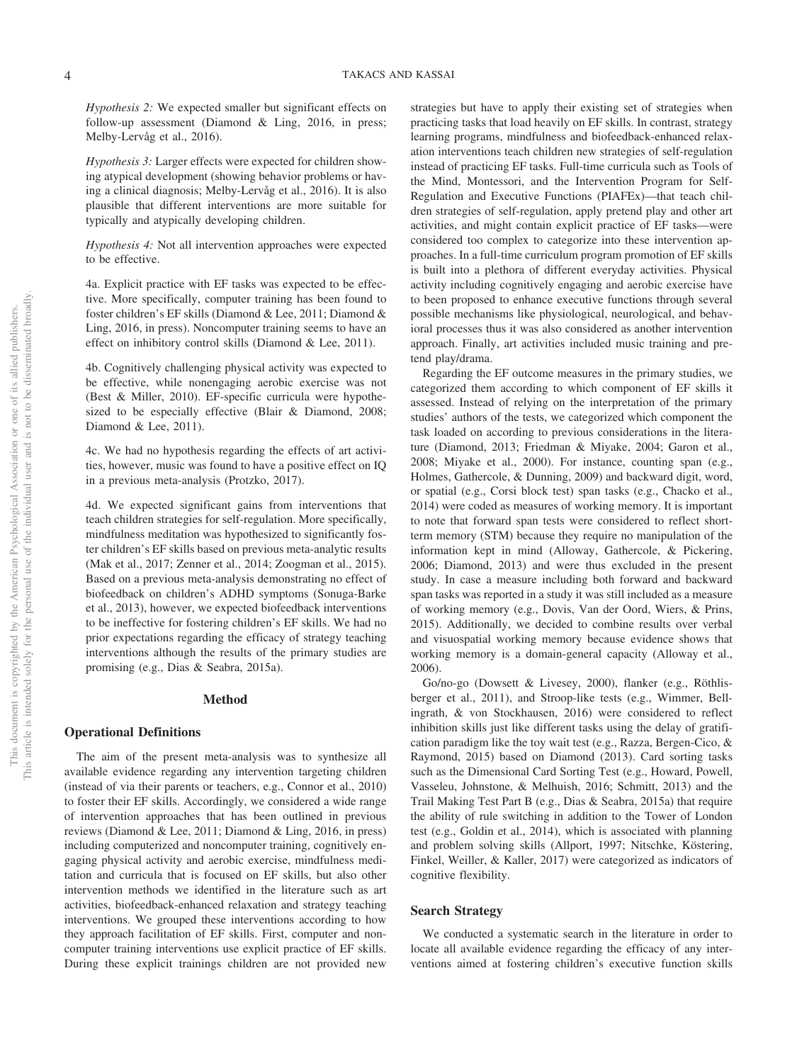*Hypothesis 2:* We expected smaller but significant effects on follow-up assessment (Diamond & Ling, 2016, in press; Melby-Lervåg et al., 2016).

*Hypothesis 3:* Larger effects were expected for children showing atypical development (showing behavior problems or having a clinical diagnosis; Melby-Lervåg et al., 2016). It is also plausible that different interventions are more suitable for typically and atypically developing children.

*Hypothesis 4:* Not all intervention approaches were expected to be effective.

4a. Explicit practice with EF tasks was expected to be effective. More specifically, computer training has been found to foster children's EF skills (Diamond & Lee, 2011; Diamond & Ling, 2016, in press). Noncomputer training seems to have an effect on inhibitory control skills (Diamond & Lee, 2011).

4b. Cognitively challenging physical activity was expected to be effective, while nonengaging aerobic exercise was not (Best & Miller, 2010). EF-specific curricula were hypothesized to be especially effective (Blair & Diamond, 2008; Diamond & Lee, 2011).

4c. We had no hypothesis regarding the effects of art activities, however, music was found to have a positive effect on IQ in a previous meta-analysis (Protzko, 2017).

4d. We expected significant gains from interventions that teach children strategies for self-regulation. More specifically, mindfulness meditation was hypothesized to significantly foster children's EF skills based on previous meta-analytic results (Mak et al., 2017; Zenner et al., 2014; Zoogman et al., 2015). Based on a previous meta-analysis demonstrating no effect of biofeedback on children's ADHD symptoms (Sonuga-Barke et al., 2013), however, we expected biofeedback interventions to be ineffective for fostering children's EF skills. We had no prior expectations regarding the efficacy of strategy teaching interventions although the results of the primary studies are promising (e.g., Dias & Seabra, 2015a).

## Method

### Operational Definitions

The aim of the present meta-analysis was to synthesize all available evidence regarding any intervention targeting children (instead of via their parents or teachers, e.g., Connor et al., 2010) to foster their EF skills. Accordingly, we considered a wide range of intervention approaches that has been outlined in previous reviews (Diamond & Lee, 2011; Diamond & Ling, 2016, in press) including computerized and noncomputer training, cognitively engaging physical activity and aerobic exercise, mindfulness meditation and curricula that is focused on EF skills, but also other intervention methods we identified in the literature such as art activities, biofeedback-enhanced relaxation and strategy teaching interventions. We grouped these interventions according to how they approach facilitation of EF skills. First, computer and noncomputer training interventions use explicit practice of EF skills. During these explicit trainings children are not provided new strategies but have to apply their existing set of strategies when practicing tasks that load heavily on EF skills. In contrast, strategy learning programs, mindfulness and biofeedback-enhanced relaxation interventions teach children new strategies of self-regulation instead of practicing EF tasks. Full-time curricula such as Tools of the Mind, Montessori, and the Intervention Program for Self-Regulation and Executive Functions (PIAFEx)—that teach children strategies of self-regulation, apply pretend play and other art activities, and might contain explicit practice of EF tasks—were considered too complex to categorize into these intervention approaches. In a full-time curriculum program promotion of EF skills is built into a plethora of different everyday activities. Physical activity including cognitively engaging and aerobic exercise have to been proposed to enhance executive functions through several possible mechanisms like physiological, neurological, and behavioral processes thus it was also considered as another intervention approach. Finally, art activities included music training and pretend play/drama.

Regarding the EF outcome measures in the primary studies, we categorized them according to which component of EF skills it assessed. Instead of relying on the interpretation of the primary studies' authors of the tests, we categorized which component the task loaded on according to previous considerations in the literature (Diamond, 2013; Friedman & Miyake, 2004; Garon et al., 2008; Miyake et al., 2000). For instance, counting span (e.g., Holmes, Gathercole, & Dunning, 2009) and backward digit, word, or spatial (e.g., Corsi block test) span tasks (e.g., Chacko et al., 2014) were coded as measures of working memory. It is important to note that forward span tests were considered to reflect short-term memory (STM) because they require no manipulation of the information kept in mind (Alloway, Gathercole, & Pickering, 2006; Diamond, 2013) and were thus excluded in the present study. In case a measure including both forward and backward span tasks was reported in a study it was still included as a measure of working memory (e.g., Dovis, Van der Oord, Wiers, & Prins, 2015). Additionally, we decided to combine results over verbal and visuospatial working memory because evidence shows that working memory is a domain-general capacity (Alloway et al., 2006).

Go/no-go (Dowsett & Livesey, 2000), flanker (e.g., Röthlisberger et al., 2011), and Stroop-like tests (e.g., Wimmer, Bellingrath, & von Stockhausen, 2016) were considered to reflect inhibition skills just like different tasks using the delay of gratification paradigm like the toy wait test (e.g., Razza, Bergen-Cico, & Raymond, 2015) based on Diamond (2013). Card sorting tasks such as the Dimensional Card Sorting Test (e.g., Howard, Powell, Vasseleu, Johnstone, & Melhuish, 2016; Schmitt, 2013) and the Trail Making Test Part B (e.g., Dias & Seabra, 2015a) that require the ability of rule switching in addition to the Tower of London test (e.g., Goldin et al., 2014), which is associated with planning and problem solving skills (Allport, 1997; Nitschke, Köstering, Finkel, Weiller, & Kaller, 2017) were categorized as indicators of cognitive flexibility.

### Search Strategy

We conducted a systematic search in the literature in order to locate all available evidence regarding the efficacy of any interventions aimed at fostering children's executive function skills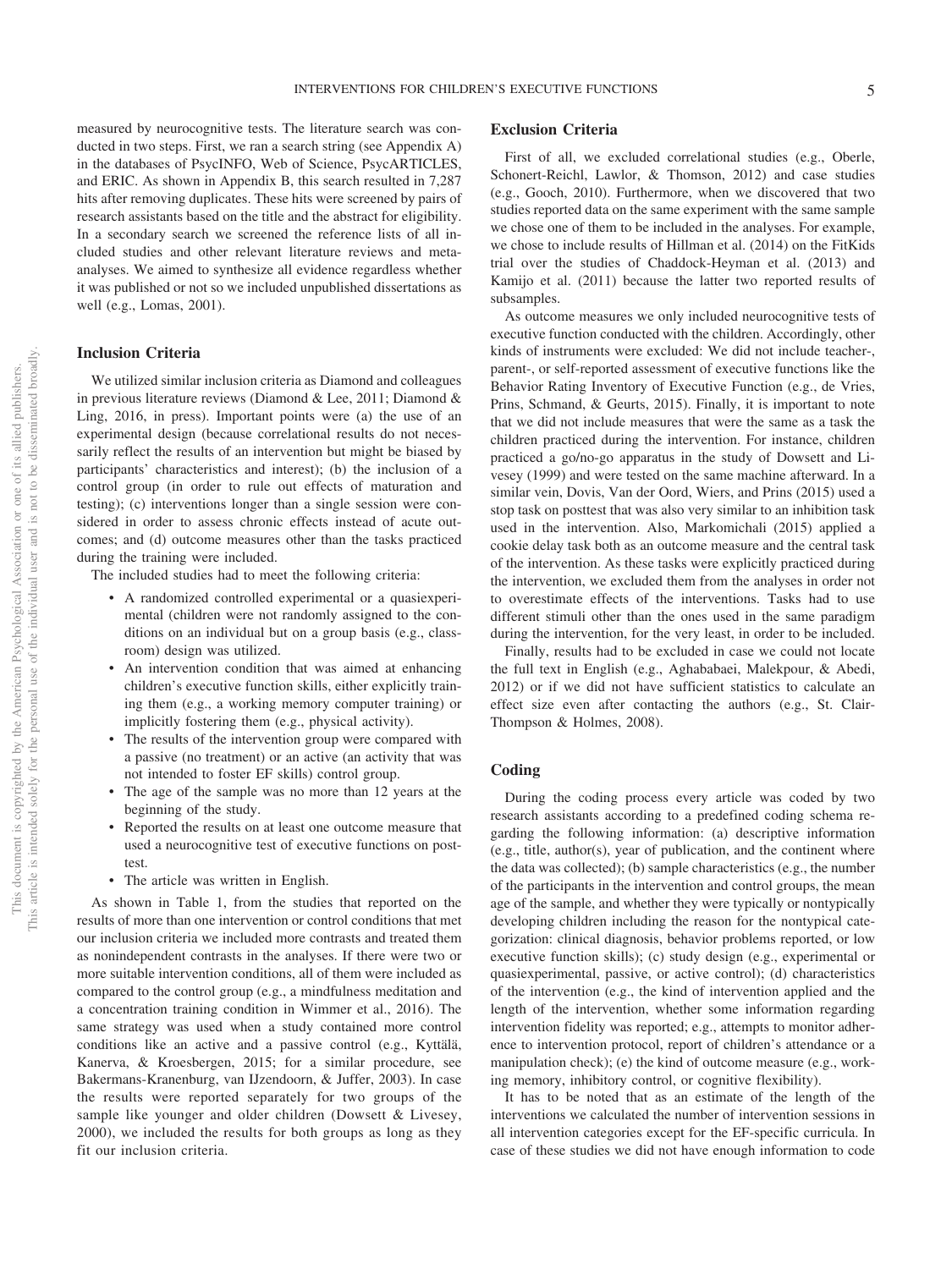measured by neurocognitive tests. The literature search was conducted in two steps. First, we ran a search string (see Appendix A) in the databases of PsycINFO, Web of Science, PsycARTICLES, and ERIC. As shown in Appendix B, this search resulted in 7,287 hits after removing duplicates. These hits were screened by pairs of research assistants based on the title and the abstract for eligibility. In a secondary search we screened the reference lists of all included studies and other relevant literature reviews and meta-analyses. We aimed to synthesize all evidence regardless whether it was published or not so we included unpublished dissertations as well (e.g., Lomas, 2001).

## Inclusion Criteria

We utilized similar inclusion criteria as Diamond and colleagues in previous literature reviews (Diamond & Lee, 2011; Diamond & Ling, 2016, in press). Important points were (a) the use of an experimental design (because correlational results do not necessarily reflect the results of an intervention but might be biased by participants' characteristics and interest); (b) the inclusion of a control group (in order to rule out effects of maturation and testing); (c) interventions longer than a single session were considered in order to assess chronic effects instead of acute outcomes; and (d) outcome measures other than the tasks practiced during the training were included.

The included studies had to meet the following criteria:

- A randomized controlled experimental or a quasiexperimental (children were not randomly assigned to the conditions on an individual but on a group basis (e.g., classroom) design was utilized.
- An intervention condition that was aimed at enhancing children's executive function skills, either explicitly training them (e.g., a working memory computer training) or implicitly fostering them (e.g., physical activity).
- The results of the intervention group were compared with a passive (no treatment) or an active (an activity that was not intended to foster EF skills) control group.
- The age of the sample was no more than 12 years at the beginning of the study.
- Reported the results on at least one outcome measure that used a neurocognitive test of executive functions on posttest.
- The article was written in English.

As shown in Table 1, from the studies that reported on the results of more than one intervention or control conditions that met our inclusion criteria we included more contrasts and treated them as nonindependent contrasts in the analyses. If there were two or more suitable intervention conditions, all of them were included as compared to the control group (e.g., a mindfulness meditation and a concentration training condition in Wimmer et al., 2016). The same strategy was used when a study contained more control conditions like an active and a passive control (e.g., Kyttälä, Kanerva, & Kroesbergen, 2015; for a similar procedure, see Bakermans-Kranenburg, van IJzendoorn, & Juffer, 2003). In case the results were reported separately for two groups of the sample like younger and older children (Dowsett & Livesey, 2000), we included the results for both groups as long as they fit our inclusion criteria.

## Exclusion Criteria

First of all, we excluded correlational studies (e.g., Oberle, Schonert-Reichl, Lawlor, & Thomson, 2012) and case studies (e.g., Gooch, 2010). Furthermore, when we discovered that two studies reported data on the same experiment with the same sample we chose one of them to be included in the analyses. For example, we chose to include results of Hillman et al. (2014) on the FitKids trial over the studies of Chaddock-Heyman et al. (2013) and Kamijo et al. (2011) because the latter two reported results of subsamples.

As outcome measures we only included neurocognitive tests of executive function conducted with the children. Accordingly, other kinds of instruments were excluded: We did not include teacher-, parent-, or self-reported assessment of executive functions like the Behavior Rating Inventory of Executive Function (e.g., de Vries, Prins, Schmand, & Geurts, 2015). Finally, it is important to note that we did not include measures that were the same as a task the children practiced during the intervention. For instance, children practiced a go/no-go apparatus in the study of Dowsett and Livesey (1999) and were tested on the same machine afterward. In a similar vein, Dovis, Van der Oord, Wiers, and Prins (2015) used a stop task on posttest that was also very similar to an inhibition task used in the intervention. Also, Markomichali (2015) applied a cookie delay task both as an outcome measure and the central task of the intervention. As these tasks were explicitly practiced during the intervention, we excluded them from the analyses in order not to overestimate effects of the interventions. Tasks had to use different stimuli other than the ones used in the same paradigm during the intervention, for the very least, in order to be included.

Finally, results had to be excluded in case we could not locate the full text in English (e.g., Aghababaei, Malekpour, & Abedi, 2012) or if we did not have sufficient statistics to calculate an effect size even after contacting the authors (e.g., St. Clair-Thompson & Holmes, 2008).

## Coding

During the coding process every article was coded by two research assistants according to a predefined coding schema regarding the following information: (a) descriptive information (e.g., title, author(s), year of publication, and the continent where the data was collected); (b) sample characteristics (e.g., the number of the participants in the intervention and control groups, the mean age of the sample, and whether they were typically or nontypically developing children including the reason for the nontypical categorization: clinical diagnosis, behavior problems reported, or low executive function skills); (c) study design (e.g., experimental or quasiexperimental, passive, or active control); (d) characteristics of the intervention (e.g., the kind of intervention applied and the length of the intervention, whether some information regarding intervention fidelity was reported; e.g., attempts to monitor adherence to intervention protocol, report of children's attendance or a manipulation check); (e) the kind of outcome measure (e.g., working memory, inhibitory control, or cognitive flexibility).

It has to be noted that as an estimate of the length of the interventions we calculated the number of intervention sessions in all intervention categories except for the EF-specific curricula. In case of these studies we did not have enough information to code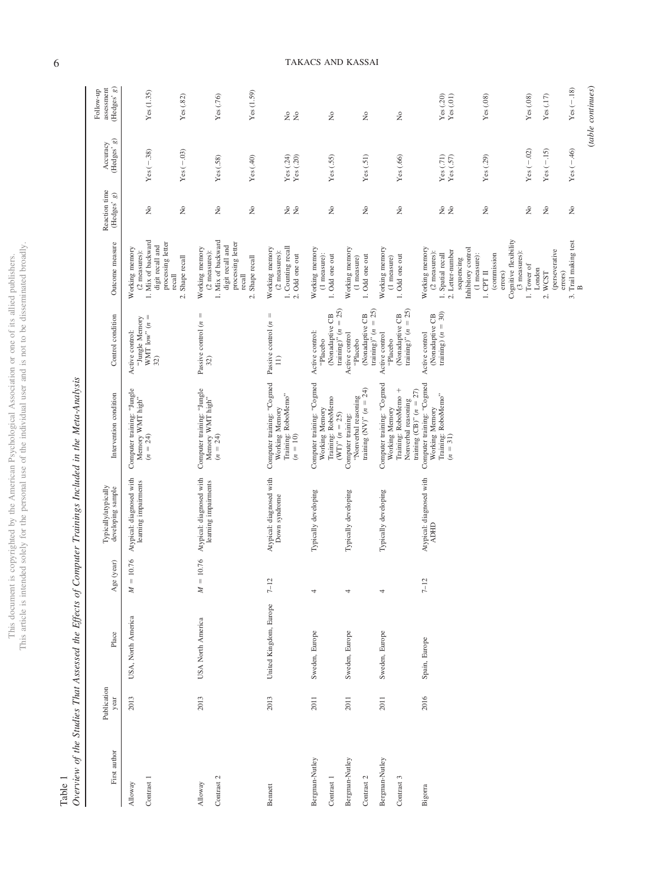Table 1

*Overview of the Studies That Assessed the Effects of Computer Trainings Included in the Meta-Analysis*

| First author | Publication year | Place | Age (year) | Typically/atypically developing sample | Intervention condition | Control condition | Outcome measure | Reaction time (Hedges' *g*) | Accuracy (Hedges' *g*) | Follow-up assessment (Hedges' *g*) |
|---|---|---|---|---|---|---|---|---|---|---|
| Alloway Contrast 1 | 2013 | USA, North America | $M = 10.76$ | Atypical: diagnosed with learning impairments | Computer training: "Jungle Memory WMT high" ($n = 24$) | Active control: "Jungle Memory WMT low" ($n = 32$) | Working memory (2 measures): | | | |
| | | | | | | | 1. Mix of backward digit recall and processing letter recall | No | Yes (−.38) | Yes (1.35) |
| | | | | | | | 2. Shape recall | No | Yes (−.03) | Yes (.82) |
| Alloway Contrast 2 | 2013 | USA North America | $M = 10.76$ | Atypical: diagnosed with learning impairments | Computer training: "Jungle Memory WMT high" ($n = 24$) | Passive control ($n = 32$) | Working memory (2 measures): | | | |
| | | | | | | | 1. Mix of backward digit recall and processing letter recall | No | Yes (.58) | Yes (.76) |
| | | | | | | | 2. Shape recall | No | Yes (.40) | Yes (1.59) |
| Bennett | 2013 | United Kingdom, Europe | 7–12 | Atypical: diagnosed with Down syndrome | Computer training: "Cogmed Working Memory Training: RoboMemo" ($n = 10$) | Passive control ($n = 11$) | Working memory (2 measures): | | | |
| | | | | | | | 1. Counting recall | No | Yes (.24) | No |
| | | | | | | | 2. Odd one out | No | Yes (.20) | No |
| Bergman-Nutley Contrast 1 | 2011 | Sweden, Europe | 4 | Typically developing | Computer training: "Cogmed Working Memory Training: RoboMemo (WT)" ($n = 25$) | Active control: "Placebo (Nonadaptive CB training)" ($n = 25$) | Working memory (1 measure): | | | |
| | | | | | | | 1. Odd one out | No | Yes (.55) | No |
| Bergman-Nutley Contrast 2 | 2011 | Sweden, Europe | 4 | Typically developing | Computer training: "Nonverbal reasoning training (NV)" ($n = 24$) | Active control "Placebo (Nonadaptive CB training)" ($n = 25$) | Working memory (1 measure) | | | |
| | | | | | | | 1. Odd one out | No | Yes (.51) | No |
| Bergman-Nutley Contrast 3 | 2011 | Sweden, Europe | 4 | Typically developing | Computer training: "Cogmed Working Memory Training: RoboMemo + Nonverbal reasoning training (CB)" ($n = 27$) | Active control "Placebo (Nonadaptive CB training)" ($n = 25$) | Working memory (1 measure) | | | |
| | | | | | | | 1. Odd one out | No | Yes (.66) | No |
| Bigorra | 2016 | Spain, Europe | 7–12 | Atypical: diagnosed with ADHD | Computer training: "Cogmed Working Memory Training: RoboMemo" ($n = 31$) | Active control (Nonadaptive CB training) ($n = 30$) | Working memory (2 measures): | | | |
| | | | | | | | 1. Spatial recall | No | Yes (.71) | Yes (.20) |
| | | | | | | | 2. Letter-number sequencing | No | Yes (.57) | Yes (.01) |
| | | | | | | | Inhibitory control (1 measure): | | | |
| | | | | | | | 1. CPT II (commission errors) | No | Yes (.29) | Yes (.08) |
| | | | | | | | Cognitive flexibility (3 measures): | | | |
| | | | | | | | 1. Tower of London | No | Yes (−.02) | Yes (.08) |
| | | | | | | | 2. WCST (perseverative errors) | No | Yes (−.15) | Yes (.17) |
| | | | | | | | 3. Trail making test B | No | Yes (−.46) | Yes (−.18) |

*(table continues)*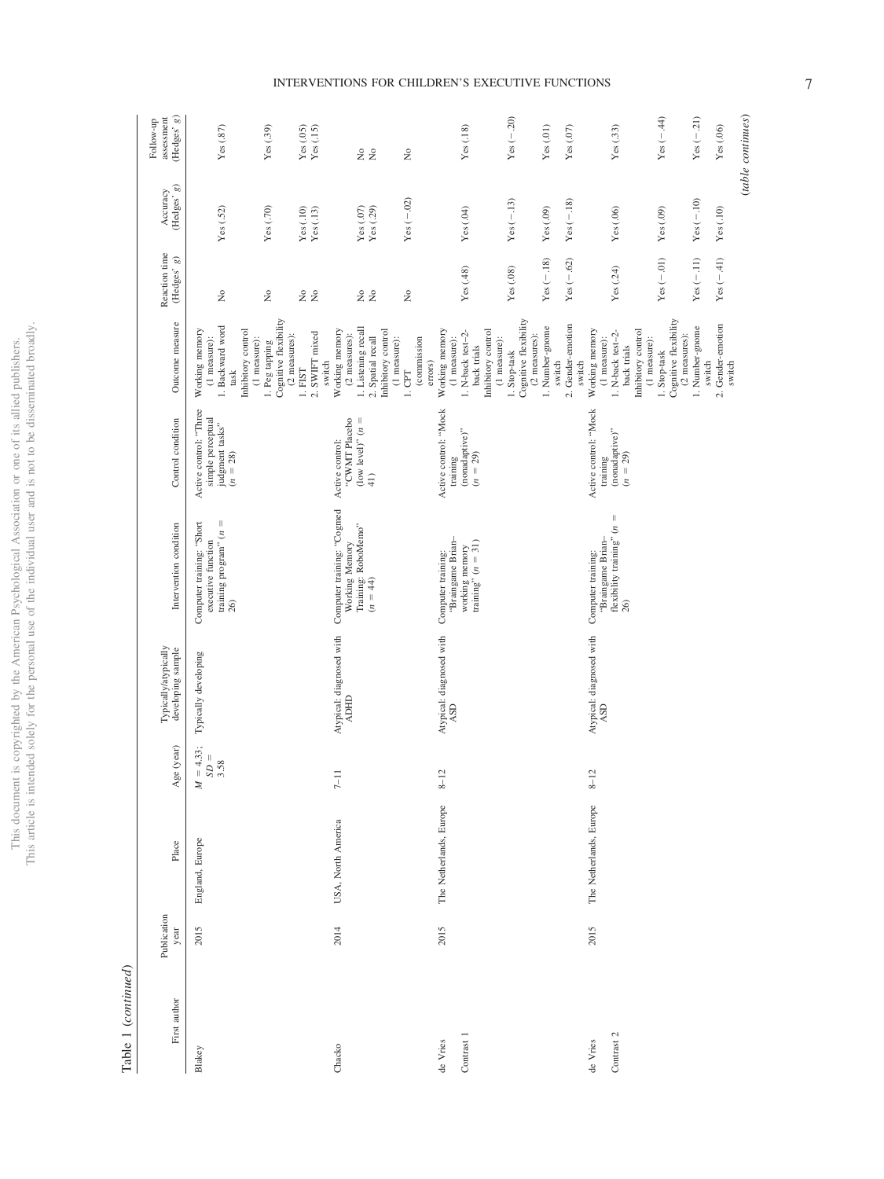Table 1 (*continued*)

| First author | Publication year | Place | Age (year) | Typically/atypically developing sample | Intervention condition | Control condition | Outcome measure | Reaction time (Hedges' *g*) | Accuracy (Hedges' *g*) | Follow-up assessment (Hedges' *g*) |
|---|---|---|---|---|---|---|---|---|---|---|
| Blakey | 2015 | England, Europe | $M = 4.33$; $SD = 3.58$ | Typically developing | Computer training: "Short executive function training program" ($n = 26$) | Active control: "Three simple perceptual judgment tasks" ($n = 28$) | Working memory (1 measure): | | | |
| | | | | | | | 1. Backward word task | No | Yes (.52) | Yes (.87) |
| | | | | | | | Inhibitory control (1 measure): | | | |
| | | | | | | | 1. Peg tapping | No | Yes (.70) | Yes (.39) |
| | | | | | | | Cognitive flexibility (2 measures): | | | |
| | | | | | | | 1. FIST | No | Yes (.10) | Yes (.05) |
| | | | | | | | 2. SWIFT mixed switch | No | Yes (.13) | Yes (.15) |
| Chacko | 2014 | USA, North America | 7–11 | Atypical: diagnosed with ADHD | Computer training: "Cogmed Working Memory Training: RoboMemo" ($n = 44$) | Active control: "CWMT Placebo (low level)" ($n = 41$) | Working memory (2 measures): | | | |
| | | | | | | | 1. Listening recall | No | Yes (.07) | No |
| | | | | | | | 2. Spatial recall | No | Yes (.29) | No |
| | | | | | | | Inhibitory control (1 measure): | | | |
| | | | | | | | 1. CPT (commission errors) | No | Yes (−.02) | No |
| de Vries Contrast 1 | 2015 | The Netherlands, Europe | 8–12 | Atypical: diagnosed with ASD | Computer training: "Braingame Brian–working memory training" ($n = 31$) | Active control: "Mock training (nonadaptive)" ($n = 29$) | Working memory (1 measure): | | | |
| | | | | | | | 1. N-back test–2-back trials | Yes (.48) | Yes (.04) | Yes (.18) |
| | | | | | | | Inhibitory control (1 measure): | | | |
| | | | | | | | 1. Stop-task | Yes (.08) | Yes (−.13) | Yes (−.20) |
| | | | | | | | Cognitive flexibility (2 measures): | | | |
| | | | | | | | 1. Number-gnome switch | Yes (−.18) | Yes (.09) | Yes (.01) |
| | | | | | | | 2. Gender-emotion switch | Yes (−.62) | Yes (−.18) | Yes (.07) |
| de Vries Contrast 2 | 2015 | The Netherlands, Europe | 8–12 | Atypical: diagnosed with ASD | Computer training: "Braingame Brian–flexibility training" ($n = 26$) | Active control: "Mock training (nonadaptive)" ($n = 29$) | Working memory (1 measure): | | | |
| | | | | | | | 1. N-back test–2-back trials | Yes (.24) | Yes (.06) | Yes (.33) |
| | | | | | | | Inhibitory control (1 measure): | | | |
| | | | | | | | 1. Stop-task | Yes (−.01) | Yes (.09) | Yes (−.44) |
| | | | | | | | Cognitive flexibility (2 measures): | | | |
| | | | | | | | 1. Number-gnome switch | Yes (−.11) | Yes (−.10) | Yes (−.21) |
| | | | | | | | 2. Gender-emotion switch | Yes (−.41) | Yes (.10) | Yes (.06) |

(*table continues*)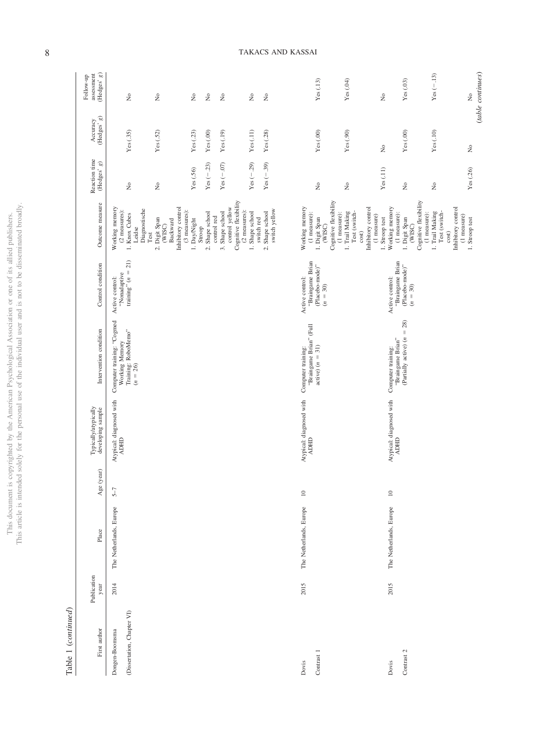Table 1 (*continued*)

| First author | Publication year | Place | Age (year) | Typically/atypically developing sample | Intervention condition | Control condition | Outcome measure | Reaction time (Hedges' *g*) | Accuracy (Hedges' *g*) | Follow-up assessment (Hedges' *g*) |
|---|---|---|---|---|---|---|---|---|---|---|
| Dongen-Boomsma (Dissertation, Chapter VI) | 2014 | The Netherlands, Europe | 5–7 | Atypical: diagnosed with ADHD | Computer training: "Cogmed Working Memory Training: RoboMemo" ($n = 26$) | Active control: "Nonadaptive training" ($n = 21$) | Working memory (2 measures): | | | |
| | | | | | | | 1. Knox Cubes Leidse Diagnostische Test | No | Yes (.35) | No |
| | | | | | | | 2. Digit Span (WISC) Backward | No | Yes (.52) | No |
| | | | | | | | Inhibitory control (3 measures): | | | |
| | | | | | | | 1. Day/Night Stroop | Yes (.56) | Yes (.23) | No |
| | | | | | | | 2. Shape school control red | Yes (−.23) | Yes (.00) | No |
| | | | | | | | 3. Shape school control yellow | Yes (−.07) | Yes (.19) | No |
| | | | | | | | Cognitive flexibility (2 measures): | | | |
| | | | | | | | 1. Shape school switch red | Yes (−.29) | Yes (.11) | No |
| | | | | | | | 2. Shape school switch yellow | Yes (−.39) | Yes (.28) | No |
| Dovis Contrast 1 | 2015 | The Netherlands, Europe | 10 | Atypical: diagnosed with ADHD | Computer training: "Braingame Brian" (Full active) ($n = 31$) | Active control: "Braingame Brian (Placebo-mode)" ($n = 30$) | Working memory (1 measure): | | | |
| | | | | | | | 1. Digit Span (WISC) | No | Yes (.00) | Yes (.13) |
| | | | | | | | Cognitive flexibility (1 measure): | | | |
| | | | | | | | 1. Trail Making Test (switch-cost) | No | Yes (.90) | Yes (.04) |
| | | | | | | | Inhibitory control (1 measure) | | | |
| | | | | | | | 1. Stroop test | Yes (.11) | No | No |
| Dovis Contrast 2 | 2015 | The Netherlands, Europe | 10 | Atypical: diagnosed with ADHD | Computer training: "Braingame Brian" (Partially active) ($n = 28$) | Active control: "Braingame Brian (Placebo-mode)" ($n = 30$) | Working memory (1 measure): | | | |
| | | | | | | | 1. Digit Span (WISC) | No | Yes (.00) | Yes (.03) |
| | | | | | | | Cognitive flexibility (1 measure): | | | |
| | | | | | | | 1. Trail Making Test (switch-cost) | No | Yes (.10) | Yes (−.13) |
| | | | | | | | Inhibitory control (1 measure) | | | |
| | | | | | | | 1. Stroop test | Yes (.26) | No | No |

(*table continues*)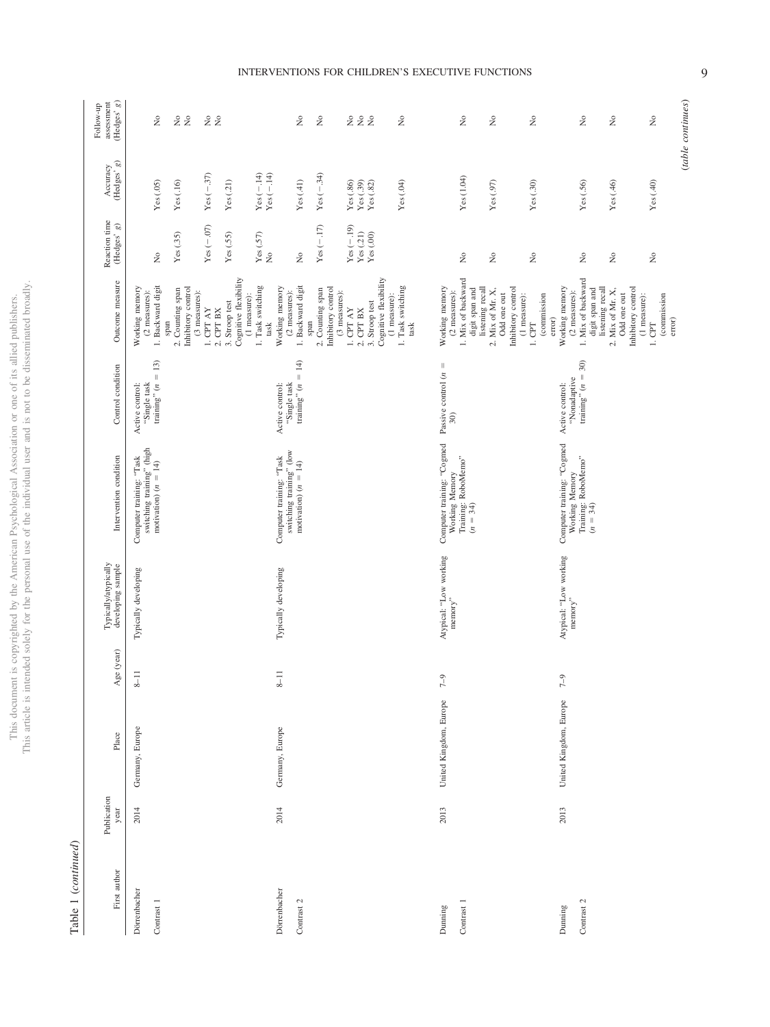Table 1 (continued)

| First author | Publication year | Place | Age (year) | Typically/atypically developing sample | Intervention condition | Control condition | Outcome measure | Reaction time (Hedges' g) | Accuracy (Hedges' g) | Follow-up assessment (Hedges' g) |
|---|---|---|---|---|---|---|---|---|---|---|
| Dörrenbacher Contrast 1 | 2014 | Germany, Europe | 8–11 | Typically developing | Computer training: "Task switching training" (high motivation) ($n = 14$) | Active control: "Single task training" ($n = 13$) | Working memory (2 measures): | | | |
| | | | | | | | 1. Backward digit span | No | Yes (.05) | No |
| | | | | | | | 2. Counting span | Yes (.35) | Yes (.16) | No |
| | | | | | | | Inhibitory control (3 measures): | | | No |
| | | | | | | | 1. CPT AY | Yes (−.07) | Yes (−.37) | No |
| | | | | | | | 2. CPT BX | Yes (.55) | Yes (.21) | No |
| | | | | | | | 3. Stroop test | Yes (.57) | Yes (−.14) | |
| | | | | | | | Cognitive flexibility (1 measure): | | | |
| | | | | | | | 1. Task switching task | No | Yes (−.14) | |
| Dörrenbacher Contrast 2 | 2014 | Germany, Europe | 8–11 | Typically developing | Computer training: "Task switching training" (low motivation) ($n = 14$) | Active control: "Single task training" ($n = 14$) | Working memory (2 measures): | | | |
| | | | | | | | 1. Backward digit span | No | Yes (.41) | No |
| | | | | | | | 2. Counting span | Yes (−.17) | Yes (−.34) | No |
| | | | | | | | Inhibitory control (3 measures): | | | |
| | | | | | | | 1. CPT AY | Yes (−.19) | Yes (.86) | No |
| | | | | | | | 2. CPT BX | Yes (.21) | Yes (.39) | No |
| | | | | | | | 3. Stroop test | Yes (.00) | Yes (.82) | No |
| | | | | | | | Cognitive flexibility (1 measure): | | | |
| | | | | | | | 1. Task switching task | | Yes (.04) | No |
| Dunning Contrast 1 | 2013 | United Kingdom, Europe | 7–9 | Atypical: "Low working memory" | Computer training: "Cogmed Working Memory Training: RoboMemo" ($n = 34$) | Passive control ($n = 30$) | Working memory (2 measures): | | | |
| | | | | | | | 1. Mix of backward digit span and listening recall | No | Yes (1.04) | No |
| | | | | | | | 2. Mix of Mr. X, Odd one out | No | Yes (.97) | No |
| | | | | | | | Inhibitory control (1 measure): | | | |
| | | | | | | | 1. CPT (commission error) | No | Yes (.30) | No |
| Dunning Contrast 2 | 2013 | United Kingdom, Europe | 7–9 | Atypical: "Low working memory" | Computer training: "Cogmed Working Memory Training: RoboMemo" ($n = 34$) | Active control: "Nonadaptive training" ($n = 30$) | Working memory (2 measures): | | | |
| | | | | | | | 1. Mix of backward digit span and listening recall | No | Yes (.56) | No |
| | | | | | | | 2. Mix of Mr. X, Odd one out | No | Yes (.46) | No |
| | | | | | | | Inhibitory control (1 measure): | | | |
| | | | | | | | 1. CPT (commission error) | No | Yes (.40) | No |

(table continues)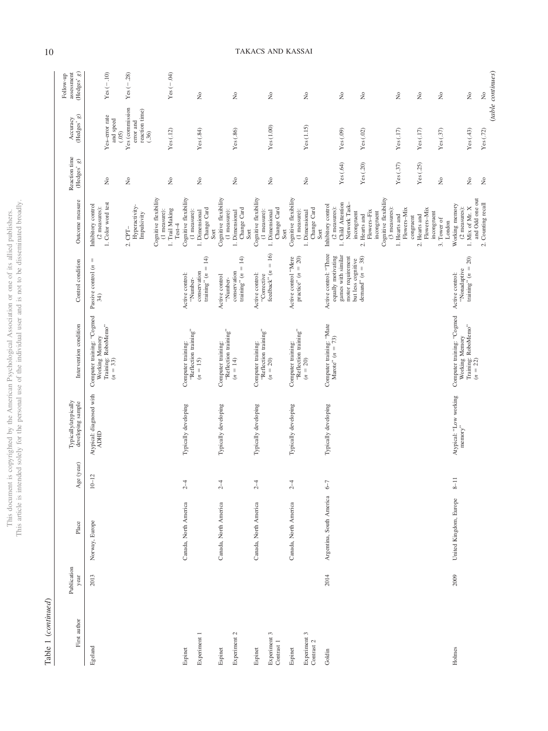Table 1 (*continued*)

| First author | Publication year | Place | Age (year) | Typically/atypically developing sample | Intervention condition | Control condition | Outcome measure | Reaction time (Hedges' *g*) | Accuracy (Hedges' *g*) | Follow-up assessment (Hedges' *g*) |
|---|---|---|---|---|---|---|---|---|---|---|
| Egeland | 2013 | Norway, Europe | 10–12 | Atypical: diagnosed with ADHD | Computer training: "Cogmed Working Memory Training: RoboMemo" ($n = 33$) | Passive control ($n = 34$) | Inhibitory control (2 measures): | | | |
| | | | | | | | 1. Color word test | No | Yes–error rate and speed (.05) | Yes (−.10) |
| | | | | | | | 2. CPT–Hyperactivity-Impulsivity | No | Yes (commission error and reaction time) (.36) | Yes (−.28) |
| | | | | | | | Cognitive flexibility (1 measure): | | | |
| | | | | | | | 1. Trail Making Test-4 | No | Yes (.12) | Yes (−.04) |
| Espinet Experiment 1 | | Canada, North America | 2–4 | Typically developing | Computer training: "Reflection training" ($n = 15$) | Active control: "Number-conservation training" ($n = 14$) | Cognitive flexibility (1 measure): 1. Dimensional Change Card Sort | No | Yes (.84) | No |
| Espinet Experiment 2 | | Canada, North America | 2–4 | Typically developing | Computer training: "Reflection training" ($n = 14$) | Active control "Number-conservation training" ($n = 14$) | Cognitive flexibility (1 measure): 1. Dimensional Change Card Sort | No | Yes (.86) | No |
| Espinet Experiment 3 Contrast 1 | | Canada, North America | 2–4 | Typically developing | Computer training: "Reflection training" ($n = 20$) | Active control: "Corrective feedback" ($n = 16$) | Cognitive flexibility (1 measure): 1. Dimensional Change Card Sort | No | Yes (1.00) | No |
| Espinet Experiment 3 Contrast 2 | | Canada, North America | 2–4 | Typically developing | Computer training: "Reflection training" ($n = 20$) | Active control "Mere practice" ($n = 20$) | Cognitive flexibility (1 measure): 1. Dimensional Change Card Sort | No | Yes (1.15) | No |
| Goldin | 2014 | Argentina, South America | 6–7 | Typically developing | Computer training: "Mate Marote" ($n = 73$) | Active control: "Three equally motivating games with similar motor requirement but less cognitive demand" ($n = 38$) | Inhibitory control (2 measures): | | | |
| | | | | | | | 1. Child Attention Network Task–incongruent | Yes (.64) | Yes (.09) | No |
| | | | | | | | 2. Hearts and Flowers–Fix incongruent | Yes (.20) | Yes (.02) | No |
| | | | | | | | Cognitive flexibility (3 measures): | | | |
| | | | | | | | 1. Hearts and Flowers–Mix congruent | Yes (.37) | Yes (.17) | No |
| | | | | | | | 2. Hearts and Flowers–Mix incongruent | Yes (.25) | Yes (.17) | No |
| | | | | | | | 3. Tower of London | No | Yes (.37) | No |
| Holmes | 2009 | United Kingdom, Europe | 8–11 | Atypical: "Low working memory" | Computer training: "Cogmed Working Memory Training: RoboMemo" ($n = 22$) | Active control: "Nonadaptive training" ($n = 20$) | Working memory (2 measures): | | | |
| | | | | | | | 1. Mix of Mr. X and Odd one out | No | Yes (.43) | No |
| | | | | | | | 2. Counting recall | No | Yes (.72) | No |

(*table continues*)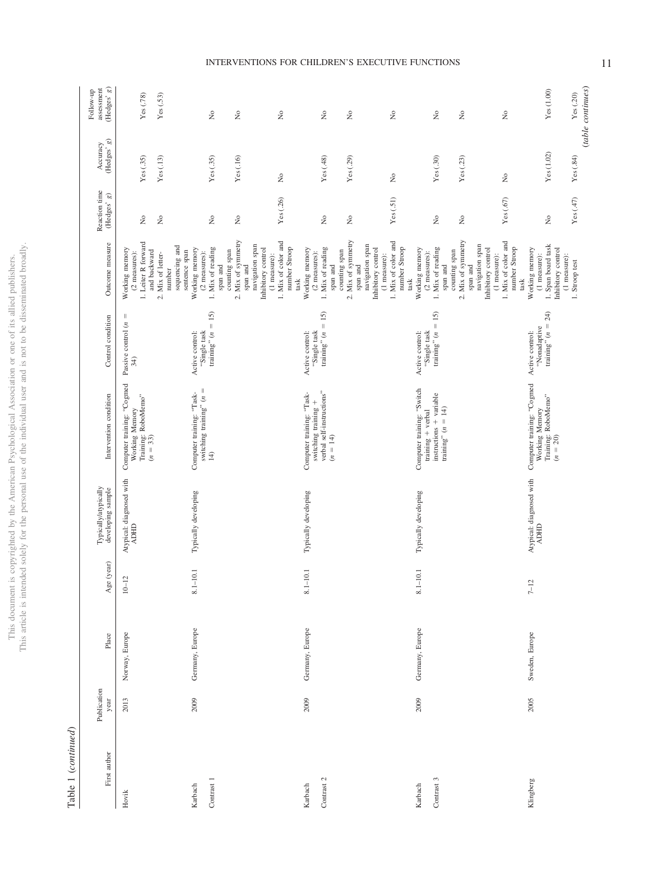Table 1 (continued)

| First author | Publication year | Place | Age (year) | Typically/atypically developing sample | Intervention condition | Control condition | Outcome measure | Reaction time (Hedges' g) | Accuracy (Hedges' g) | Follow-up assessment (Hedges' g) |
|---|---|---|---|---|---|---|---|---|---|---|
| Hovik | 2013 | Norway, Europe | 10–12 | Atypical: diagnosed with ADHD | Computer training: "Cogmed Working Memory Training: RoboMemo" (n = 33) | Passive control (n = 34) | Working memory (2 measures): | | | |
| | | | | | | | 1. Leiter R forward and backward | No | Yes (.35) | Yes (.78) |
| | | | | | | | 2. Mix of letter-number sequencing and sentence span | No | Yes (.13) | Yes (.53) |
| Karbach Contrast 1 | 2009 | Germany, Europe | 8.1–10.1 | Typically developing | Computer training: "Task-switching training" (n = 14) | Active control: "Single task training" (n = 15) | Working memory (2 measures): | | | |
| | | | | | | | 1. Mix of reading span and counting span | No | Yes (.35) | No |
| | | | | | | | 2. Mix of symmetry span and navigation span | No | Yes (.16) | No |
| | | | | | | | Inhibitory control (1 measure): | | | |
| | | | | | | | 1. Mix of color and number Stroop task | Yes (.26) | No | No |
| Karbach Contrast 2 | 2009 | Germany, Europe | 8.1–10.1 | Typically developing | Computer training: "Task-switching training + verbal self-instructions" (n = 14) | Active control: "Single task training" (n = 15) | Working memory (2 measures): | | | |
| | | | | | | | 1. Mix of reading span and counting span | No | Yes (.48) | No |
| | | | | | | | 2. Mix of symmetry span and navigation span | No | Yes (.29) | No |
| | | | | | | | Inhibitory control (1 measure): | | | |
| | | | | | | | 1. Mix of color and number Stroop task | Yes (.51) | No | No |
| Karbach Contrast 3 | 2009 | Germany, Europe | 8.1–10.1 | Typically developing | Computer training: "Switch training + verbal instructions + variable training" (n = 14) | Active control: "Single task training" (n = 15) | Working memory (2 measures): | | | |
| | | | | | | | 1. Mix of reading span and counting span | No | Yes (.30) | No |
| | | | | | | | 2. Mix of symmetry span and navigation span | No | Yes (.23) | No |
| | | | | | | | Inhibitory control (1 measure): | | | |
| | | | | | | | 1. Mix of color and number Stroop task | Yes (.67) | No | No |
| Klingberg | 2005 | Sweden, Europe | 7–12 | Atypical: diagnosed with ADHD | Computer training: "Cogmed Working Memory Training: RoboMemo" (n = 20) | Active control: "Nonadaptive training" (n = 24) | Working memory (1 measure): | | | |
| | | | | | | | 1. Span board task | No | Yes (1.02) | Yes (1.00) |
| | | | | | | | Inhibitory control (1 measure): | | | |
| | | | | | | | 1. Stroop test | Yes (.47) | Yes (.84) | Yes (.20) |

(table continues)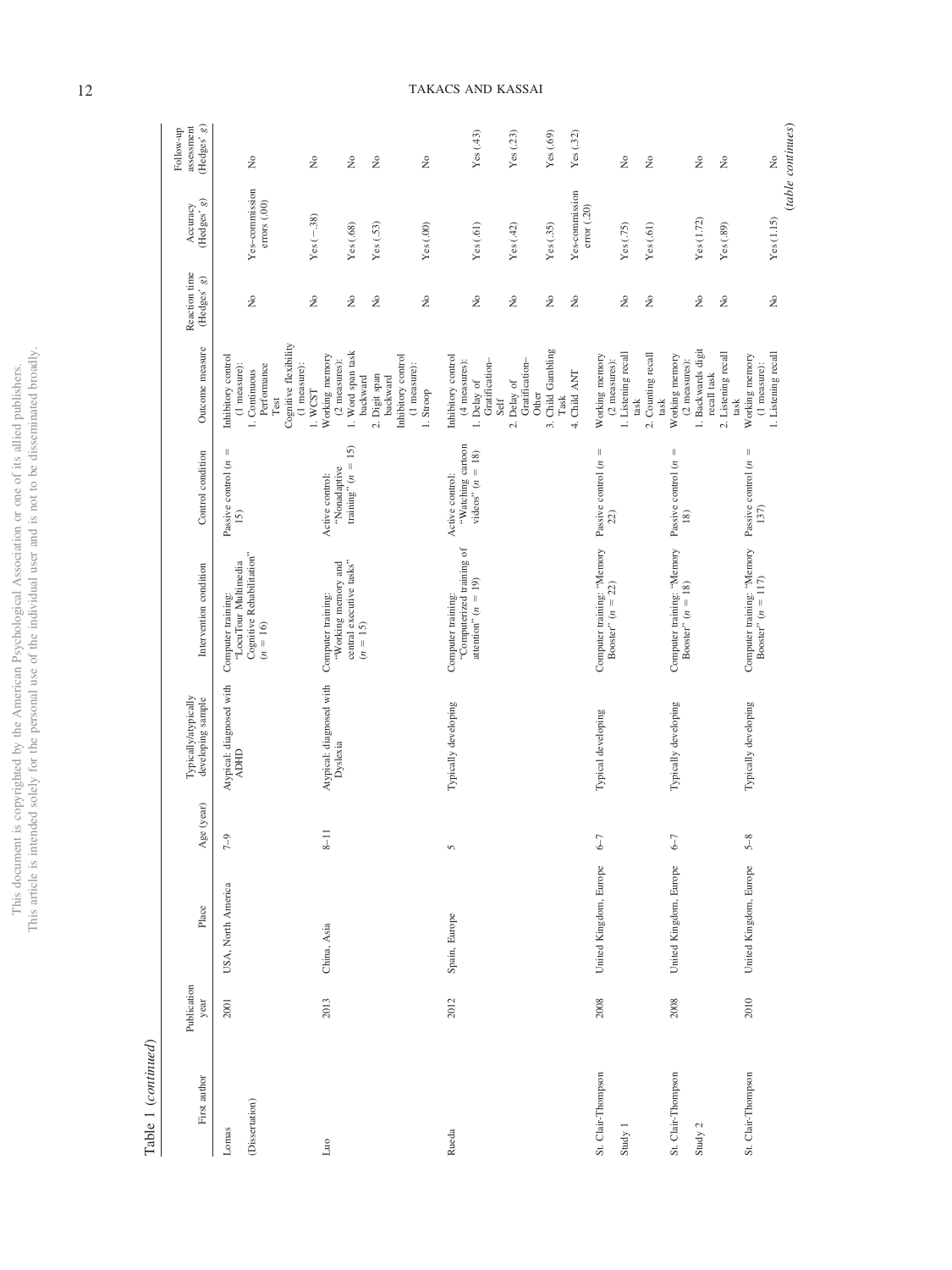Table 1 (continued)

| First author | Publication year | Place | Age (year) | Typically/atypically developing sample | Intervention condition | Control condition | Outcome measure | Reaction time (Hedges' g) | Accuracy (Hedges' g) | Follow-up assessment (Hedges' g) |
|---|---|---|---|---|---|---|---|---|---|---|
| Lomas (Dissertation) | 2001 | USA, North America | 7–9 | Atypical: diagnosed with ADHD | Computer training: "LocuTour Multimedia Cognitive Rehabilitation" ($n = 16$) | Passive control ($n = 15$) | Inhibitory control (1 measure): | | | |
| | | | | | | | 1. Continuous Performance Test | No | Yes–commission errors (.00) | No |
| | | | | | | | Cognitive flexibility (1 measure): | | | |
| | | | | | | | 1. WCST | No | Yes (−.38) | No |
| Luo | 2013 | China, Asia | 8–11 | Atypical: diagnosed with Dyslexia | Computer training: "Working memory and central executive tasks" ($n = 15$) | Active control: "Nonadaptive training" ($n = 15$) | Working memory (2 measures): | | | |
| | | | | | | | 1. Word span task backward | No | Yes (.68) | No |
| | | | | | | | 2. Digit span backward | No | Yes (.53) | No |
| | | | | | | | Inhibitory control (1 measure): | | | |
| | | | | | | | 1. Stroop | No | Yes (.00) | No |
| Rueda | 2012 | Spain, Europe | 5 | Typically developing | Computer training: "Computerized training of attention" ($n = 19$) | Active control: "Watching cartoon videos" ($n = 18$) | Inhibitory control (4 measures): | | | |
| | | | | | | | 1. Delay of Gratification–Self | No | Yes (.61) | Yes (.43) |
| | | | | | | | 2. Delay of Gratification–Other | No | Yes (.42) | Yes (.23) |
| | | | | | | | 3. Child Gambling Task | No | Yes (.35) | Yes (.69) |
| | | | | | | | 4. Child ANT | No | Yes-commission error (.20) | Yes (.32) |
| St. Clair-Thompson Study 1 | 2008 | United Kingdom, Europe | 6–7 | Typical developing | Computer training: "Memory Booster" ($n = 22$) | Passive control ($n = 22$) | Working memory (2 measures): | | | |
| | | | | | | | 1. Listening recall task | No | Yes (.75) | No |
| | | | | | | | 2. Counting recall task | No | Yes (.61) | No |
| St. Clair-Thompson Study 2 | 2008 | United Kingdom, Europe | 6–7 | Typically developing | Computer training: "Memory Booster" ($n = 18$) | Passive control ($n = 18$) | Working memory (2 measures): | | | |
| | | | | | | | 1. Backwards digit recall task | No | Yes (1.72) | No |
| | | | | | | | 2. Listening recall task | No | Yes (.89) | No |
| St. Clair-Thompson | 2010 | United Kingdom, Europe | 5–8 | Typically developing | Computer training: "Memory Booster" ($n = 117$) | Passive control ($n = 137$) | Working memory (1 measure): | | | |
| | | | | | | | 1. Listening recall | No | Yes (1.15) | No |

(*table continues*)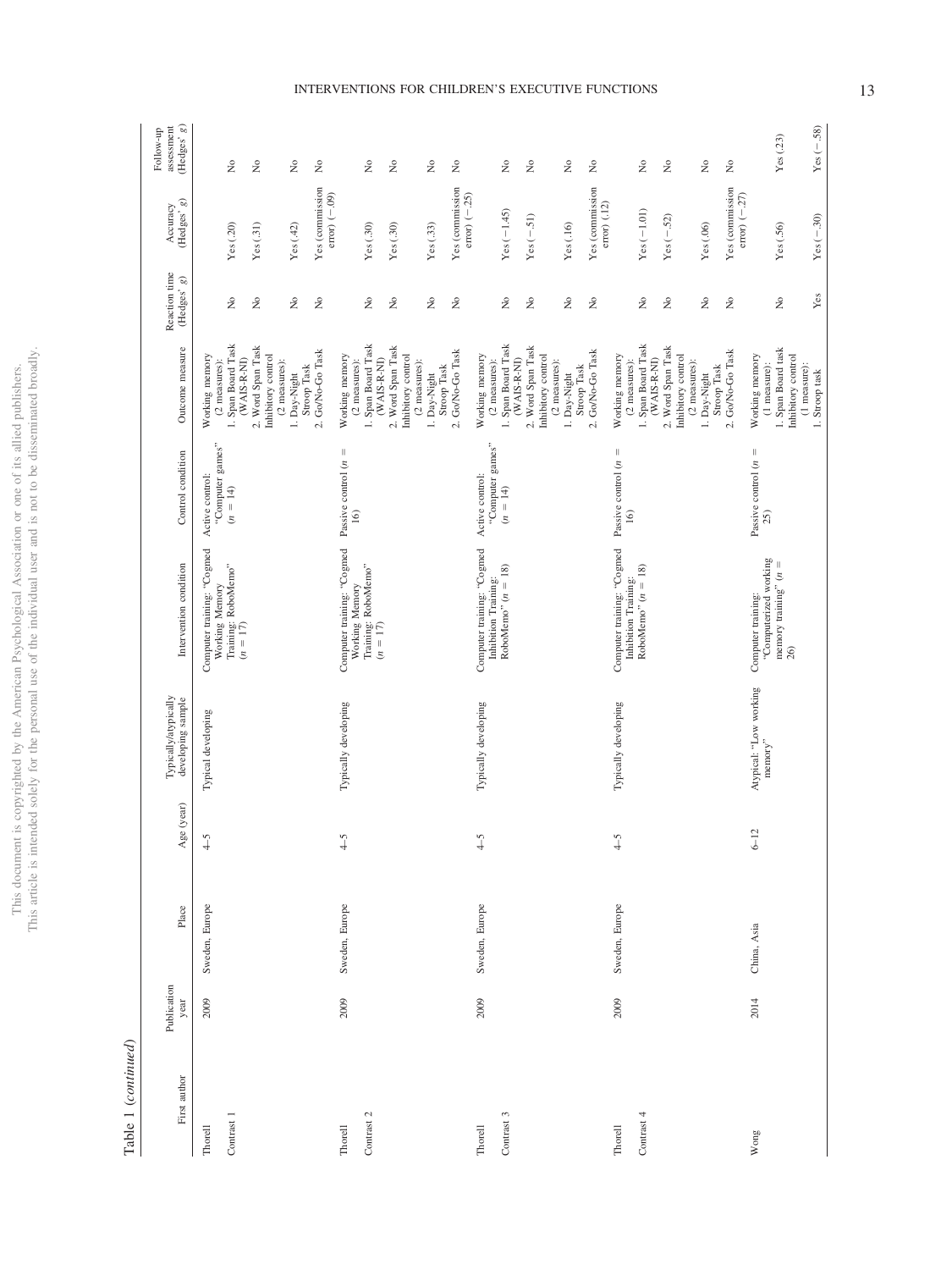Table 1 (*continued*)

| First author | Publication year | Place | Age (year) | Typically/atypically developing sample | Intervention condition | Control condition | Outcome measure | Reaction time (Hedges' *g*) | Accuracy (Hedges' *g*) | Follow-up assessment (Hedges' *g*) |
|---|---|---|---|---|---|---|---|---|---|---|
| Thorell | 2009 | Sweden, Europe | 4–5 | Typical developing | Computer training: "Cogmed Working Memory Training: RoboMemo" ($n = 17$) | Active control: "Computer games" ($n = 14$) | Working memory (2 measures): | | | |
| Contrast 1 | | | | | | | 1. Span Board Task (WAIS-R-NI) | No | Yes (.20) | No |
| | | | | | | | 2. Word Span Task | No | Yes (.31) | No |
| | | | | | | | Inhibitory control (2 measures): | | | |
| | | | | | | | 1. Day-Night Stroop Task | No | Yes (.42) | No |
| | | | | | | | 2. Go/No-Go Task | No | Yes (commission error) (−.09) | No |
| Thorell | 2009 | Sweden, Europe | 4–5 | Typically developing | Computer training: "Cogmed Working Memory Training: RoboMemo" ($n = 17$) | Passive control ($n = 16$) | Working memory (2 measures): | | | |
| Contrast 2 | | | | | | | 1. Span Board Task (WAIS-R-NI) | No | Yes (.30) | No |
| | | | | | | | 2. Word Span Task | No | Yes (.30) | No |
| | | | | | | | Inhibitory control (2 measures): | | | |
| | | | | | | | 1. Day-Night Stroop Task | No | Yes (.33) | No |
| | | | | | | | 2. Go/No-Go Task | No | Yes (commission error) (−.25) | No |
| Thorell | 2009 | Sweden, Europe | 4–5 | Typically developing | Computer training: "Cogmed Inhibition Training: RoboMemo" ($n = 18$) | Active control: "Computer games" ($n = 14$) | Working memory (2 measures): | | | |
| Contrast 3 | | | | | | | 1. Span Board Task (WAIS-R-NI) | No | Yes (−1.45) | No |
| | | | | | | | 2. Word Span Task | No | Yes (−.51) | No |
| | | | | | | | Inhibitory control (2 measures): | | | |
| | | | | | | | 1. Day-Night Stroop Task | No | Yes (.16) | No |
| | | | | | | | 2. Go/No-Go Task | No | Yes (commission error) (.12) | No |
| Thorell | 2009 | Sweden, Europe | 4–5 | Typically developing | Computer training: "Cogmed Inhibition Training: RoboMemo" ($n = 18$) | Passive control ($n = 16$) | Working memory (2 measures): | | | |
| Contrast 4 | | | | | | | 1. Span Board Task (WAIS-R-NI) | No | Yes (−1.01) | No |
| | | | | | | | 2. Word Span Task | No | Yes (−.52) | No |
| | | | | | | | Inhibitory control (2 measures): | | | |
| | | | | | | | 1. Day-Night Stroop Task | No | Yes (.06) | No |
| | | | | | | | 2. Go/No-Go Task | No | Yes (commission error) (−.27) | No |
| Wong | 2014 | China, Asia | 6–12 | Atypical: "Low working memory" | Computer training: "Computerized working memory training" ($n = 26$) | Passive control ($n = 25$) | Working memory (1 measure): | | | |
| | | | | | | | 1. Span Board task | No | Yes (.56) | Yes (.23) |
| | | | | | | | Inhibitory control (1 measure): | | | |
| | | | | | | | 1. Stroop task | Yes | Yes (−.30) | Yes (−.58) |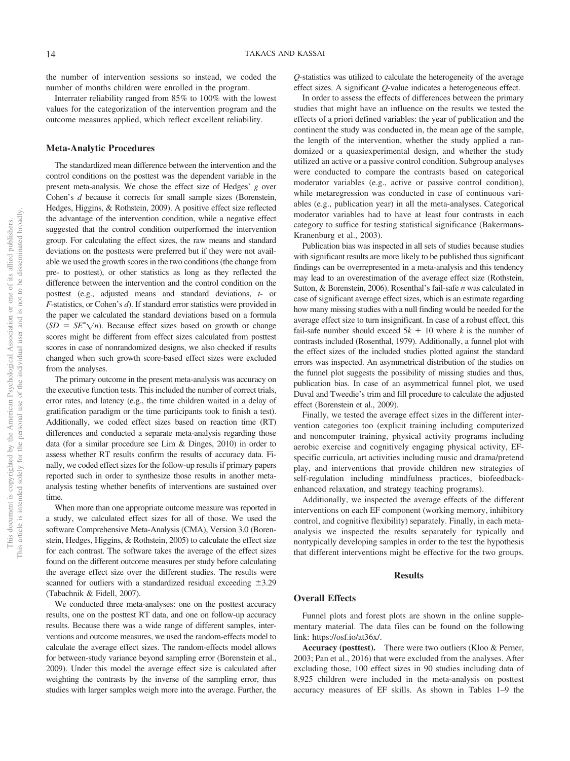the number of intervention sessions so instead, we coded the number of months children were enrolled in the program.

Interrater reliability ranged from 85% to 100% with the lowest values for the categorization of the intervention program and the outcome measures applied, which reflect excellent reliability.

## Meta-Analytic Procedures

The standardized mean difference between the intervention and the control conditions on the posttest was the dependent variable in the present meta-analysis. We chose the effect size of Hedges' *g* over Cohen's *d* because it corrects for small sample sizes (Borenstein, Hedges, Higgins, & Rothstein, 2009). A positive effect size reflected the advantage of the intervention condition, while a negative effect suggested that the control condition outperformed the intervention group. For calculating the effect sizes, the raw means and standard deviations on the posttests were preferred but if they were not available we used the growth scores in the two conditions (the change from pre- to posttest), or other statistics as long as they reflected the difference between the intervention and the control condition on the posttest (e.g., adjusted means and standard deviations, *t*- or *F*-statistics, or Cohen's *d*). If standard error statistics were provided in the paper we calculated the standard deviations based on a formula ($SD = SE^{*}\sqrt{n}$). Because effect sizes based on growth or change scores might be different from effect sizes calculated from posttest scores in case of nonrandomized designs, we also checked if results changed when such growth score-based effect sizes were excluded from the analyses.

The primary outcome in the present meta-analysis was accuracy on the executive function tests. This included the number of correct trials, error rates, and latency (e.g., the time children waited in a delay of gratification paradigm or the time participants took to finish a test). Additionally, we coded effect sizes based on reaction time (RT) differences and conducted a separate meta-analysis regarding those data (for a similar procedure see Lim & Dinges, 2010) in order to assess whether RT results confirm the results of accuracy data. Finally, we coded effect sizes for the follow-up results if primary papers reported such in order to synthesize those results in another meta-analysis testing whether benefits of interventions are sustained over time.

When more than one appropriate outcome measure was reported in a study, we calculated effect sizes for all of those. We used the software Comprehensive Meta-Analysis (CMA), Version 3.0 (Borenstein, Hedges, Higgins, & Rothstein, 2005) to calculate the effect size for each contrast. The software takes the average of the effect sizes found on the different outcome measures per study before calculating the average effect size over the different studies. The results were scanned for outliers with a standardized residual exceeding $\pm 3.29$ (Tabachnik & Fidell, 2007).

We conducted three meta-analyses: one on the posttest accuracy results, one on the posttest RT data, and one on follow-up accuracy results. Because there was a wide range of different samples, interventions and outcome measures, we used the random-effects model to calculate the average effect sizes. The random-effects model allows for between-study variance beyond sampling error (Borenstein et al., 2009). Under this model the average effect size is calculated after weighting the contrasts by the inverse of the sampling error, thus studies with larger samples weigh more into the average. Further, the *Q*-statistics was utilized to calculate the heterogeneity of the average effect sizes. A significant *Q*-value indicates a heterogeneous effect.

In order to assess the effects of differences between the primary studies that might have an influence on the results we tested the effects of a priori defined variables: the year of publication and the continent the study was conducted in, the mean age of the sample, the length of the intervention, whether the study applied a randomized or a quasiexperimental design, and whether the study utilized an active or a passive control condition. Subgroup analyses were conducted to compare the contrasts based on categorical moderator variables (e.g., active or passive control condition), while metaregression was conducted in case of continuous variables (e.g., publication year) in all the meta-analyses. Categorical moderator variables had to have at least four contrasts in each category to suffice for testing statistical significance (Bakermans-Kranenburg et al., 2003).

Publication bias was inspected in all sets of studies because studies with significant results are more likely to be published thus significant findings can be overrepresented in a meta-analysis and this tendency may lead to an overestimation of the average effect size (Rothstein, Sutton, & Borenstein, 2006). Rosenthal's fail-safe *n* was calculated in case of significant average effect sizes, which is an estimate regarding how many missing studies with a null finding would be needed for the average effect size to turn insignificant. In case of a robust effect, this fail-safe number should exceed $5k + 10$ where *k* is the number of contrasts included (Rosenthal, 1979). Additionally, a funnel plot with the effect sizes of the included studies plotted against the standard errors was inspected. An asymmetrical distribution of the studies on the funnel plot suggests the possibility of missing studies and thus, publication bias. In case of an asymmetrical funnel plot, we used Duval and Tweedie's trim and fill procedure to calculate the adjusted effect (Borenstein et al., 2009).

Finally, we tested the average effect sizes in the different intervention categories too (explicit training including computerized and noncomputer training, physical activity programs including aerobic exercise and cognitively engaging physical activity, EF-specific curricula, art activities including music and drama/pretend play, and interventions that provide children new strategies of self-regulation including mindfulness practices, biofeedback-enhanced relaxation, and strategy teaching programs).

Additionally, we inspected the average effects of the different interventions on each EF component (working memory, inhibitory control, and cognitive flexibility) separately. Finally, in each meta-analysis we inspected the results separately for typically and nontypically developing samples in order to the test the hypothesis that different interventions might be effective for the two groups.

# Results

## Overall Effects

Funnel plots and forest plots are shown in the online supplementary material. The data files can be found on the following link: https://osf.io/at36x/.

**Accuracy (posttest).** There were two outliers (Kloo & Perner, 2003; Pan et al., 2016) that were excluded from the analyses. After excluding those, 100 effect sizes in 90 studies including data of 8,925 children were included in the meta-analysis on posttest accuracy measures of EF skills. As shown in Tables 1–9 the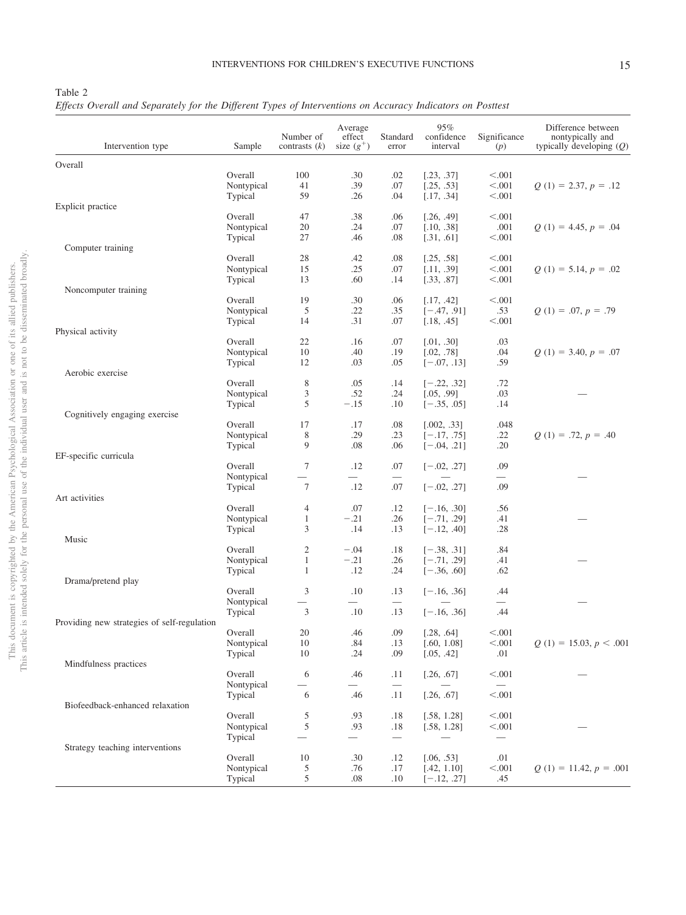Table 2

*Effects Overall and Separately for the Different Types of Interventions on Accuracy Indicators on Posttest*

| Intervention type | Sample | Number of contrasts ($k$) | Average effect size ($g^{+}$) | Standard error | 95% confidence interval | Significance ($p$) | Difference between nontypically and typically developing ($Q$) |
|---|---|---|---|---|---|---|---|
| Overall | | | | | | | |
| | Overall | 100 | .30 | .02 | [.23, .37] | <.001 | |
| | Nontypical | 41 | .39 | .07 | [.25, .53] | <.001 | $Q$ (1) = 2.37, $p$ = .12 |
| | Typical | 59 | .26 | .04 | [.17, .34] | <.001 | |
| Explicit practice | | | | | | | |
| | Overall | 47 | .38 | .06 | [.26, .49] | <.001 | |
| | Nontypical | 20 | .24 | .07 | [.10, .38] | .001 | $Q$ (1) = 4.45, $p$ = .04 |
| | Typical | 27 | .46 | .08 | [.31, .61] | <.001 | |
| Computer training | | | | | | | |
| | Overall | 28 | .42 | .08 | [.25, .58] | <.001 | |
| | Nontypical | 15 | .25 | .07 | [.11, .39] | <.001 | $Q$ (1) = 5.14, $p$ = .02 |
| | Typical | 13 | .60 | .14 | [.33, .87] | <.001 | |
| Noncomputer training | | | | | | | |
| | Overall | 19 | .30 | .06 | [.17, .42] | <.001 | |
| | Nontypical | 5 | .22 | .35 | [−.47, .91] | .53 | $Q$ (1) = .07, $p$ = .79 |
| | Typical | 14 | .31 | .07 | [.18, .45] | <.001 | |
| Physical activity | | | | | | | |
| | Overall | 22 | .16 | .07 | [.01, .30] | .03 | |
| | Nontypical | 10 | .40 | .19 | [.02, .78] | .04 | $Q$ (1) = 3.40, $p$ = .07 |
| | Typical | 12 | .03 | .05 | [−.07, .13] | .59 | |
| Aerobic exercise | | | | | | | |
| | Overall | 8 | .05 | .14 | [−.22, .32] | .72 | |
| | Nontypical | 3 | .52 | .24 | [.05, .99] | .03 | — |
| | Typical | 5 | −.15 | .10 | [−.35, .05] | .14 | |
| Cognitively engaging exercise | | | | | | | |
| | Overall | 17 | .17 | .08 | [.002, .33] | .048 | |
| | Nontypical | 8 | .29 | .23 | [−.17, .75] | .22 | $Q$ (1) = .72, $p$ = .40 |
| | Typical | 9 | .08 | .06 | [−.04, .21] | .20 | |
| EF-specific curricula | | | | | | | |
| | Overall | 7 | .12 | .07 | [−.02, .27] | .09 | |
| | Nontypical | — | — | — | — | — | — |
| | Typical | 7 | .12 | .07 | [−.02, .27] | .09 | |
| Art activities | | | | | | | |
| | Overall | 4 | .07 | .12 | [−.16, .30] | .56 | |
| | Nontypical | 1 | −.21 | .26 | [−.71, .29] | .41 | — |
| | Typical | 3 | .14 | .13 | [−.12, .40] | .28 | |
| Music | | | | | | | |
| | Overall | 2 | −.04 | .18 | [−.38, .31] | .84 | |
| | Nontypical | 1 | −.21 | .26 | [−.71, .29] | .41 | — |
| | Typical | 1 | .12 | .24 | [−.36, .60] | .62 | |
| Drama/pretend play | | | | | | | |
| | Overall | 3 | .10 | .13 | [−.16, .36] | .44 | |
| | Nontypical | — | — | — | — | — | — |
| | Typical | 3 | .10 | .13 | [−.16, .36] | .44 | |
| Providing new strategies of self-regulation | | | | | | | |
| | Overall | 20 | .46 | .09 | [.28, .64] | <.001 | |
| | Nontypical | 10 | .84 | .13 | [.60, 1.08] | <.001 | $Q$ (1) = 15.03, $p$ < .001 |
| | Typical | 10 | .24 | .09 | [.05, .42] | .01 | |
| Mindfulness practices | | | | | | | |
| | Overall | 6 | .46 | .11 | [.26, .67] | <.001 | |
| | Nontypical | — | — | — | — | — | — |
| | Typical | 6 | .46 | .11 | [.26, .67] | <.001 | |
| Biofeedback-enhanced relaxation | | | | | | | |
| | Overall | 5 | .93 | .18 | [.58, 1.28] | <.001 | |
| | Nontypical | 5 | .93 | .18 | [.58, 1.28] | <.001 | — |
| | Typical | — | — | — | — | — | |
| Strategy teaching interventions | | | | | | | |
| | Overall | 10 | .30 | .12 | [.06, .53] | .01 | |
| | Nontypical | 5 | .76 | .17 | [.42, 1.10] | <.001 | $Q$ (1) = 11.42, $p$ = .001 |
| | Typical | 5 | .08 | .10 | [−.12, .27] | .45 | |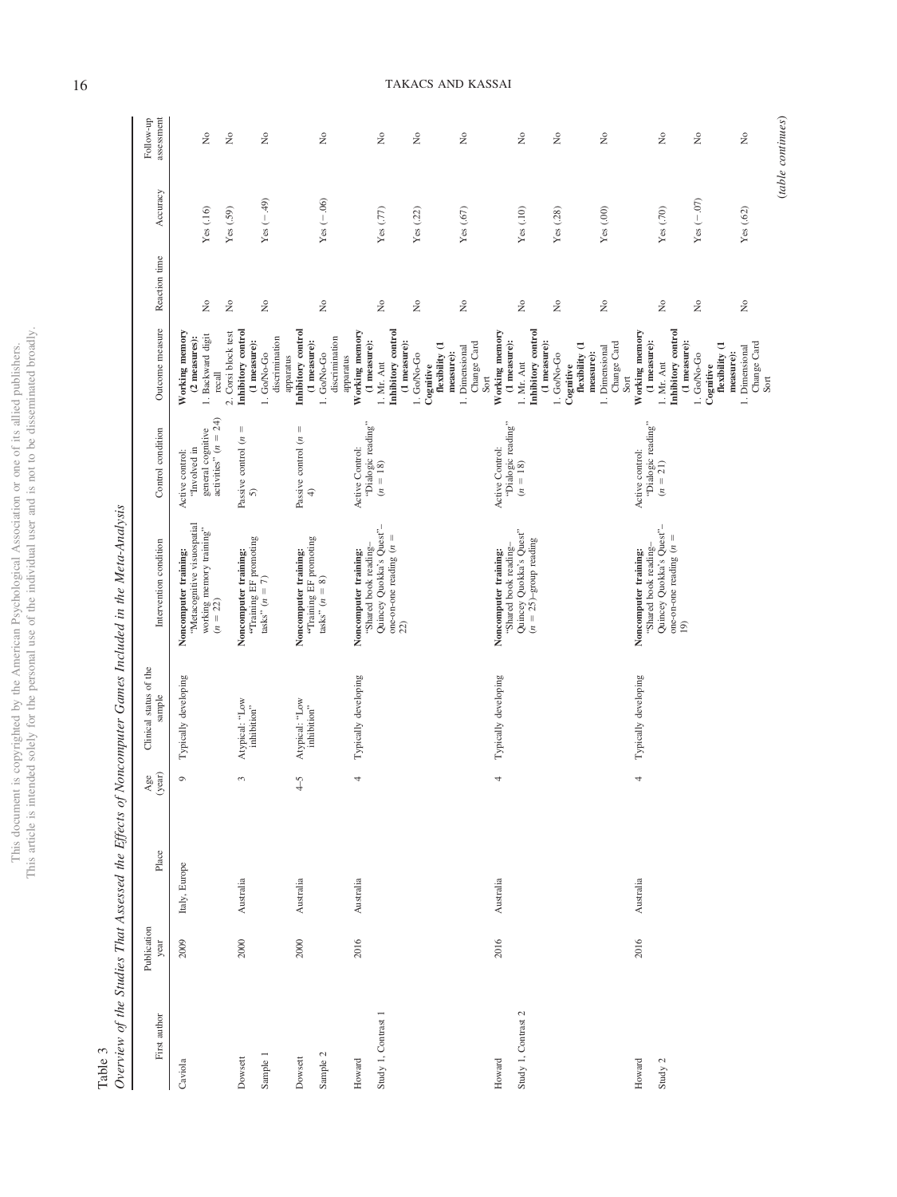Table 3

*Overview of the Studies That Assessed the Effects of Noncomputer Games Included in the Meta-Analysis*

| First author | Publication year | Place | Age (year) | Clinical status of the sample | Intervention condition | Control condition | Outcome measure | Reaction time | Accuracy | Follow-up assessment |
|---|---|---|---|---|---|---|---|---|---|---|
| Caviola | 2009 | Italy, Europe | 9 | Typically developing | **Noncomputer training:** "Metacognitive visuospatial working memory training" ($n = 22$) | Active control: "Involved in general cognitive activities" ($n = 24$) | **Working memory (2 measures):** | | | |
| | | | | | | | 1. Backward digit recall | No | Yes (.16) | No |
| | | | | | | | 2. Corsi block test | No | Yes (.59) | No |
| Dowsett Sample 1 | 2000 | Australia | 3 | Atypical: "Low inhibition" | **Noncomputer training:** "Training EF promoting tasks" ($n = 7$) | Passive control ($n = 5$) | **Inhibitory control (1 measure):** 1. Go/No-Go discrimination apparatus | No | Yes (−.49) | No |
| Dowsett Sample 2 | 2000 | Australia | 4–5 | Atypical: "Low inhibition" | **Noncomputer training:** "Training EF promoting tasks" ($n = 8$) | Passive control ($n = 4$) | **Inhibitory control (1 measure):** 1. Go/No-Go discrimination apparatus | No | Yes (−.06) | No |
| Howard Study 1, Contrast 1 | 2016 | Australia | 4 | Typically developing | **Noncomputer training:** "Shared book reading–Quincey Quokka's Quest"–one-on-one reading ($n = 22$) | Active Control: "Dialogic reading" ($n = 18$) | **Working memory (1 measure):** 1. Mr. Ant | No | Yes (.77) | No |
| | | | | | | | **Inhibitory control (1 measure):** 1. Go/No-Go | No | Yes (.22) | No |
| | | | | | | | **Cognitive flexibility (1 measure):** 1. Dimensional Change Card Sort | No | Yes (.67) | No |
| Howard Study 1, Contrast 2 | 2016 | Australia | 4 | Typically developing | **Noncomputer training:** "Shared book reading–Quincey Quokka's Quest" ($n = 25$)–group reading | Active Control: "Dialogic reading" ($n = 18$) | **Working memory (1 measure):** 1. Mr. Ant | No | Yes (.10) | No |
| | | | | | | | **Inhibitory control (1 measure):** 1. Go/No-Go | No | Yes (.28) | No |
| | | | | | | | **Cognitive flexibility (1 measure):** 1. Dimensional Change Card Sort | No | Yes (.00) | No |
| Howard Study 2 | 2016 | Australia | 4 | Typically developing | **Noncomputer training:** "Shared book reading–Quincey Quokka's Quest"–one-on-one reading ($n = 19$) | Active control: "Dialogic reading" ($n = 21$) | **Working memory (1 measure):** 1. Mr. Ant | No | Yes (.70) | No |
| | | | | | | | **Inhibitory control (1 measure):** 1. Go/No-Go | No | Yes (−.07) | No |
| | | | | | | | **Cognitive flexibility (1 measure):** 1. Dimensional Change Card Sort | No | Yes (.62) | No |

(*table continues*)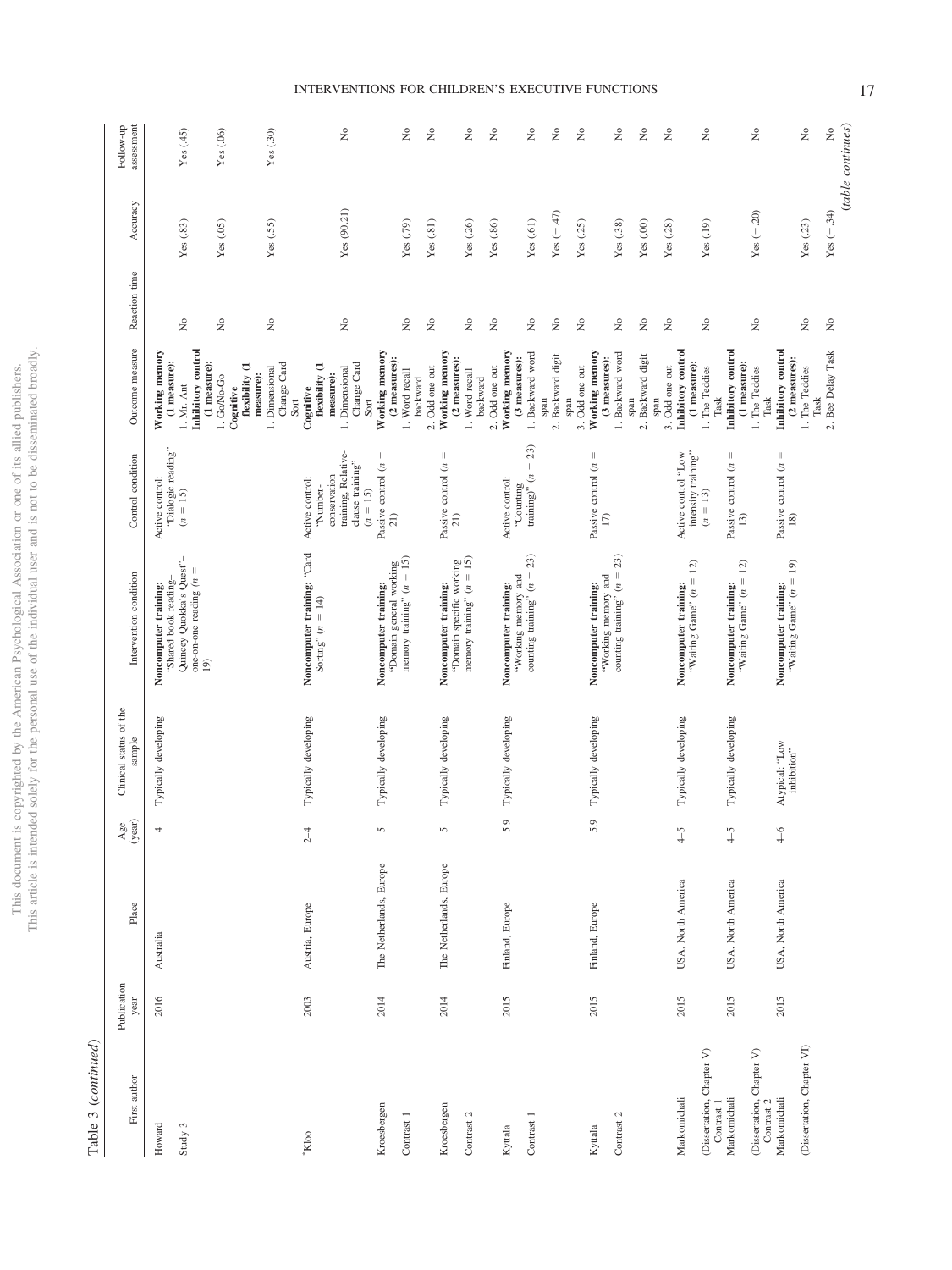Table 3 (*continued*)

| First author | Publication year | Place | Age (year) | Clinical status of the sample | Intervention condition | Control condition | Outcome measure | Reaction time | Accuracy | Follow-up assessment |
|---|---|---|---|---|---|---|---|---|---|---|
| Howard Study 3 | 2016 | Australia | 4 | Typically developing | **Noncomputer training:** "Shared book reading–Quincey Quokka's Quest"–one-on-one reading (*n* = 19) | Active control: "Dialogic reading" (*n* = 15) | **Working memory (1 measure):** | | | |
| | | | | | | | 1. Mr. Ant | No | Yes (.83) | Yes (.45) |
| | | | | | | | **Inhibitory control (1 measure):** | | | |
| | | | | | | | 1. Go/No-Go | No | Yes (.05) | Yes (.06) |
| | | | | | | | **Cognitive flexibility (1 measure):** | | | |
| | | | | | | | 1. Dimensional Change Card Sort | No | Yes (.55) | Yes (.30) |
| *Kloo | 2003 | Austria, Europe | 2–4 | Typically developing | **Noncomputer training:** "Card Sorting" (*n* = 14) | Active control: "Number-conservation training, Relative-clause training" (*n* = 15) | **Cognitive flexibility (1 measure):** | | | |
| | | | | | | | 1. Dimensional Change Card Sort | No | Yes (90.21) | No |
| Kroesbergen Contrast 1 | 2014 | The Netherlands, Europe | 5 | Typically developing | **Noncomputer training:** "Domain general working memory training" (*n* = 15) | Passive control (*n* = 21) | **Working memory (2 measures):** | | | |
| | | | | | | | 1. Word recall backward | No | Yes (.79) | No |
| | | | | | | | 2. Odd one out | No | Yes (.81) | No |
| Kroesbergen Contrast 2 | 2014 | The Netherlands, Europe | 5 | Typically developing | **Noncomputer training:** "Domain specific working memory training" (*n* = 15) | Passive control (*n* = 21) | **Working memory (2 measures):** | | | |
| | | | | | | | 1. Word recall backward | No | Yes (.26) | No |
| | | | | | | | 2. Odd one out | No | Yes (.86) | No |
| Kyttala Contrast 1 | 2015 | Finland, Europe | 5.9 | Typically developing | **Noncomputer training:** "Working memory and counting training" (*n* = 23) | Active control: "Counting training)" (*n* = 23) | **Working memory (3 measures):** | | | |
| | | | | | | | 1. Backward word span | No | Yes (.61) | No |
| | | | | | | | 2. Backward digit span | No | Yes (−.47) | No |
| | | | | | | | 3. Odd one out | No | Yes (.25) | No |
| Kyttala Contrast 2 | 2015 | Finland, Europe | 5.9 | Typically developing | **Noncomputer training:** "Working memory and counting training" (*n* = 23) | Passive control (*n* = 17) | **Working memory (3 measures):** | | | |
| | | | | | | | 1. Backward word span | No | Yes (.38) | No |
| | | | | | | | 2. Backward digit span | No | Yes (.00) | No |
| | | | | | | | 3. Odd one out | No | Yes (.28) | No |
| Markomichali (Dissertation, Chapter V) Contrast 1 | 2015 | USA, North America | 4–5 | Typically developing | **Noncomputer training:** "Waiting Game" (*n* = 12) | Active control "Low intensity training" (*n* = 13) | **Inhibitory control (1 measure):** | | | |
| | | | | | | | 1. The Teddies Task | No | Yes (.19) | No |
| Markomichali (Dissertation, Chapter V) Contrast 2 | 2015 | USA, North America | 4–5 | Typically developing | **Noncomputer training:** "Waiting Game" (*n* = 12) | Passive control (*n* = 13) | **Inhibitory control (1 measure):** | | | |
| | | | | | | | 1. The Teddies Task | No | Yes (−.20) | No |
| Markomichali (Dissertation, Chapter VI) | 2015 | USA, North America | 4–6 | Atypical: "Low inhibition" | **Noncomputer training:** "Waiting Game" (*n* = 19) | Passive control (*n* = 18) | **Inhibitory control (2 measures):** | | | |
| | | | | | | | 1. The Teddies Task | No | Yes (.23) | No |
| | | | | | | | 2. Bee Delay Task | No | Yes (−.34) | No |

(*table continues*)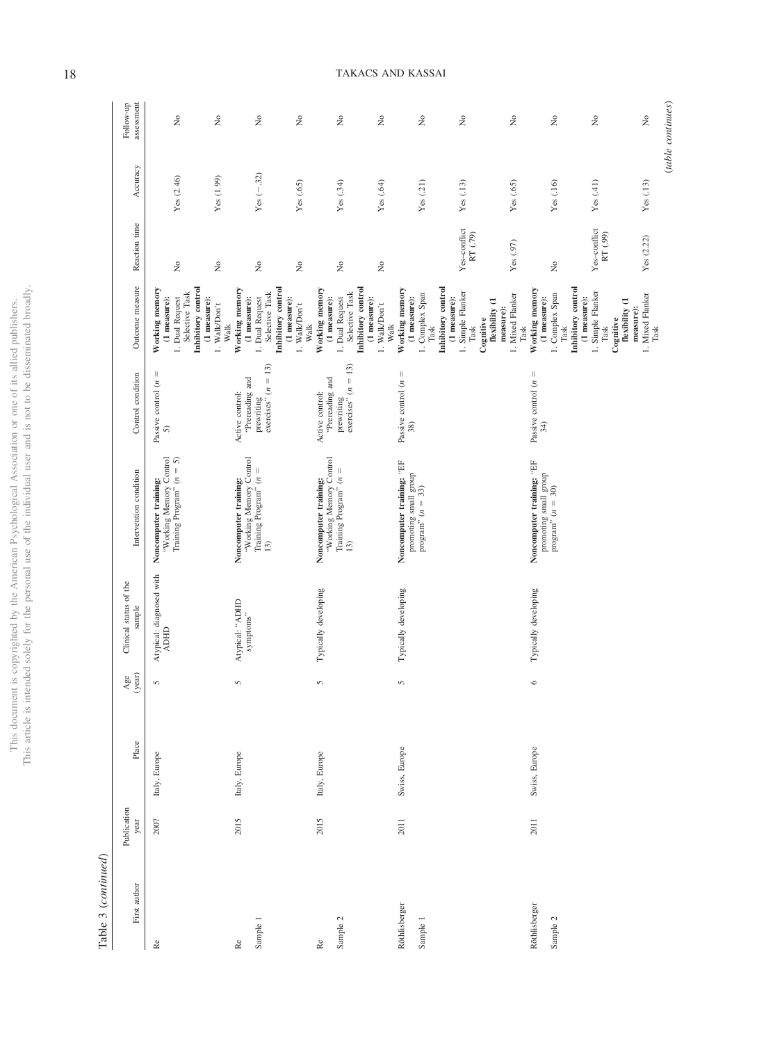Table 3 (continued)

| First author | Publication year | Place | Age (year) | Clinical status of the sample | Intervention condition | Control condition | Outcome measure | Reaction time | Accuracy | Follow-up assessment |
|---|---|---|---|---|---|---|---|---|---|---|
| Re | 2007 | Italy, Europe | 5 | Atypical: diagnosed with ADHD | **Noncomputer training:** "Working Memory Control Training Program" ($n = 5$) | Passive control ($n = 5$) | **Working memory (1 measure):** | | | |
| | | | | | | | 1. Dual Request Selective Task | No | Yes (2.46) | No |
| | | | | | | | **Inhibitory control (1 measure):** | | | |
| | | | | | | | 1. Walk/Don't Walk | No | Yes (1.99) | No |
| Re Sample 1 | 2015 | Italy, Europe | 5 | Atypical: "ADHD symptoms" | **Noncomputer training:** "Working Memory Control Training Program" ($n = 13$) | Active control: "Prereading and prewriting exercises" ($n = 13$) | **Working memory (1 measure):** | | | |
| | | | | | | | 1. Dual Request Selective Task | No | Yes (−.32) | No |
| | | | | | | | **Inhibitory control (1 measure):** | | | |
| | | | | | | | 1. Walk/Don't Walk | No | Yes (.65) | No |
| Re Sample 2 | 2015 | Italy, Europe | 5 | Typically developing | **Noncomputer training:** "Working Memory Control Training Program" ($n = 13$) | Active control: "Prereading and prewriting exercises" ($n = 13$) | **Working memory (1 measure):** | | | |
| | | | | | | | 1. Dual Request Selective Task | No | Yes (.34) | No |
| | | | | | | | **Inhibitory control (1 measure):** | | | |
| | | | | | | | 1. Walk/Don't Walk | No | Yes (.64) | No |
| Röthlisberger Sample 1 | 2011 | Swiss, Europe | 5 | Typically developing | **Noncomputer training:** "EF promoting small group program" ($n = 33$) | Passive control ($n = 38$) | **Working memory (1 measure):** | | | |
| | | | | | | | 1. Complex Span Task | | Yes (.21) | No |
| | | | | | | | **Inhibitory control (1 measure):** | | | |
| | | | | | | | 1. Simple Flanker Task | Yes–conflict RT (.79) | Yes (.13) | No |
| | | | | | | | **Cognitive flexibility (1 measure):** | | | |
| | | | | | | | 1. Mixed Flanker Task | Yes (.97) | Yes (.65) | No |
| Röthlisberger Sample 2 | 2011 | Swiss, Europe | 6 | Typically developing | **Noncomputer training:** "EF promoting small group program" ($n = 30$) | Passive control ($n = 34$) | **Working memory (1 measure):** | | | |
| | | | | | | | 1. Complex Span Task | No | Yes (.16) | No |
| | | | | | | | **Inhibitory control (1 measure):** | | | |
| | | | | | | | 1. Simple Flanker Task | Yes–conflict RT (.99) | Yes (.41) | No |
| | | | | | | | **Cognitive flexibility (1 measure):** | | | |
| | | | | | | | 1. Mixed Flanker Task | Yes (2.22) | Yes (.13) | No |

(*table continues*)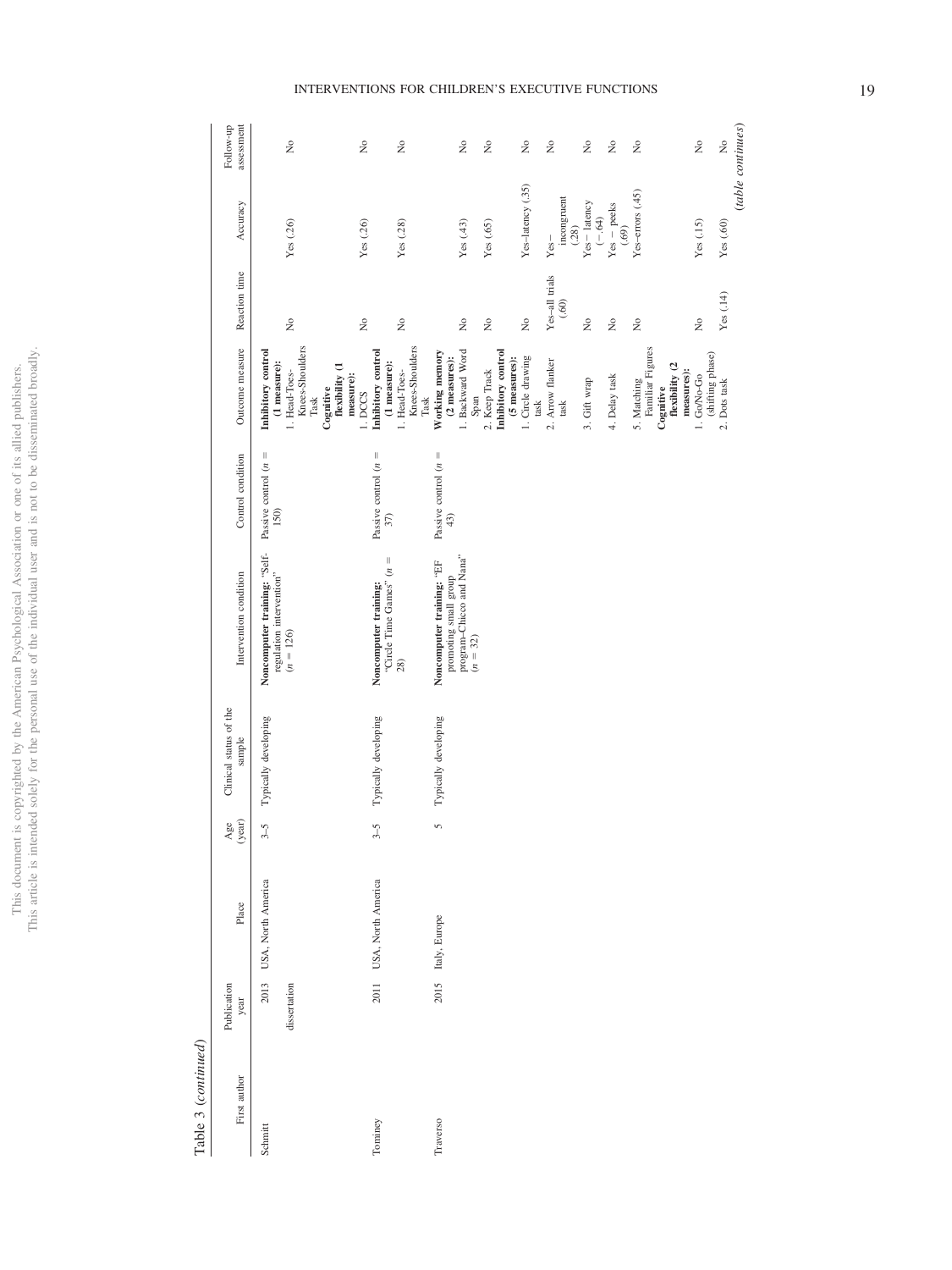Table 3 (*continued*)

| First author | Publication year | Place | Age (year) | Clinical status of the sample | Intervention condition | Control condition | Outcome measure | Reaction time | Accuracy | Follow-up assessment |
|---|---|---|---|---|---|---|---|---|---|---|
| Schmitt | 2013 dissertation | USA, North America | 3–5 | Typically developing | **Noncomputer training:** "Self-regulation intervention" ($n$ = 126) | Passive control ($n$ = 150) | **Inhibitory control (1 measure):** | | | |
| | | | | | | | 1. Head-Toes-Knees-Shoulders Task | No | Yes (.26) | No |
| | | | | | | | **Cognitive flexibility (1 measure):** | | | |
| | | | | | | | 1. DCCS | No | Yes (.26) | No |
| Tominey | 2011 | USA, North America | 3–5 | Typically developing | **Noncomputer training:** "Circle Time Games" ($n$ = 28) | Passive control ($n$ = 37) | **Inhibitory control (1 measure):** | | | |
| | | | | | | | 1. Head-Toes-Knees-Shoulders Task | No | Yes (.28) | No |
| Traverso | 2015 | Italy, Europe | 5 | Typically developing | **Noncomputer training:** "EF promoting small group program-Chicco and Nana" ($n$ = 32) | Passive control ($n$ = 43) | **Working memory (2 measures):** | | | |
| | | | | | | | 1. Backward Word Span | No | Yes (.43) | No |
| | | | | | | | 2. Keep Track | No | Yes (.65) | No |
| | | | | | | | **Inhibitory control (5 measures):** | | | |
| | | | | | | | 1. Circle drawing task | No | Yes–latency (.35) | No |
| | | | | | | | 2. Arrow flanker task | Yes–all trials (.60) | Yes–incongruent (.28) | No |
| | | | | | | | 3. Gift wrap | No | Yes – latency (−.64) | No |
| | | | | | | | 4. Delay task | No | Yes – peeks (.69) | No |
| | | | | | | | 5. Matching Familiar Figures | No | Yes–errors (.45) | No |
| | | | | | | | **Cognitive flexibility (2 measures):** | | | |
| | | | | | | | 1. Go/No-Go (shifting phase) | No | Yes (.15) | No |
| | | | | | | | 2. Dots task | Yes (.14) | Yes (.60) | No |

(*table continues*)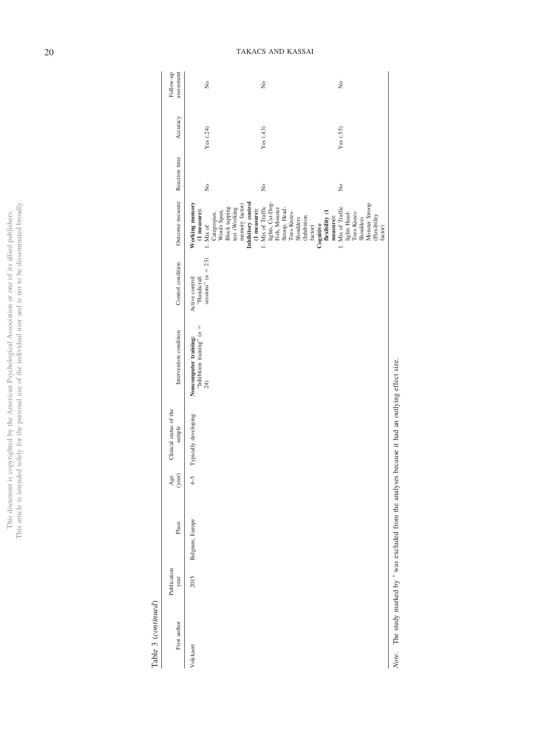Table 3 (*continued*)

| First author | Publication year | Place | Age (year) | Clinical status of the sample | Intervention condition | Control condition | Outcome measure | Reaction time | Accuracy | Follow-up assessment |
|---|---|---|---|---|---|---|---|---|---|---|
| Volckaert | 2015 | Belgium, Europe | 4–5 | Typically developing | **Noncomputer training:** "Inhibition training" ($n$ = 24) | Active control: "Handcraft sessions" ($n$ = 23) | **Working memory (1 measure):** 1. Mix of Categospan, Words Span, Block tapping test (Working memory factor) | No | Yes (.24) | No |
| | | | | | | | **Inhibitory control (1 measure):** 1. Mix of Traffic lights, Cat-Dog-Fish, Monster Stroop, Head-Toes-Knees-Shoulders (Inhibition factor) | No | Yes (.43) | No |
| | | | | | | | **Cognitive flexibility (1 measure):** 1. Mix of Traffic lights Head-Toes-Knees-Shoulders Monster Stroop (Flexibility factor) | No | Yes (.55) | No |

*Note*. The study marked by * was excluded from the analyses because it had an outlying effect size.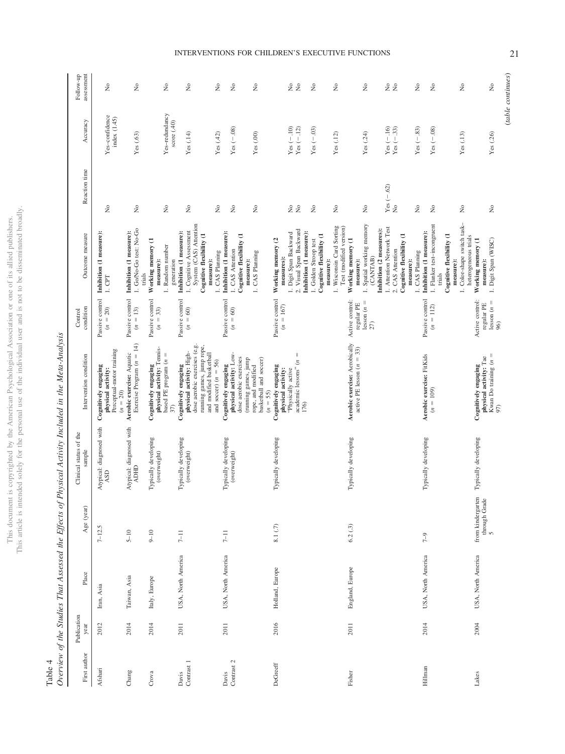Table 4

*Overview of the Studies That Assessed the Effects of Physical Activity Included in the Meta-Analysis*

| First author | Publication year | Place | Age (year) | Clinical status of the sample | Intervention condition | Control condition | Outcome measure | Reaction time | Accuracy | Follow-up assessment |
|---|---|---|---|---|---|---|---|---|---|---|
| Afshari | 2012 | Iran, Asia | 7–12.5 | Atypical: diagnosed with ASD | **Cognitively engaging physical activity:** Perceptual-motor training ($n = 20$) | Passive control ($n = 20$) | **Inhibition (1 measure):** 1. CPT | No | Yes–confidence index (1.45) | No |
| Chang | 2014 | Taiwan, Asia | 5–10 | Atypical: diagnosed with ADHD | **Aerobic exercise:** Aquatic Exercise Program ($n = 14$) | Passive control ($n = 13$) | **Inhibition (1 measure):** 1. Go/No-Go test: No-Go trials | No | Yes (.63) | No |
| Crova | 2014 | Italy, Europe | 9–10 | Typically developing (overweight) | **Cognitively engaging physical activity:** Tennis-based PE program ($n = 37$) | Passive control ($n = 33$) | **Working memory (1 measure):** 1. Random number generation | No | Yes–redundancy score (.40) | No |
| Davis Contrast 1 | 2011 | USA, North America | 7–11 | Typically developing (overweight) | **Cognitively engaging physical activity:** High-dose aerobic exercises (e.g. running games, jump rope, and modified basketball and soccer) ($n = 56$) | Passive control ($n = 60$) | **Inhibition (1 measure):** 1. Cognitive Assessment System (CAS) Attention | No | Yes (.14) | No |
| | | | | | | | **Cognitive flexibility (1 measure):** 1. CAS Planning | No | Yes (.42) | No |
| Davis Contrast 2 | 2011 | USA, North America | 7–11 | Typically developing (overweight) | **Cognitively engaging physical activity:** Low-dose aerobic exercises (running games, jump rope, and modified basketball and soccer) ($n = 55$) | Passive control ($n = 60$) | **Inhibition (1 measure):** 1. CAS Attention | No | Yes (−.08) | No |
| | | | | | | | **Cognitive flexibility (1 measure):** 1. CAS Planning | No | Yes (.00) | No |
| DeGreeff | 2016 | Holland, Europe | 8.1 (.7) | Typically developing | **Cognitively engaging physical activity:** "Physically active academic lessons" ($n = 176$) | Passive control ($n = 167$) | **Working memory (2 measures):** 1. Digit Span Backward | No | Yes (−.10) | No |
| | | | | | | | 2. Visual Span Backward | No | Yes (−.12) | No |
| | | | | | | | **Inhibition (1 measure):** 1. Golden Stroop test | No | Yes (−.03) | No |
| | | | | | | | **Cognitive flexibility (1 measure):** 1. Wisconsin Card Sorting Test (modified version) | No | Yes (.12) | No |
| Fisher | 2011 | England, Europe | 6.2 (.3) | Typically developing | **Aerobic exercise:** Aerobically active PE lesson ($n = 33$) | Active control: regular PE lesson ($n = 27$) | **Working memory (1 measure):** 1. Spatial working memory (CANTAB) | No | Yes (.24) | No |
| | | | | | | | **Inhibition (2 measures):** 1. Attention Network Test | Yes (−.62) | Yes (−.16) | No |
| | | | | | | | 2. CAS Attention | No | Yes (−.33) | No |
| | | | | | | | **Cognitive flexibility (1 measure):** 1. CAS Planning | No | Yes (−.83) | No |
| Hillman | 2014 | USA, North America | 7–9 | Typically developing | **Aerobic exercise:** FitKids ($n = 109$) | Passive control ($n = 112$) | **Inhibition (1 measure):** 1. Flanker test–incongruent trials | No | Yes (−.08) | No |
| | | | | | | | **Cognitive flexibility (1 measure):** 1. Color-shape switch task–heterogeneous trials | No | Yes (.13) | No |
| Lakes | 2004 | USA, North America | from kindergarten through Grade 5 | Typically developing | **Cognitively engaging physical activity:** Tae Kwan Do training ($n = 97$) | Active control: regular PE lesson ($n = 96$) | **Working memory (1 measure):** 1. Digit Span (WISC) | No | Yes (.26) | No |

*(table continues)*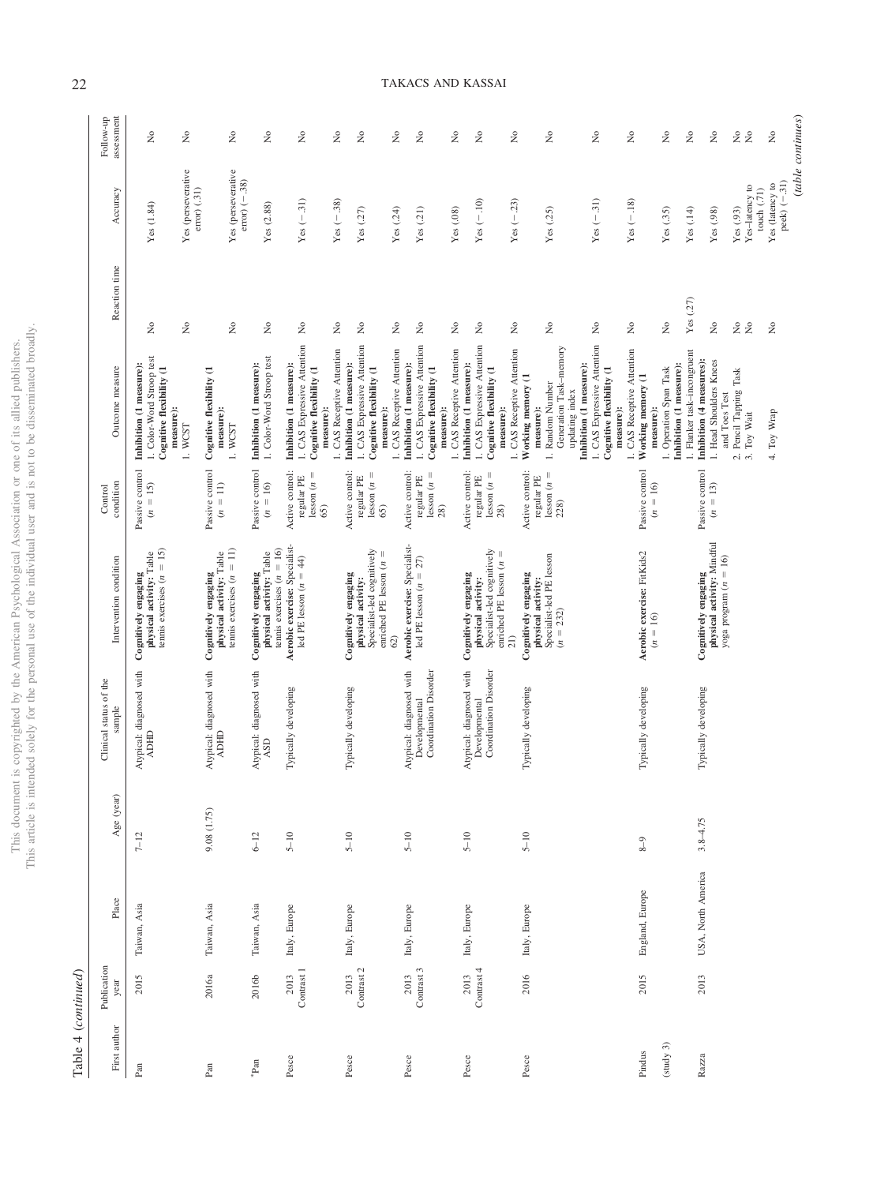Table 4 (continued)

| First author | Publication year | Place | Age (year) | Clinical status of the sample | Intervention condition | Control condition | Outcome measure | Reaction time | Accuracy | Follow-up assessment |
|---|---|---|---|---|---|---|---|---|---|---|
| Pan | 2015 | Taiwan, Asia | 7–12 | Atypical: diagnosed with ADHD | **Cognitively engaging physical activity:** Table tennis exercises ($n$ = 15) | Passive control ($n$ = 15) | **Inhibition (1 measure):** 1. Color-Word Stroop test | No | Yes (1.84) | No |
| | | | | | | | **Cognitive flexibility (1 measure):** 1. WCST | No | Yes (perseverative error) (.31) | No |
| Pan | 2016a | Taiwan, Asia | 9.08 (1.75) | Atypical: diagnosed with ADHD | **Cognitively engaging physical activity:** Table tennis exercises ($n$ = 11) | Passive control ($n$ = 11) | **Cognitive flexibility (1 measure):** 1. WCST | No | Yes (perseverative error) (−.38) | No |
| *Pan | 2016b | Taiwan, Asia | 6–12 | Atypical: diagnosed with ASD | **Cognitively engaging physical activity:** Table tennis exercises ($n$ = 16) | Passive control ($n$ = 16) | **Inhibition (1 measure):** 1. Color-Word Stroop test | No | Yes (2.88) | No |
| Pesce | 2013 Contrast 1 | Italy, Europe | 5–10 | Typically developing | **Aerobic exercise:** Specialist-led PE lesson ($n$ = 44) | Active control: regular PE lesson ($n$ = 65) | **Inhibition (1 measure):** 1. CAS Expressive Attention | No | Yes (−.31) | No |
| | | | | | | | **Cognitive flexibility (1 measure):** 1. CAS Receptive Attention | No | Yes (−.38) | No |
| Pesce | 2013 Contrast 2 | Italy, Europe | 5–10 | Typically developing | **Cognitively engaging physical activity:** Specialist-led cognitively enriched PE lesson ($n$ = 62) | Active control: regular PE lesson ($n$ = 65) | **Inhibition (1 measure):** 1. CAS Expressive Attention | No | Yes (.27) | No |
| | | | | | | | **Cognitive flexibility (1 measure):** 1. CAS Receptive Attention | No | Yes (.24) | No |
| Pesce | 2013 Contrast 3 | Italy, Europe | 5–10 | Atypical: diagnosed with Developmental Coordination Disorder | **Aerobic exercise:** Specialist-led PE lesson ($n$ = 27) | Active control: regular PE lesson ($n$ = 28) | **Inhibition (1 measure):** 1. CAS Expressive Attention | No | Yes (.21) | No |
| | | | | | | | **Cognitive flexibility (1 measure):** 1. CAS Receptive Attention | No | Yes (.08) | No |
| Pesce | 2013 Contrast 4 | Italy, Europe | 5–10 | Atypical: diagnosed with Developmental Coordination Disorder | **Cognitively engaging physical activity:** Specialist-led cognitively enriched PE lesson ($n$ = 21) | Active control: regular PE lesson ($n$ = 28) | **Inhibition (1 measure):** 1. CAS Expressive Attention | No | Yes (−.10) | No |
| | | | | | | | **Cognitive flexibility (1 measure):** 1. CAS Receptive Attention | No | Yes (−.23) | No |
| Pesce | 2016 | Italy, Europe | 5–10 | Typically developing | **Cognitively engaging physical activity:** Specialist-led PE lesson ($n$ = 232) | Active control: regular PE lesson ($n$ = 228) | **Working memory (1 measure):** 1. Random Number Generation Task–memory updating index | No | Yes (.25) | No |
| | | | | | | | **Inhibition (1 measure):** 1. CAS Expressive Attention | No | Yes (−.31) | No |
| | | | | | | | **Cognitive flexibility (1 measure):** 1. CAS Receptive Attention | No | Yes (−.18) | No |
| Pindus (study 3) | 2015 | England, Europe | 8–9 | Typically developing | **Aerobic exercise:** FitKids2 ($n$ = 16) | Passive control ($n$ = 16) | **Working memory (1 measure):** 1. Operation Span Task | No | Yes (.35) | No |
| | | | | | | | **Inhibition (1 measure):** 1. Flanker task–incongruent | Yes (.27) | Yes (.14) | No |
| Razza | 2013 | USA, North America | 3.8–4.75 | Typically developing | **Cognitively engaging physical activity:** Mindful yoga program ($n$ = 16) | Passive control ($n$ = 13) | **Inhibition (4 measures):** 1. Head Shoulders Knees and Toes Test | No | Yes (.98) | No |
| | | | | | | | 2. Pencil Tapping Task | No | Yes (.93) | No |
| | | | | | | | 3. Toy Wait | No | Yes–latency to touch (.71) | No |
| | | | | | | | 4. Toy Wrap | No | Yes (latency to peek) (−.31) | No |

(*table continues*)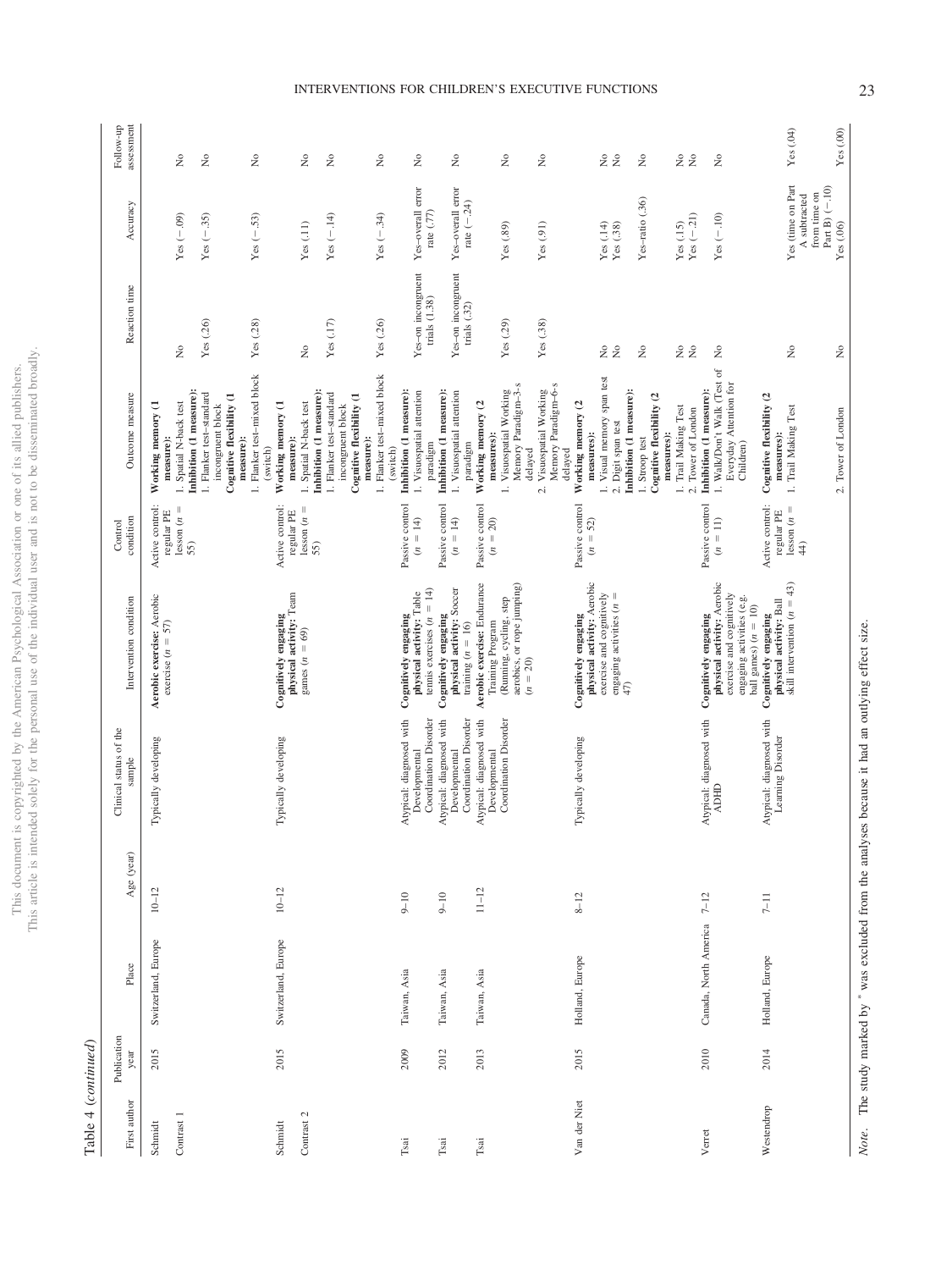Table 4 (*continued*)

| First author | Publication year | Place | Age (year) | Clinical status of the sample | Intervention condition | Control condition | Outcome measure | Reaction time | Accuracy | Follow-up assessment |
|---|---|---|---|---|---|---|---|---|---|---|
| Schmidt Contrast 1 | 2015 | Switzerland, Europe | 10–12 | Typically developing | **Aerobic exercise:** Aerobic exercise ($n$ = 57) | Active control: regular PE lesson ($n$ = 55) | **Working memory (1 measure):** | | | |
| | | | | | | | 1. Spatial N-back test | No | Yes (−.09) | No |
| | | | | | | | **Inhibition (1 measure):** | | | |
| | | | | | | | 1. Flanker test–standard incongruent block | Yes (.26) | Yes (−.35) | No |
| | | | | | | | **Cognitive flexibility (1 measure):** | | | |
| | | | | | | | 1. Flanker test–mixed block (switch) | Yes (.28) | Yes (−.53) | No |
| Schmidt Contrast 2 | 2015 | Switzerland, Europe | 10–12 | Typically developing | **Cognitively engaging physical activity:** Team games ($n$ = 69) | Active control: regular PE lesson ($n$ = 55) | **Working memory (1 measure):** | | | |
| | | | | | | | 1. Spatial N-back test | No | Yes (.11) | No |
| | | | | | | | **Inhibition (1 measure):** | | | |
| | | | | | | | 1. Flanker test–standard incongruent block | Yes (.17) | Yes (−.14) | No |
| | | | | | | | **Cognitive flexibility (1 measure):** | | | |
| | | | | | | | 1. Flanker test–mixed block (switch) | Yes (.26) | Yes (−.34) | No |
| Tsai | 2009 | Taiwan, Asia | 9–10 | Atypical: diagnosed with Developmental Coordination Disorder | **Cognitively engaging physical activity:** Table tennis exercises ($n$ = 14) | Passive control ($n$ = 14) | **Inhibition (1 measure):** | | | |
| | | | | | | | 1. Visuospatial attention paradigm | Yes–on incongruent trials (1.38) | Yes–overall error rate (.77) | No |
| Tsai | 2012 | Taiwan, Asia | 9–10 | Atypical: diagnosed with Developmental Coordination Disorder | **Cognitively engaging physical activity:** Soccer training ($n$ = 16) | Passive control ($n$ = 14) | **Inhibition (1 measure):** | | | |
| | | | | | | | 1. Visuospatial attention paradigm | Yes–on incongruent trials (.32) | Yes–overall error rate (−.24) | No |
| Tsai | 2013 | Taiwan, Asia | 11–12 | Atypical: diagnosed with Developmental Coordination Disorder | **Aerobic exercise:** Endurance Training Program (Running, cycling, step aerobics, or rope jumping) ($n$ = 20) | Passive control ($n$ = 20) | **Working memory (2 measures):** | | | |
| | | | | | | | 1. Visuospatial Working Memory Paradigm–3-s delayed | Yes (.29) | Yes (.89) | No |
| | | | | | | | 2. Visuospatial Working Memory Paradigm–6-s delayed | Yes (.38) | Yes (.91) | No |
| Van der Niet | 2015 | Holland, Europe | 8–12 | Typically developing | **Cognitively engaging physical activity:** Aerobic exercise and cognitively engaging activities ($n$ = 47) | Passive control ($n$ = 52) | **Working memory (2 measures):** | | | |
| | | | | | | | 1. Visual memory span test | No | Yes (.14) | No |
| | | | | | | | 2. Digit span test | No | Yes (.38) | No |
| | | | | | | | **Inhibition (1 measure):** | | | |
| | | | | | | | 1. Stroop test | No | Yes–ratio (.36) | No |
| | | | | | | | **Cognitive flexibility (2 measures):** | | | |
| | | | | | | | 1. Trail Making Test | No | Yes (.15) | No |
| | | | | | | | 2. Tower of London | No | Yes (−.21) | No |
| Verret | 2010 | Canada, North America | 7–12 | Atypical: diagnosed with ADHD | **Cognitively engaging physical activity:** Aerobic exercise and cognitively engaging activities (e.g. ball games) ($n$ = 10) | Passive control ($n$ = 11) | **Inhibition (1 measure):** | | | |
| | | | | | | | 1. Walk/Don't Walk (Test of Everyday Attention for Children) | No | Yes (−.10) | No |
| Westendrop | 2014 | Holland, Europe | 7–11 | Atypical: diagnosed with Learning Disorder | **Cognitively engaging physical activity:** Ball skill intervention ($n$ = 43) | Active control: regular PE lesson ($n$ = 44) | **Cognitive flexibility (2 measures):** | | | |
| | | | | | | | 1. Trail Making Test | No | Yes (time on Part A subtracted from time on Part B) (−.10) | Yes (.04) |
| | | | | | | | 2. Tower of London | No | Yes (.06) | Yes (.00) |

*Note.* The study marked by * was excluded from the analyses because it had an outlying effect size.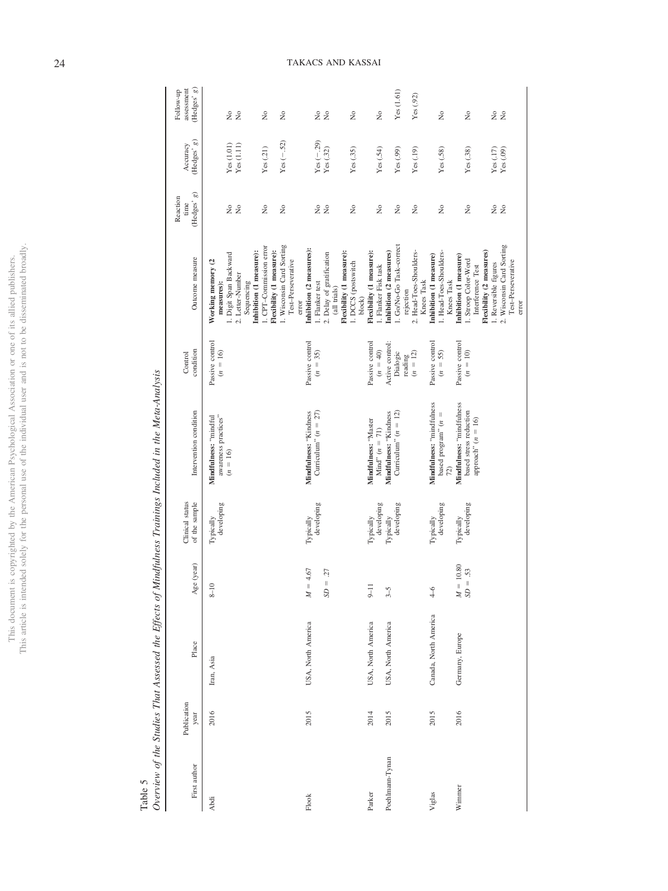Table 5
*Overview of the Studies That Assessed the Effects of Mindfulness Trainings Included in the Meta-Analysis*

| First author | Publication year | Place | Age (year) | Clinical status of the sample | Intervention condition | Control condition | Outcome measure | Reaction time (Hedges' *g*) | Accuracy (Hedges' *g*) | Follow-up assessment (Hedges' *g*) |
|---|---|---|---|---|---|---|---|---|---|---|
| Abdi | 2016 | Iran, Asia | 8–10 | Typically developing | **Mindfulness:** "mindful awareness practices" ($n = 16$) | Passive control ($n = 16$) | **Working memory (2 measures):** | | | |
| | | | | | | | 1. Digit Span Backward | No | Yes (1.01) | No |
| | | | | | | | 2. Letter-Number Sequencing | No | Yes (1.11) | No |
| | | | | | | | **Inhibition (1 measure):** | | | |
| | | | | | | | 1. CPT–Commission error | No | Yes (.21) | No |
| | | | | | | | **Flexibility (1 measure):** | | | |
| | | | | | | | 1. Wisconsin Card Sorting Test–Perseverative error | No | Yes (−.52) | No |
| Flook | 2015 | USA, North America | $M = 4.67$ $SD = .27$ | Typically developing | **Mindfulness:** "Kindness Curriculum" ($n = 27$) | Passive control ($n = 35$) | **Inhibition (2 measures):** | | | |
| | | | | | | | 1. Flanker test | No | Yes (−.29) | No |
| | | | | | | | 2. Delay of gratification (all trials) | No | Yes (.32) | No |
| | | | | | | | **Flexibility (1 measure):** | | | |
| | | | | | | | 1. DCCS (postswitch block) | No | Yes (.35) | No |
| Parker | 2014 | USA, North America | 9–11 | Typically developing | **Mindfulness:** "Master Mind" ($n = 71$) | Passive control ($n = 40$) | **Flexibility (1 measure):** | | | |
| | | | | | | | 1. Flanker Fisk task | No | Yes (.54) | No |
| Poehlmann-Tynan | 2015 | USA, North America | 3–5 | Typically developing | **Mindfulness:** "Kindness Curriculum" ($n = 12$) | Active control: Dialogic reading ($n = 12$) | **Inhibition (2 measures)** | | | |
| | | | | | | | 1. Go/No-Go Task–correct rejection | No | Yes (.99) | Yes (1.61) |
| | | | | | | | 2. Head-Toes-Shoulders-Knees Task | No | Yes (.19) | Yes (.92) |
| Viglas | 2015 | Canada, North America | 4–6 | Typically developing | **Mindfulness:** "mindfulness based program" ($n = 72$) | Passive control ($n = 55$) | **Inhibition (1 measure)** | | | |
| | | | | | | | 1. Head-Toes-Shoulders-Knees Task | No | Yes (.58) | No |
| Wimmer | 2016 | Germany, Europe | $M = 10.80$ $SD = .53$ | Typically developing | **Mindfulness:** "mindfulness based stress reduction approach" ($n = 16$) | Passive control ($n = 10$) | **Inhibition (1 measure)** | | | |
| | | | | | | | 1. Stroop Color-Word Interference Test | No | Yes (.38) | No |
| | | | | | | | **Flexibility (2 measures)** | | | |
| | | | | | | | 1. Reversible figures | No | Yes (.17) | No |
| | | | | | | | 2. Wisconsin Card Sorting Test–Perseverative error | No | Yes (.09) | No |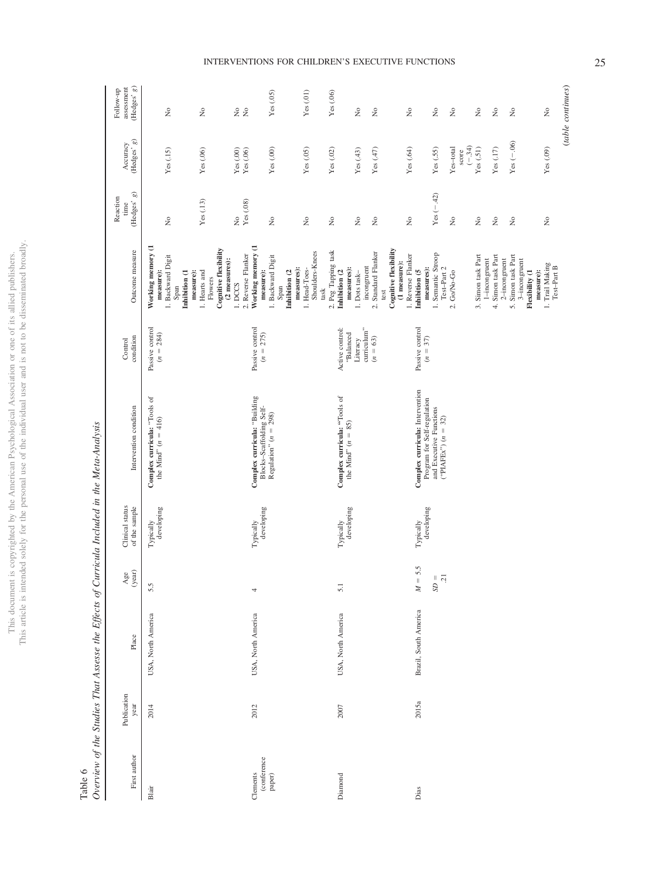Table 6
*Overview of the Studies That Assesse the Effects of Curricula Included in the Meta-Analysis*

| First author | Publication year | Place | Age (year) | Clinical status of the sample | Intervention condition | Control condition | Outcome measure | Reaction time (Hedges' g) | Accuracy (Hedges' g) | Follow-up assessment (Hedges' g) |
|---|---|---|---|---|---|---|---|---|---|---|
| Blair | 2014 | USA, North America | 5.5 | Typically developing | **Complex curricula:** "Tools of the Mind" ($n = 416$) | Passive control ($n = 284$) | **Working memory (1 measure):** | | | |
| | | | | | | | 1. Backward Digit Span | No | Yes (.15) | No |
| | | | | | | | **Inhibition (1 measure):** | | | |
| | | | | | | | 1. Hearts and Flowers | Yes (.13) | Yes (.06) | No |
| | | | | | | | **Cognitive flexibility (2 measures):** | | | |
| | | | | | | | 1. DCCS | No | Yes (.00) | No |
| | | | | | | | 2. Reverse Flanker | Yes (.08) | Yes (.06) | No |
| Clements (conference paper) | 2012 | USA, North America | 4 | Typically developing | **Complex curricula:** "Building Blocks–Scaffolding Self-Regulation" ($n = 298$) | Passive control ($n = 275$) | **Working memory (1 measure):** | | | |
| | | | | | | | 1. Backward Digit Span | No | Yes (.00) | Yes (.05) |
| | | | | | | | **Inhibition (2 measures):** | | | |
| | | | | | | | 1. Head-Toes-Shoulders-Knees task | No | Yes (.05) | Yes (.01) |
| | | | | | | | 2. Peg Tapping task | No | Yes (.02) | Yes (.06) |
| Diamond | 2007 | USA, North America | 5.1 | Typically developing | **Complex curricula:** "Tools of the Mind" ($n = 85$) | Active control: "Balanced Literacy curriculum" ($n = 63$) | **Inhibition (2 measures):** | | | |
| | | | | | | | 1. Dots task–incongruent | No | Yes (.43) | No |
| | | | | | | | 2. Standard Flanker test | No | Yes (.47) | No |
| | | | | | | | **Cognitive flexibility (1 measure):** | | | |
| | | | | | | | 1. Reverse Flanker | No | Yes (.64) | No |
| Dias | 2015a | Brazil, South America | $M = 5.5$ $SD = .21$ | Typically developing | **Complex curricula:** Intervention Program for Self-regulation and Executive Functions ("PIAFEx") ($n = 32$) | Passive control ($n = 37$) | **Inhibition (5 measures):** | | | |
| | | | | | | | 1. Semantic Stroop Test–Part 2 | Yes (−.42) | Yes (.55) | No |
| | | | | | | | 2. Go/No-Go | No | Yes–total score (−.34) | No |
| | | | | | | | 3. Simon task Part 1–incongruent | No | Yes (.51) | No |
| | | | | | | | 4. Simon task Part 2–incongruent | No | Yes (.17) | No |
| | | | | | | | 5. Simon task Part 3–incongruent | No | Yes (−.06) | No |
| | | | | | | | **Flexibility (1 measure):** | | | |
| | | | | | | | 1. Trail Making Test–Part B | No | Yes (.09) | No |

*(table continues)*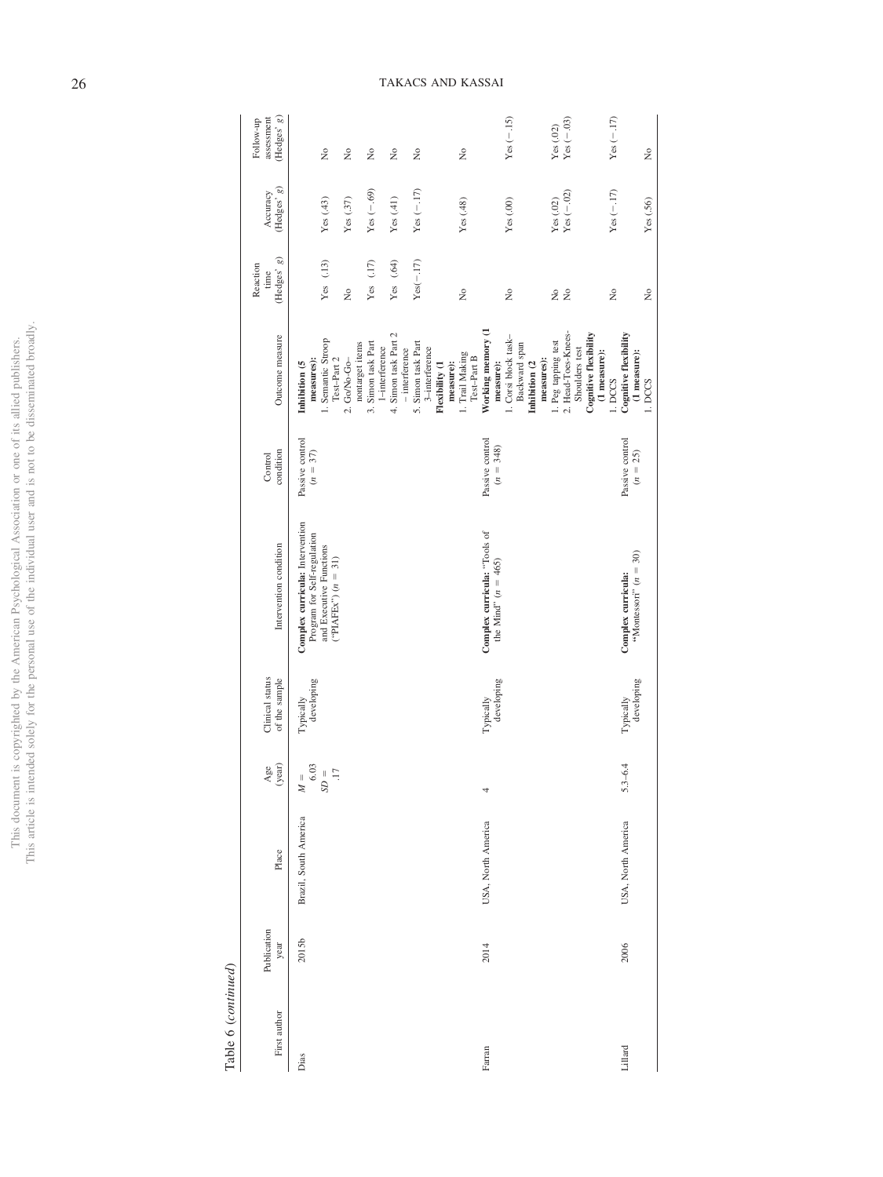Table 6 (*continued*)

| First author | Publication year | Place | Age (year) | Clinical status of the sample | Intervention condition | Control condition | Outcome measure | Reaction time (Hedges' *g*) | Accuracy (Hedges' *g*) | Follow-up assessment (Hedges' *g*) |
|---|---|---|---|---|---|---|---|---|---|---|
| Dias | 2015b | Brazil, South America | $M = 6.03$ $SD = .17$ | Typically developing | **Complex curricula:** Intervention Program for Self-regulation and Executive Functions ("PIAFEx") ($n = 31$) | Passive control ($n = 37$) | **Inhibition (5 measures):** | | | |
| | | | | | | | 1. Semantic Stroop Test–Part 2 | Yes (.13) | Yes (.43) | No |
| | | | | | | | 2. Go/No-Go–nontarget items | No | Yes (.37) | No |
| | | | | | | | 3. Simon task Part 1–interference | Yes (.17) | Yes (−.69) | No |
| | | | | | | | 4. Simon task Part 2 – interference | Yes (.64) | Yes (.41) | No |
| | | | | | | | 5. Simon task Part 3–interference | Yes(−.17) | Yes (−.17) | No |
| | | | | | | | **Flexibility (1 measure):** | | | |
| | | | | | | | 1. Trail Making Test–Part B | No | Yes (.48) | No |
| Farran | 2014 | USA, North America | 4 | Typically developing | **Complex curricula:** "Tools of the Mind" ($n = 465$) | Passive control ($n = 348$) | **Working memory (1 measure):** | | | |
| | | | | | | | 1. Corsi block task–Backward span | No | Yes (.00) | Yes (−.15) |
| | | | | | | | **Inhibition (2 measures):** | | | |
| | | | | | | | 1. Peg tapping test | No | Yes (.02) | Yes (.02) |
| | | | | | | | 2. Head-Toes-Knees-Shoulders test | No | Yes (−.02) | Yes (−.03) |
| | | | | | | | **Cognitive flexibility (1 measure):** | | | |
| | | | | | | | 1. DCCS | No | Yes (−.17) | Yes (−.17) |
| Lillard | 2006 | USA, North America | 5.3–6.4 | Typically developing | **Complex curricula:** "Montessori" ($n = 30$) | Passive control ($n = 25$) | **Cognitive flexibility (1 measure):** | | | |
| | | | | | | | 1. DCCS | No | Yes (.56) | No |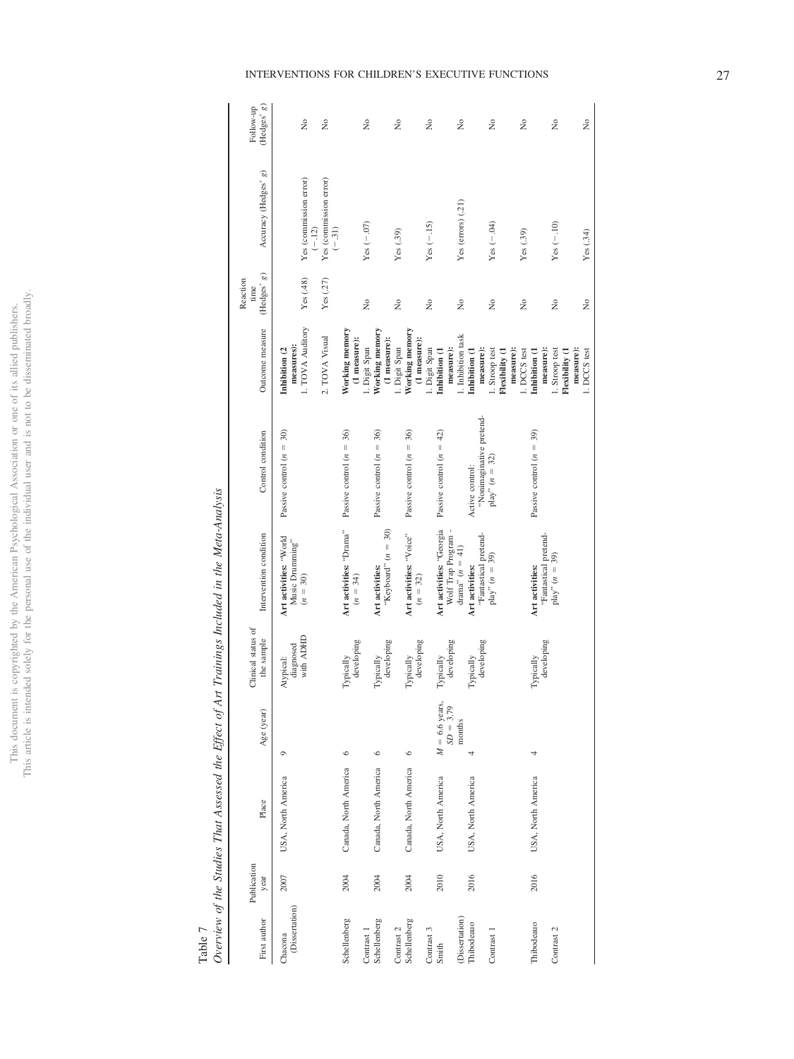Table 7

*Overview of the Studies That Assessed the Effect of Art Trainings Included in the Meta-Analysis*

| First author | Publication year | Place | Age (year) | Clinical status of the sample | Intervention condition | Control condition | Outcome measure | Reaction time (Hedges' *g*) | Accuracy (Hedges' *g*) | Follow-up (Hedges' *g*) |
|---|---|---|---|---|---|---|---|---|---|---|
| Chacona (Dissertation) | 2007 | USA, North America | 9 | Atypical: diagnosed with ADHD | **Art activities**: "World Music Drumming" ($n = 30$) | Passive control ($n = 30$) | **Inhibition (2 measures):** | | | |
| | | | | | | | 1. TOVA Auditory | Yes (.48) | Yes (commission error) (−.12) | No |
| | | | | | | | 2. TOVA Visual | Yes (.27) | Yes (commission error) (−.31) | No |
| Schellenberg Contrast 1 | 2004 | Canada, North America | 6 | Typically developing | **Art activities**: "Drama" ($n = 34$) | Passive control ($n = 36$) | **Working memory (1 measure):** 1. Digit Span | No | Yes (−.07) | No |
| Schellenberg Contrast 2 | 2004 | Canada, North America | 6 | Typically developing | **Art activities**: "Keyboard" ($n = 30$) | Passive control ($n = 36$) | **Working memory (1 measure):** 1. Digit Span | No | Yes (.39) | No |
| Schellenberg Contrast 3 | 2004 | Canada, North America | 6 | Typically developing | **Art activities**: "Voice" ($n = 32$) | Passive control ($n = 36$) | **Working memory (1 measure):** 1. Digit Span | No | Yes (−.15) | No |
| Smith (Dissertation) | 2010 | USA, North America | $M$ = 6.6 years, $SD$ = 3.79 months | Typically developing | **Art activities**: "Georgia Wolf Trap Program - drama" ($n = 41$) | Passive control ($n = 42$) | **Inhibition (1 measure):** 1. Inhibition task | No | Yes (errors) (.21) | No |
| Thibodeauo Contrast 1 | 2016 | USA, North America | 4 | Typically developing | **Art activities**: "Fantastical pretend-play" ($n = 39$) | Active control: "Nonimaginative pretend-play" ($n = 32$) | **Inhibition (1 measure):** 1. Stroop test | No | Yes (−.04) | No |
| | | | | | | | **Flexibility (1 measure):** 1. DCCS test | No | Yes (.39) | No |
| Thibodeauo Contrast 2 | 2016 | USA, North America | 4 | Typically developing | **Art activities**: "Fantastical pretend-play" ($n = 39$) | Passive control ($n = 39$) | **Inhibition (1 measure):** 1. Stroop test | No | Yes (−.10) | No |
| | | | | | | | **Flexibility (1 measure):** 1. DCCS test | No | Yes (.34) | No |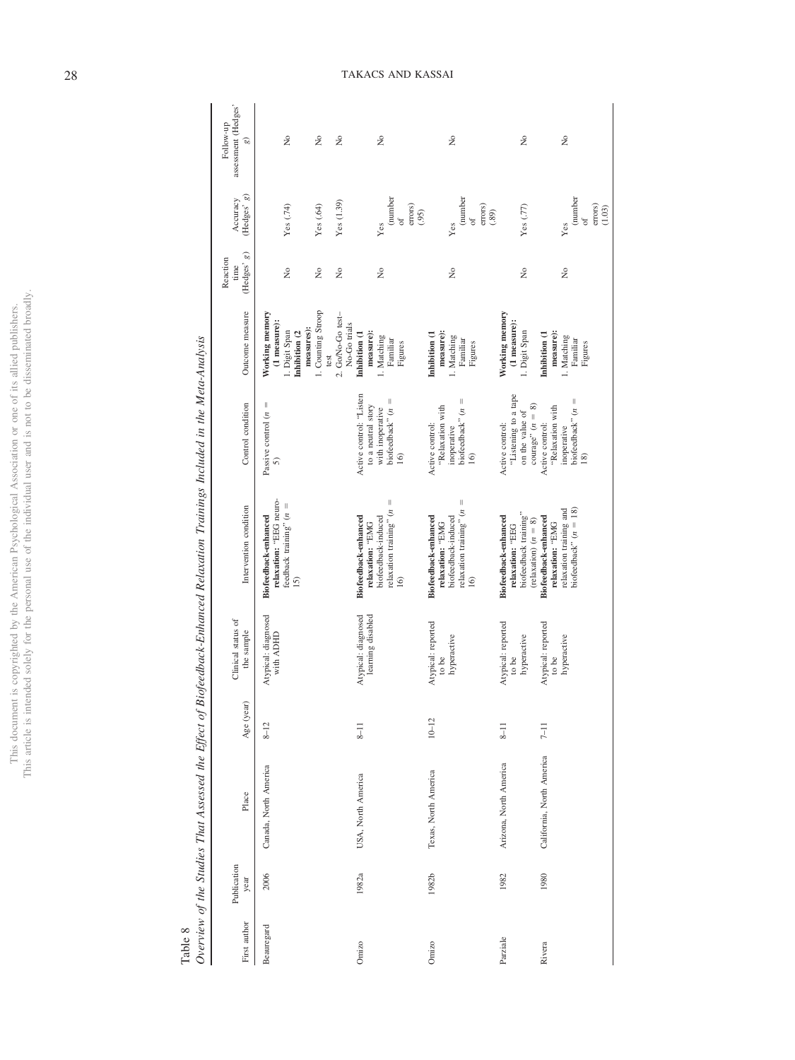Table 8

*Overview of the Studies That Assessed the Effect of Biofeedback-Enhanced Relaxation Trainings Included in the Meta-Analysis*

| First author | Publication year | Place | Age (year) | Clinical status of the sample | Intervention condition | Control condition | Outcome measure | Reaction time (Hedges' *g*) | Accuracy (Hedges' *g*) | Follow-up assessment (Hedges' *g*) |
|---|---|---|---|---|---|---|---|---|---|---|
| Beauregard | 2006 | Canada, North America | 8–12 | Atypical: diagnosed with ADHD | **Biofeedback-enhanced relaxation:** "EEG neuro-feedback training" (*n* = 15) | Passive control (*n* = 5) | **Working memory (1 measure):** 1. Digit Span | No | Yes (.74) | No |
| | | | | | | | **Inhibition (2 measures):** 1. Counting Stroop test | No | Yes (.64) | No |
| | | | | | | | 2. Go/No-Go test–No-Go trials | No | Yes (1.39) | No |
| Omizo | 1982a | USA, North America | 8–11 | Atypical: diagnosed learning disabled | **Biofeedback-enhanced relaxation:** "EMG biofeedback-induced relaxation training" (*n* = 16) | Active control: "Listen to a neutral story with inoperative biofeedback" (*n* = 16) | **Inhibition (1 measure):** 1. Matching Familiar Figures | No | Yes (number of errors) (.95) | No |
| Omizo | 1982b | Texas, North America | 10–12 | Atypical: reported to be hyperactive | **Biofeedback-enhanced relaxation:** "EMG biofeedback-induced relaxation training" (*n* = 16) | Active control: "Relaxation with inoperative biofeedback" (*n* = 16) | **Inhibition (1 measure):** 1. Matching Familiar Figures | No | Yes (number of errors) (.89) | No |
| Parziale | 1982 | Arizona, North America | 8–11 | Atypical: reported to be hyperactive | **Biofeedback-enhanced relaxation:** "EEG biofeedback training" (relaxation) (*n* = 8) | Active control: "Listening to a tape on the value of courage" (*n* = 8) | **Working memory (1 measure):** 1. Digit Span | No | Yes (.77) | No |
| Rivera | 1980 | California, North America | 7–11 | Atypical: reported to be hyperactive | **Biofeedback-enhanced relaxation:** "EMG relaxation training and biofeedback" (*n* = 18) | Active control: "Relaxation with inoperative biofeedback" (*n* = 18) | **Inhibition (1 measure):** 1. Matching Familiar Figures | No | Yes (number of errors) (1.03) | No |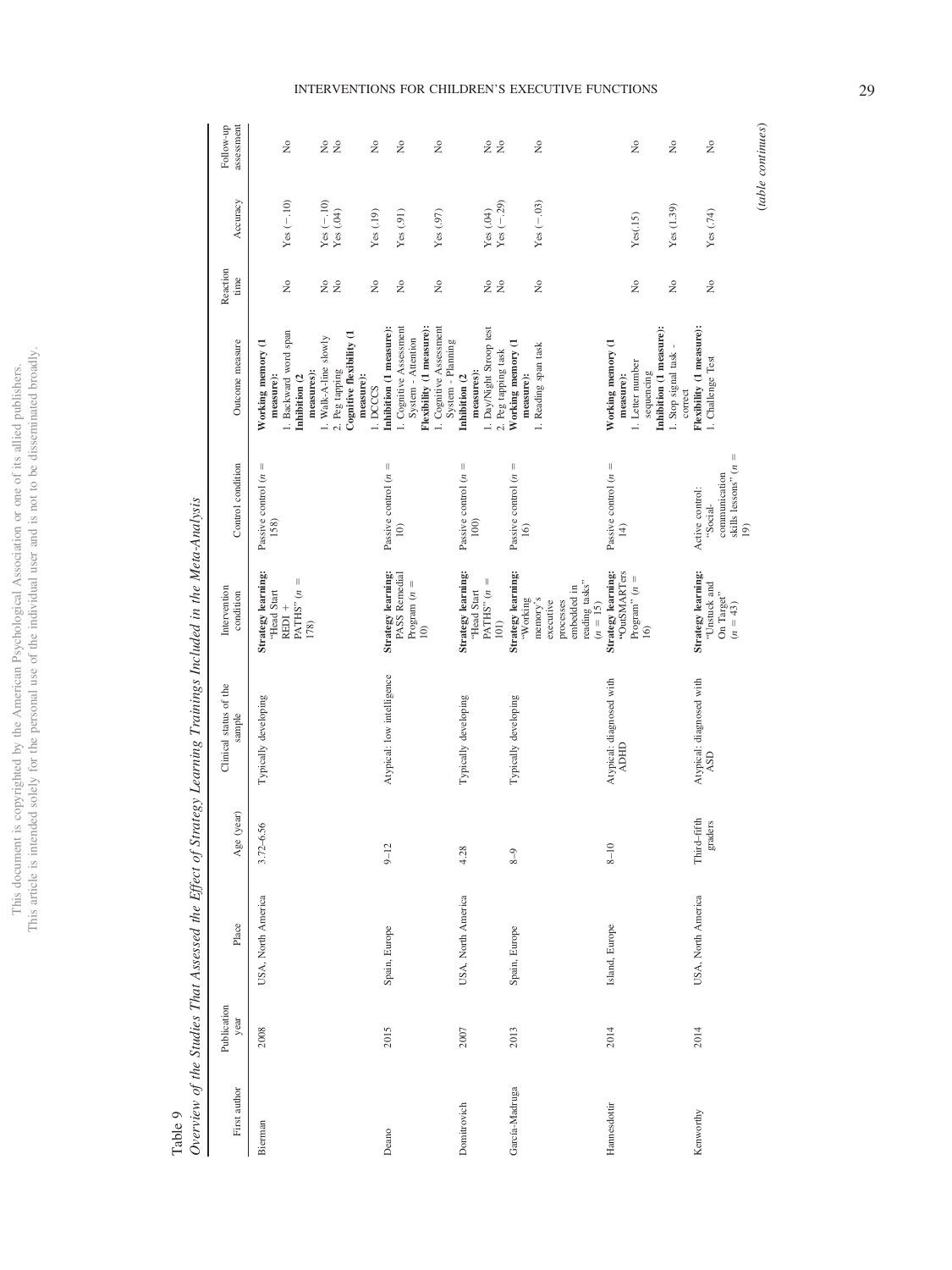Table 9

*Overview of the Studies That Assessed the Effect of Strategy Learning Trainings Included in the Meta-Analysis*

| First author | Publication year | Place | Age (year) | Clinical status of the sample | Intervention condition | Control condition | Outcome measure | Reaction time | Accuracy | Follow-up assessment |
|---|---|---|---|---|---|---|---|---|---|---|
| Bierman | 2008 | USA, North America | 3.72–6.56 | Typically developing | **Strategy learning:** "Head Start REDI + PATHS" (*n* = 178) | Passive control (*n* = 158) | **Working memory (1 measure):** | | | |
| | | | | | | | 1. Backward word span | No | Yes (−.10) | No |
| | | | | | | | **Inhibition (2 measures):** | | | |
| | | | | | | | 1. Walk-A-line slowly | No | Yes (−.10) | No |
| | | | | | | | 2. Peg tapping | No | Yes (.04) | No |
| | | | | | | | **Cognitive flexibility (1 measure):** | | | |
| | | | | | | | 1. DCCS | No | Yes (.19) | No |
| Deano | 2015 | Spain, Europe | 9–12 | Atypical: low intelligence | **Strategy learning:** PASS Remedial Program (*n* = 10) | Passive control (*n* = 10) | **Inhibition (1 measure):** | | | |
| | | | | | | | 1. Cognitive Assessment System - Attention | No | Yes (.91) | No |
| | | | | | | | **Flexibility (1 measure):** | | | |
| | | | | | | | 1. Cognitive Assessment System - Planning | No | Yes (.97) | No |
| Domitrovich | 2007 | USA, North America | 4.28 | Typically developing | **Strategy learning:** "Head Start PATHS" (*n* = 101) | Passive control (*n* = 100) | **Inhibition (2 measures):** | | | |
| | | | | | | | 1. Day/Night Stroop test | No | Yes (.04) | No |
| | | | | | | | 2. Peg tapping task | No | Yes (−.29) | No |
| García-Madruga | 2013 | Spain, Europe | 8–9 | Typically developing | **Strategy learning:** "Working memory's executive processes embedded in reading tasks" (*n* = 15) | Passive control (*n* = 16) | **Working memory (1 measure):** | | | |
| | | | | | | | 1. Reading span task | No | Yes (−.03) | No |
| Hannesdotir | 2014 | Island, Europe | 8–10 | Atypical: diagnosed with ADHD | **Strategy learning:** "OutSMARTers Program" (*n* = 16) | Passive control (*n* = 14) | **Working memory (1 measure):** | | | |
| | | | | | | | 1. Letter number sequencing | No | Yes(.15) | No |
| | | | | | | | **Inhibition (1 measure):** | | | |
| | | | | | | | 1. Stop signal task - correct | No | Yes (1.39) | No |
| Kenworthy | 2014 | USA, North America | Third–fifth graders | Atypical: diagnosed with ASD | **Strategy learning:** "Unstuck and On Target" (*n* = 43) | Active control: "Social-communication skills lessons" (*n* = 19) | **Flexibility (1 measure):** | | | |
| | | | | | | | 1. Challenge Test | No | Yes (.74) | No |

(*table continues*)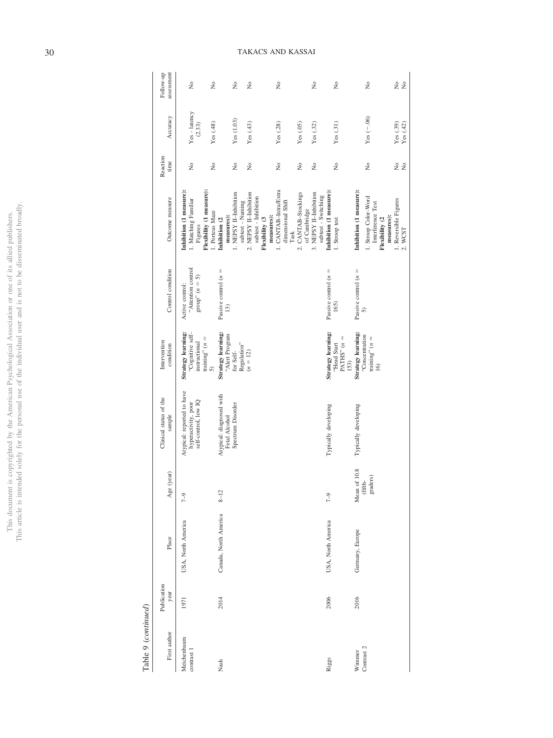Table 9 (*continued*)

| First author | Publication year | Place | Age (year) | Clinical status of the sample | Intervention condition | Control condition | Outcome measure | Reaction time | Accuracy | Follow-up assessment |
|---|---|---|---|---|---|---|---|---|---|---|
| Meichenbaum contrast 1 | 1971 | USA, North America | 7–9 | Atypical: reported to have hyperactivity, poor self-control, low IQ | **Strategy learning:** "Cognitive self-instructional training" ($n$ = 5) | Active control: "Attention control group" ($n$ = 5) | **Inhibition (1 measure):** | | | |
| | | | | | | | 1. Matching Familiar Figures | No | Yes - latency (2.33) | No |
| | | | | | | | **Flexibility (1 measure):** | | | |
| | | | | | | | 1. Porteus Maze | No | Yes (.48) | No |
| Nash | 2014 | Canada, North America | 8–12 | Atypical: diagnosed with Fetal Alcohol Spectrum Disorder | **Strategy learning:** "Alert Program for Self-Regulation" ($n$ = 12) | Passive control ($n$ = 13) | **Inhibition (2 measures):** | | | |
| | | | | | | | 1. NEPSY II–Inhibition subtest - Naming | No | Yes (1.03) | No |
| | | | | | | | 2. NEPSY II–Inhibition subtest - Inhibition | No | Yes (.43) | No |
| | | | | | | | **Flexibility (3 measures):** | | | |
| | | | | | | | 1. CANTAB–Intra/Extra dimensional Shift Task | No | Yes (.28) | No |
| | | | | | | | 2. CANTAB–Stockings of Cambridge | No | Yes (.05) | |
| | | | | | | | 3. NEPSY II–Inhibition subtest - Switching | No | Yes (.32) | No |
| Riggs | 2006 | USA, North America | 7–9 | Typically developing | **Strategy learning:** "Head Start PATHS" ($n$ = 153) | Passive control ($n$ = 165) | **Inhibition (1 measure):** | | | |
| | | | | | | | 1. Stroop test | No | Yes (.31) | No |
| Wimmer Contrast 2 | 2016 | Germany, Europe | Mean of 10.8 (fifth-graders) | Typically developing | **Strategy learning:** "Concentration training" ($n$ = 16) | Passive control ($n$ = 5) | **Inhibition (1 measure):** | | | |
| | | | | | | | 1. Stroop Color-Word Interference Test | No | Yes (−.06) | No |
| | | | | | | | **Flexibility (2 measures):** | | | |
| | | | | | | | 1. Reversible Figures | No | Yes (.39) | No |
| | | | | | | | 2. WCST | No | Yes (.42) | No |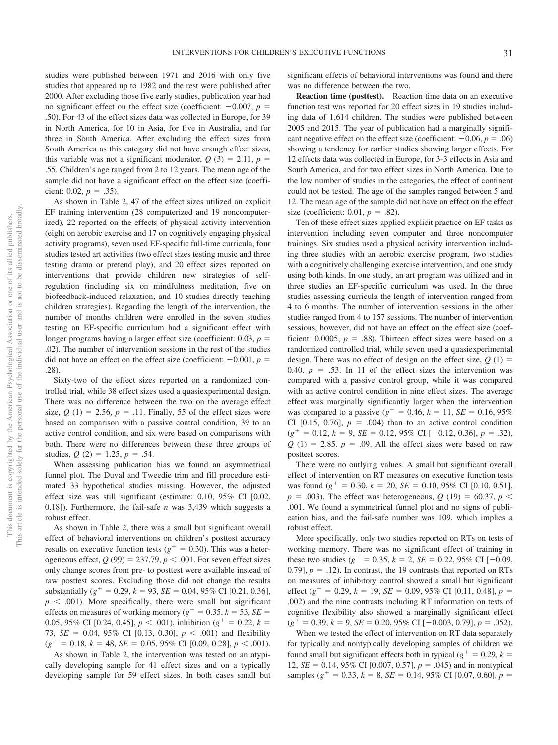studies were published between 1971 and 2016 with only five studies that appeared up to 1982 and the rest were published after 2000. After excluding those five early studies, publication year had no significant effect on the effect size (coefficient: −0.007, $p$ = .50). For 43 of the effect sizes data was collected in Europe, for 39 in North America, for 10 in Asia, for five in Australia, and for three in South America. After excluding the effect sizes from South America as this category did not have enough effect sizes, this variable was not a significant moderator, $Q$ (3) = 2.11, $p$ = .55. Children's age ranged from 2 to 12 years. The mean age of the sample did not have a significant effect on the effect size (coefficient: 0.02, $p$ = .35).

As shown in Table 2, 47 of the effect sizes utilized an explicit EF training intervention (28 computerized and 19 noncomputerized), 22 reported on the effects of physical activity intervention (eight on aerobic exercise and 17 on cognitively engaging physical activity programs), seven used EF-specific full-time curricula, four studies tested art activities (two effect sizes testing music and three testing drama or pretend play), and 20 effect sizes reported on interventions that provide children new strategies of self-regulation (including six on mindfulness meditation, five on biofeedback-induced relaxation, and 10 studies directly teaching children strategies). Regarding the length of the intervention, the number of months children were enrolled in the seven studies testing an EF-specific curriculum had a significant effect with longer programs having a larger effect size (coefficient: 0.03, $p$ = .02). The number of intervention sessions in the rest of the studies did not have an effect on the effect size (coefficient: −0.001, $p$ = .28).

Sixty-two of the effect sizes reported on a randomized controlled trial, while 38 effect sizes used a quasiexperimental design. There was no difference between the two on the average effect size, $Q$ (1) = 2.56, $p$ = .11. Finally, 55 of the effect sizes were based on comparison with a passive control condition, 39 to an active control condition, and six were based on comparisons with both. There were no differences between these three groups of studies, $Q$ (2) = 1.25, $p$ = .54.

When assessing publication bias we found an asymmetrical funnel plot. The Duval and Tweedie trim and fill procedure estimated 33 hypothetical studies missing. However, the adjusted effect size was still significant (estimate: 0.10, 95% CI [0.02, 0.18]). Furthermore, the fail-safe $n$ was 3,439 which suggests a robust effect.

As shown in Table 2, there was a small but significant overall effect of behavioral interventions on children's posttest accuracy results on executive function tests ($g^+$ = 0.30). This was a heterogeneous effect, $Q$ (99) = 237.79, $p$ < .001. For seven effect sizes only change scores from pre- to posttest were available instead of raw posttest scores. Excluding those did not change the results substantially ($g^+$ = 0.29, $k$ = 93, $SE$ = 0.04, 95% CI [0.21, 0.36], $p$ < .001). More specifically, there were small but significant effects on measures of working memory ($g^+$ = 0.35, $k$ = 53, $SE$ = 0.05, 95% CI [0.24, 0.45], $p$ < .001), inhibition ($g^+$ = 0.22, $k$ = 73, $SE$ = 0.04, 95% CI [0.13, 0.30], $p$ < .001) and flexibility ($g^+$ = 0.18, $k$ = 48, $SE$ = 0.05, 95% CI [0.09, 0.28], $p$ < .001).

As shown in Table 2, the intervention was tested on an atypically developing sample for 41 effect sizes and on a typically developing sample for 59 effect sizes. In both cases small but significant effects of behavioral interventions was found and there was no difference between the two.

**Reaction time (posttest).** Reaction time data on an executive function test was reported for 20 effect sizes in 19 studies including data of 1,614 children. The studies were published between 2005 and 2015. The year of publication had a marginally significant negative effect on the effect size (coefficient: −0.06, $p$ = .06) showing a tendency for earlier studies showing larger effects. For 12 effects data was collected in Europe, for 3-3 effects in Asia and South America, and for two effect sizes in North America. Due to the low number of studies in the categories, the effect of continent could not be tested. The age of the samples ranged between 5 and 12. The mean age of the sample did not have an effect on the effect size (coefficient: 0.01, $p$ = .82).

Ten of these effect sizes applied explicit practice on EF tasks as intervention including seven computer and three noncomputer trainings. Six studies used a physical activity intervention including three studies with an aerobic exercise program, two studies with a cognitively challenging exercise intervention, and one study using both kinds. In one study, an art program was utilized and in three studies an EF-specific curriculum was used. In the three studies assessing curricula the length of intervention ranged from 4 to 6 months. The number of intervention sessions in the other studies ranged from 4 to 157 sessions. The number of intervention sessions, however, did not have an effect on the effect size (coefficient: 0.0005, $p$ = .88). Thirteen effect sizes were based on a randomized controlled trial, while seven used a quasiexperimental design. There was no effect of design on the effect size, $Q$ (1) = 0.40, $p$ = .53. In 11 of the effect sizes the intervention was compared with a passive control group, while it was compared with an active control condition in nine effect sizes. The average effect was marginally significantly larger when the intervention was compared to a passive ($g^+$ = 0.46, $k$ = 11, $SE$ = 0.16, 95% CI [0.15, 0.76], $p$ = .004) than to an active control condition ($g^+$ = 0.12, $k$ = 9, $SE$ = 0.12, 95% CI [−0.12, 0.36], $p$ = .32), $Q$ (1) = 2.85, $p$ = .09. All the effect sizes were based on raw posttest scores.

There were no outlying values. A small but significant overall effect of intervention on RT measures on executive function tests was found ($g^+$ = 0.30, $k$ = 20, $SE$ = 0.10, 95% CI [0.10, 0.51], $p$ = .003). The effect was heterogeneous, $Q$ (19) = 60.37, $p$ < .001. We found a symmetrical funnel plot and no signs of publication bias, and the fail-safe number was 109, which implies a robust effect.

More specifically, only two studies reported on RTs on tests of working memory. There was no significant effect of training in these two studies ($g^+$ = 0.35, $k$ = 2, $SE$ = 0.22, 95% CI [−0.09, 0.79], $p$ = .12). In contrast, the 19 contrasts that reported on RTs on measures of inhibitory control showed a small but significant effect ($g^+$ = 0.29, $k$ = 19, $SE$ = 0.09, 95% CI [0.11, 0.48], $p$ = .002) and the nine contrasts including RT information on tests of cognitive flexibility also showed a marginally significant effect ($g^+$ = 0.39, $k$ = 9, $SE$ = 0.20, 95% CI [−0.003, 0.79], $p$ = .052).

When we tested the effect of intervention on RT data separately for typically and nontypically developing samples of children we found small but significant effects both in typical ($g^+$ = 0.29, $k$ = 12, $SE$ = 0.14, 95% CI [0.007, 0.57], $p$ = .045) and in nontypical samples ($g^+$ = 0.33, $k$ = 8, $SE$ = 0.14, 95% CI [0.07, 0.60], $p$ =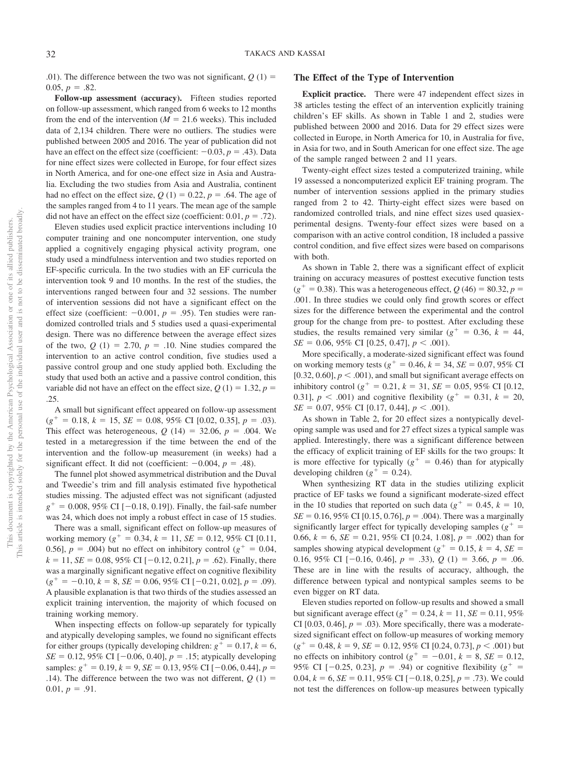.01). The difference between the two was not significant, $Q$ (1) = 0.05, $p$ = .82.

**Follow-up assessment (accuracy).** Fifteen studies reported on follow-up assessment, which ranged from 6 weeks to 12 months from the end of the intervention ($M$ = 21.6 weeks). This included data of 2,134 children. There were no outliers. The studies were published between 2005 and 2016. The year of publication did not have an effect on the effect size (coefficient: −0.03, $p$ = .43). Data for nine effect sizes were collected in Europe, for four effect sizes in North America, and for one-one effect size in Asia and Australia. Excluding the two studies from Asia and Australia, continent had no effect on the effect size, $Q$ (1) = 0.22, $p$ = .64. The age of the samples ranged from 4 to 11 years. The mean age of the sample did not have an effect on the effect size (coefficient: 0.01, $p$ = .72).

Eleven studies used explicit practice interventions including 10 computer training and one noncomputer intervention, one study applied a cognitively engaging physical activity program, one study used a mindfulness intervention and two studies reported on EF-specific curricula. In the two studies with an EF curricula the intervention took 9 and 10 months. In the rest of the studies, the interventions ranged between four and 32 sessions. The number of intervention sessions did not have a significant effect on the effect size (coefficient: −0.001, $p$ = .95). Ten studies were randomized controlled trials and 5 studies used a quasi-experimental design. There was no difference between the average effect sizes of the two, $Q$ (1) = 2.70, $p$ = .10. Nine studies compared the intervention to an active control condition, five studies used a passive control group and one study applied both. Excluding the study that used both an active and a passive control condition, this variable did not have an effect on the effect size, $Q$ (1) = 1.32, $p$ = .25.

A small but significant effect appeared on follow-up assessment ($g^+$ = 0.18, $k$ = 15, $SE$ = 0.08, 95% CI [0.02, 0.35], $p$ = .03). This effect was heterogeneous, $Q$ (14) = 32.06, $p$ = .004. We tested in a metaregression if the time between the end of the intervention and the follow-up measurement (in weeks) had a significant effect. It did not (coefficient: −0.004, $p$ = .48).

The funnel plot showed asymmetrical distribution and the Duval and Tweedie's trim and fill analysis estimated five hypothetical studies missing. The adjusted effect was not significant (adjusted $g^+$ = 0.008, 95% CI [−0.18, 0.19]). Finally, the fail-safe number was 24, which does not imply a robust effect in case of 15 studies.

There was a small, significant effect on follow-up measures of working memory ($g^+$ = 0.34, $k$ = 11, $SE$ = 0.12, 95% CI [0.11, 0.56], $p$ = .004) but no effect on inhibitory control ($g^+$ = 0.04, $k$ = 11, $SE$ = 0.08, 95% CI [−0.12, 0.21], $p$ = .62). Finally, there was a marginally significant negative effect on cognitive flexibility ($g^+$ = −0.10, $k$ = 8, $SE$ = 0.06, 95% CI [−0.21, 0.02], $p$ = .09). A plausible explanation is that two thirds of the studies assessed an explicit training intervention, the majority of which focused on training working memory.

When inspecting effects on follow-up separately for typically and atypically developing samples, we found no significant effects for either groups (typically developing children: $g^+$ = 0.17, $k$ = 6, $SE$ = 0.12, 95% CI [−0.06, 0.40], $p$ = .15; atypically developing samples: $g^+$ = 0.19, $k$ = 9, $SE$ = 0.13, 95% CI [−0.06, 0.44], $p$ = .14). The difference between the two was not different, $Q$ (1) = 0.01, $p$ = .91.

## The Effect of the Type of Intervention

**Explicit practice.** There were 47 independent effect sizes in 38 articles testing the effect of an intervention explicitly training children's EF skills. As shown in Table 1 and 2, studies were published between 2000 and 2016. Data for 29 effect sizes were collected in Europe, in North America for 10, in Australia for five, in Asia for two, and in South American for one effect size. The age of the sample ranged between 2 and 11 years.

Twenty-eight effect sizes tested a computerized training, while 19 assessed a noncomputerized explicit EF training program. The number of intervention sessions applied in the primary studies ranged from 2 to 42. Thirty-eight effect sizes were based on randomized controlled trials, and nine effect sizes used quasiexperimental designs. Twenty-four effect sizes were based on a comparison with an active control condition, 18 included a passive control condition, and five effect sizes were based on comparisons with both.

As shown in Table 2, there was a significant effect of explicit training on accuracy measures of posttest executive function tests ($g^+$ = 0.38). This was a heterogeneous effect, $Q$ (46) = 80.32, $p$ = .001. In three studies we could only find growth scores or effect sizes for the difference between the experimental and the control group for the change from pre- to posttest. After excluding these studies, the results remained very similar ($g^+$ = 0.36, $k$ = 44, $SE$ = 0.06, 95% CI [0.25, 0.47], $p$ < .001).

More specifically, a moderate-sized significant effect was found on working memory tests ($g^+$ = 0.46, $k$ = 34, $SE$ = 0.07, 95% CI [0.32, 0.60], $p$ < .001), and small but significant average effects on inhibitory control ($g^+$ = 0.21, $k$ = 31, $SE$ = 0.05, 95% CI [0.12, 0.31], $p$ < .001) and cognitive flexibility ($g^+$ = 0.31, $k$ = 20, $SE$ = 0.07, 95% CI [0.17, 0.44], $p$ < .001).

As shown in Table 2, for 20 effect sizes a nontypically developing sample was used and for 27 effect sizes a typical sample was applied. Interestingly, there was a significant difference between the efficacy of explicit training of EF skills for the two groups: It is more effective for typically ($g^+$ = 0.46) than for atypically developing children ($g^+$ = 0.24).

When synthesizing RT data in the studies utilizing explicit practice of EF tasks we found a significant moderate-sized effect in the 10 studies that reported on such data ($g^+$ = 0.45, $k$ = 10, $SE$ = 0.16, 95% CI [0.15, 0.76], $p$ = .004). There was a marginally significantly larger effect for typically developing samples ($g^+$ = 0.66, $k$ = 6, $SE$ = 0.21, 95% CI [0.24, 1.08], $p$ = .002) than for samples showing atypical development ($g^+$ = 0.15, $k$ = 4, $SE$ = 0.16, 95% CI [−0.16, 0.46], $p$ = .33), $Q$ (1) = 3.66, $p$ = .06. These are in line with the results of accuracy, although, the difference between typical and nontypical samples seems to be even bigger on RT data.

Eleven studies reported on follow-up results and showed a small but significant average effect ($g^+$ = 0.24, $k$ = 11, $SE$ = 0.11, 95% CI [0.03, 0.46], $p$ = .03). More specifically, there was a moderate-sized significant effect on follow-up measures of working memory ($g^+$ = 0.48, $k$ = 9, $SE$ = 0.12, 95% CI [0.24, 0.73], $p$ < .001) but no effects on inhibitory control ($g^+$ = −0.01, $k$ = 8, $SE$ = 0.12, 95% CI [−0.25, 0.23], $p$ = .94) or cognitive flexibility ($g^+$ = 0.04, $k$ = 6, $SE$ = 0.11, 95% CI [−0.18, 0.25], $p$ = .73). We could not test the differences on follow-up measures between typically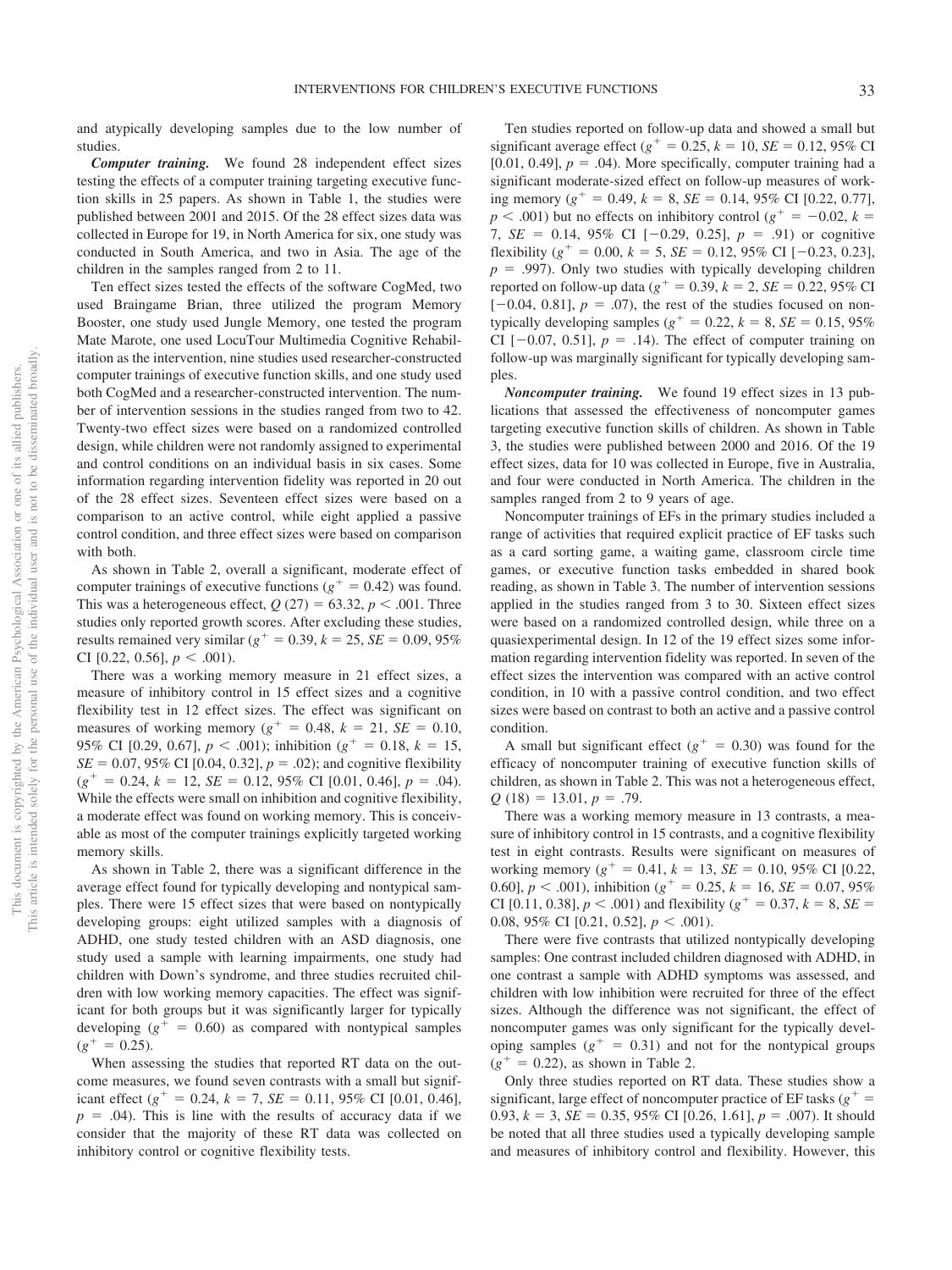and atypically developing samples due to the low number of studies.

***Computer training.*** We found 28 independent effect sizes testing the effects of a computer training targeting executive function skills in 25 papers. As shown in Table 1, the studies were published between 2001 and 2015. Of the 28 effect sizes data was collected in Europe for 19, in North America for six, one study was conducted in South America, and two in Asia. The age of the children in the samples ranged from 2 to 11.

Ten effect sizes tested the effects of the software CogMed, two used Braingame Brian, three utilized the program Memory Booster, one study used Jungle Memory, one tested the program Mate Marote, one used LocuTour Multimedia Cognitive Rehabilitation as the intervention, nine studies used researcher-constructed computer trainings of executive function skills, and one study used both CogMed and a researcher-constructed intervention. The number of intervention sessions in the studies ranged from two to 42. Twenty-two effect sizes were based on a randomized controlled design, while children were not randomly assigned to experimental and control conditions on an individual basis in six cases. Some information regarding intervention fidelity was reported in 20 out of the 28 effect sizes. Seventeen effect sizes were based on a comparison to an active control, while eight applied a passive control condition, and three effect sizes were based on comparison with both.

As shown in Table 2, overall a significant, moderate effect of computer trainings of executive functions ($g^+ = 0.42$) was found. This was a heterogeneous effect, $Q$ (27) = 63.32, $p < .001$. Three studies only reported growth scores. After excluding these studies, results remained very similar ($g^+ = 0.39$, $k = 25$, $SE = 0.09$, 95% CI [0.22, 0.56], $p < .001$).

There was a working memory measure in 21 effect sizes, a measure of inhibitory control in 15 effect sizes and a cognitive flexibility test in 12 effect sizes. The effect was significant on measures of working memory ($g^+ = 0.48$, $k = 21$, $SE = 0.10$, 95% CI [0.29, 0.67], $p < .001$); inhibition ($g^+ = 0.18$, $k = 15$, $SE = 0.07$, 95% CI [0.04, 0.32], $p = .02$); and cognitive flexibility ($g^+ = 0.24$, $k = 12$, $SE = 0.12$, 95% CI [0.01, 0.46], $p = .04$). While the effects were small on inhibition and cognitive flexibility, a moderate effect was found on working memory. This is conceivable as most of the computer trainings explicitly targeted working memory skills.

As shown in Table 2, there was a significant difference in the average effect found for typically developing and nontypical samples. There were 15 effect sizes that were based on nontypically developing groups: eight utilized samples with a diagnosis of ADHD, one study tested children with an ASD diagnosis, one study used a sample with learning impairments, one study had children with Down's syndrome, and three studies recruited children with low working memory capacities. The effect was significant for both groups but it was significantly larger for typically developing ($g^+ = 0.60$) as compared with nontypical samples ($g^+ = 0.25$).

When assessing the studies that reported RT data on the outcome measures, we found seven contrasts with a small but significant effect ($g^+ = 0.24$, $k = 7$, $SE = 0.11$, 95% CI [0.01, 0.46], $p = .04$). This is line with the results of accuracy data if we consider that the majority of these RT data was collected on inhibitory control or cognitive flexibility tests.

Ten studies reported on follow-up data and showed a small but significant average effect ($g^+ = 0.25$, $k = 10$, $SE = 0.12$, 95% CI [0.01, 0.49], $p = .04$). More specifically, computer training had a significant moderate-sized effect on follow-up measures of working memory ($g^+ = 0.49$, $k = 8$, $SE = 0.14$, 95% CI [0.22, 0.77], $p < .001$) but no effects on inhibitory control ($g^+ = -0.02$, $k = 7$, $SE = 0.14$, 95% CI [−0.29, 0.25], $p = .91$) or cognitive flexibility ($g^+ = 0.00$, $k = 5$, $SE = 0.12$, 95% CI [−0.23, 0.23], $p = .997$). Only two studies with typically developing children reported on follow-up data ($g^+ = 0.39$, $k = 2$, $SE = 0.22$, 95% CI [−0.04, 0.81], $p = .07$), the rest of the studies focused on nontypically developing samples ($g^+ = 0.22$, $k = 8$, $SE = 0.15$, 95% CI [−0.07, 0.51], $p = .14$). The effect of computer training on follow-up was marginally significant for typically developing samples.

***Noncomputer training.*** We found 19 effect sizes in 13 publications that assessed the effectiveness of noncomputer games targeting executive function skills of children. As shown in Table 3, the studies were published between 2000 and 2016. Of the 19 effect sizes, data for 10 was collected in Europe, five in Australia, and four were conducted in North America. The children in the samples ranged from 2 to 9 years of age.

Noncomputer trainings of EFs in the primary studies included a range of activities that required explicit practice of EF tasks such as a card sorting game, a waiting game, classroom circle time games, or executive function tasks embedded in shared book reading, as shown in Table 3. The number of intervention sessions applied in the studies ranged from 3 to 30. Sixteen effect sizes were based on a randomized controlled design, while three on a quasiexperimental design. In 12 of the 19 effect sizes some information regarding intervention fidelity was reported. In seven of the effect sizes the intervention was compared with an active control condition, in 10 with a passive control condition, and two effect sizes were based on contrast to both an active and a passive control condition.

A small but significant effect ($g^+ = 0.30$) was found for the efficacy of noncomputer training of executive function skills of children, as shown in Table 2. This was not a heterogeneous effect, $Q$ (18) = 13.01, $p = .79$.

There was a working memory measure in 13 contrasts, a measure of inhibitory control in 15 contrasts, and a cognitive flexibility test in eight contrasts. Results were significant on measures of working memory ($g^+ = 0.41$, $k = 13$, $SE = 0.10$, 95% CI [0.22, 0.60], $p < .001$), inhibition ($g^+ = 0.25$, $k = 16$, $SE = 0.07$, 95% CI [0.11, 0.38], $p < .001$) and flexibility ($g^+ = 0.37$, $k = 8$, $SE = 0.08$, 95% CI [0.21, 0.52], $p < .001$).

There were five contrasts that utilized nontypically developing samples: One contrast included children diagnosed with ADHD, in one contrast a sample with ADHD symptoms was assessed, and children with low inhibition were recruited for three of the effect sizes. Although the difference was not significant, the effect of noncomputer games was only significant for the typically developing samples ($g^+ = 0.31$) and not for the nontypical groups ($g^+ = 0.22$), as shown in Table 2.

Only three studies reported on RT data. These studies show a significant, large effect of noncomputer practice of EF tasks ($g^+ = 0.93$, $k = 3$, $SE = 0.35$, 95% CI [0.26, 1.61], $p = .007$). It should be noted that all three studies used a typically developing sample and measures of inhibitory control and flexibility. However, this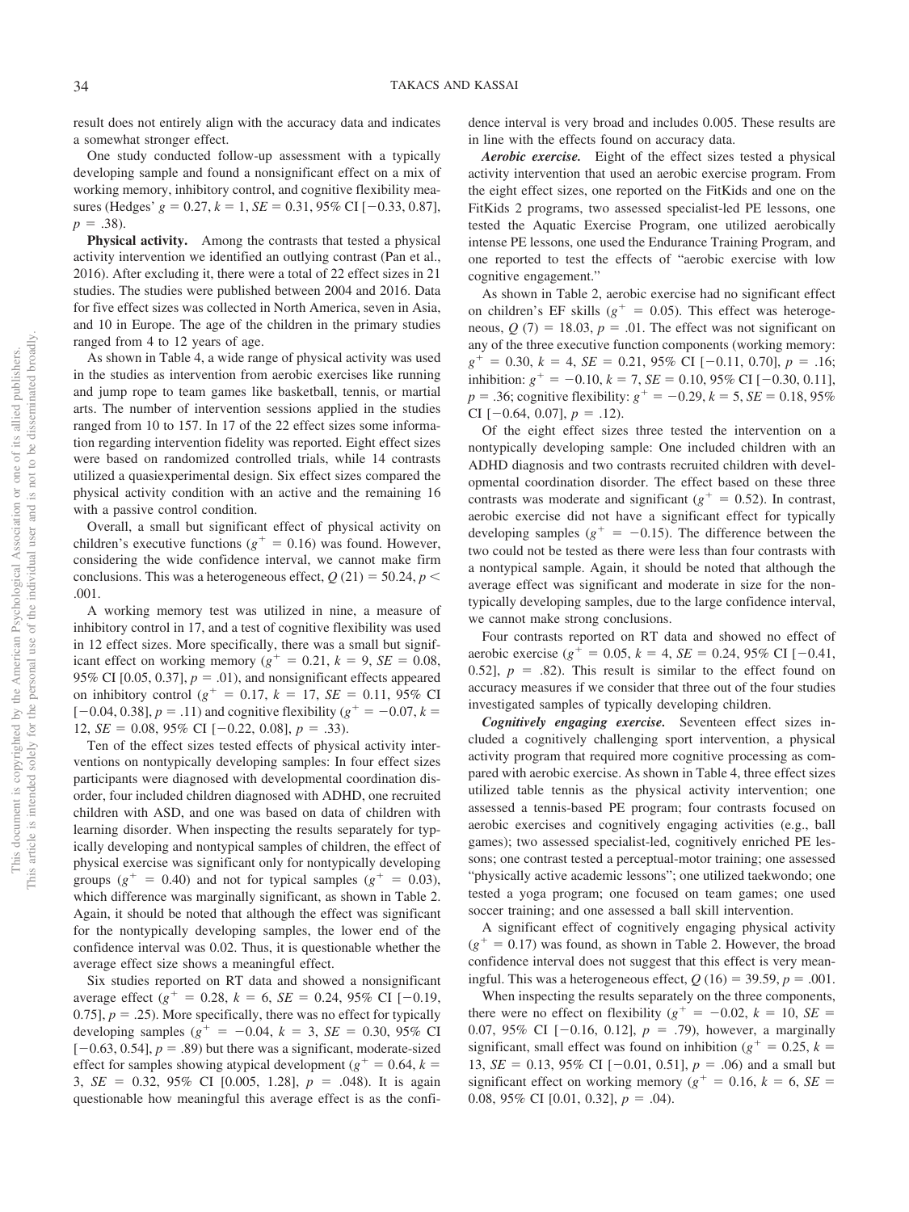result does not entirely align with the accuracy data and indicates a somewhat stronger effect.

One study conducted follow-up assessment with a typically developing sample and found a nonsignificant effect on a mix of working memory, inhibitory control, and cognitive flexibility measures (Hedges' $g = 0.27$, $k = 1$, $SE = 0.31$, 95% CI [−0.33, 0.87], $p = .38$).

**Physical activity.** Among the contrasts that tested a physical activity intervention we identified an outlying contrast (Pan et al., 2016). After excluding it, there were a total of 22 effect sizes in 21 studies. The studies were published between 2004 and 2016. Data for five effect sizes was collected in North America, seven in Asia, and 10 in Europe. The age of the children in the primary studies ranged from 4 to 12 years of age.

As shown in Table 4, a wide range of physical activity was used in the studies as intervention from aerobic exercises like running and jump rope to team games like basketball, tennis, or martial arts. The number of intervention sessions applied in the studies ranged from 10 to 157. In 17 of the 22 effect sizes some information regarding intervention fidelity was reported. Eight effect sizes were based on randomized controlled trials, while 14 contrasts utilized a quasiexperimental design. Six effect sizes compared the physical activity condition with an active and the remaining 16 with a passive control condition.

Overall, a small but significant effect of physical activity on children's executive functions ($g^+ = 0.16$) was found. However, considering the wide confidence interval, we cannot make firm conclusions. This was a heterogeneous effect, $Q$ (21) = 50.24, $p < .001$.

A working memory test was utilized in nine, a measure of inhibitory control in 17, and a test of cognitive flexibility was used in 12 effect sizes. More specifically, there was a small but significant effect on working memory ($g^+ = 0.21$, $k = 9$, $SE = 0.08$, 95% CI [0.05, 0.37], $p = .01$), and nonsignificant effects appeared on inhibitory control ($g^+ = 0.17$, $k = 17$, $SE = 0.11$, 95% CI [−0.04, 0.38], $p = .11$) and cognitive flexibility ($g^+ = -0.07$, $k = 12$, $SE = 0.08$, 95% CI [−0.22, 0.08], $p = .33$).

Ten of the effect sizes tested effects of physical activity interventions on nontypically developing samples: In four effect sizes participants were diagnosed with developmental coordination disorder, four included children diagnosed with ADHD, one recruited children with ASD, and one was based on data of children with learning disorder. When inspecting the results separately for typically developing and nontypical samples of children, the effect of physical exercise was significant only for nontypically developing groups ($g^+ = 0.40$) and not for typical samples ($g^+ = 0.03$), which difference was marginally significant, as shown in Table 2. Again, it should be noted that although the effect was significant for the nontypically developing samples, the lower end of the confidence interval was 0.02. Thus, it is questionable whether the average effect size shows a meaningful effect.

Six studies reported on RT data and showed a nonsignificant average effect ($g^+ = 0.28$, $k = 6$, $SE = 0.24$, 95% CI [−0.19, 0.75], $p = .25$). More specifically, there was no effect for typically developing samples ($g^+ = -0.04$, $k = 3$, $SE = 0.30$, 95% CI [−0.63, 0.54], $p = .89$) but there was a significant, moderate-sized effect for samples showing atypical development ($g^+ = 0.64$, $k = 3$, $SE = 0.32$, 95% CI [0.005, 1.28], $p = .048$). It is again questionable how meaningful this average effect is as the confidence interval is very broad and includes 0.005. These results are in line with the effects found on accuracy data.

***Aerobic exercise.*** Eight of the effect sizes tested a physical activity intervention that used an aerobic exercise program. From the eight effect sizes, one reported on the FitKids and one on the FitKids 2 programs, two assessed specialist-led PE lessons, one tested the Aquatic Exercise Program, one utilized aerobically intense PE lessons, one used the Endurance Training Program, and one reported to test the effects of "aerobic exercise with low cognitive engagement."

As shown in Table 2, aerobic exercise had no significant effect on children's EF skills ($g^+ = 0.05$). This effect was heterogeneous, $Q$ (7) = 18.03, $p = .01$. The effect was not significant on any of the three executive function components (working memory: $g^+ = 0.30$, $k = 4$, $SE = 0.21$, 95% CI [−0.11, 0.70], $p = .16$; inhibition: $g^+ = -0.10$, $k = 7$, $SE = 0.10$, 95% CI [−0.30, 0.11], $p = .36$; cognitive flexibility: $g^+ = -0.29$, $k = 5$, $SE = 0.18$, 95% CI [−0.64, 0.07], $p = .12$).

Of the eight effect sizes three tested the intervention on a nontypically developing sample: One included children with an ADHD diagnosis and two contrasts recruited children with developmental coordination disorder. The effect based on these three contrasts was moderate and significant ($g^+ = 0.52$). In contrast, aerobic exercise did not have a significant effect for typically developing samples ($g^+ = -0.15$). The difference between the two could not be tested as there were less than four contrasts with a nontypical sample. Again, it should be noted that although the average effect was significant and moderate in size for the nontypically developing samples, due to the large confidence interval, we cannot make strong conclusions.

Four contrasts reported on RT data and showed no effect of aerobic exercise ($g^+ = 0.05$, $k = 4$, $SE = 0.24$, 95% CI [−0.41, 0.52], $p = .82$). This result is similar to the effect found on accuracy measures if we consider that three out of the four studies investigated samples of typically developing children.

***Cognitively engaging exercise.*** Seventeen effect sizes included a cognitively challenging sport intervention, a physical activity program that required more cognitive processing as compared with aerobic exercise. As shown in Table 4, three effect sizes utilized table tennis as the physical activity intervention; one assessed a tennis-based PE program; four contrasts focused on aerobic exercises and cognitively engaging activities (e.g., ball games); two assessed specialist-led, cognitively enriched PE lessons; one contrast tested a perceptual-motor training; one assessed "physically active academic lessons"; one utilized taekwondo; one tested a yoga program; one focused on team games; one used soccer training; and one assessed a ball skill intervention.

A significant effect of cognitively engaging physical activity ($g^+ = 0.17$) was found, as shown in Table 2. However, the broad confidence interval does not suggest that this effect is very meaningful. This was a heterogeneous effect, $Q$ (16) = 39.59, $p = .001$.

When inspecting the results separately on the three components, there were no effect on flexibility ($g^+ = -0.02$, $k = 10$, $SE = 0.07$, 95% CI [−0.16, 0.12], $p = .79$), however, a marginally significant, small effect was found on inhibition ($g^+ = 0.25$, $k = 13$, $SE = 0.13$, 95% CI [−0.01, 0.51], $p = .06$) and a small but significant effect on working memory ($g^+ = 0.16$, $k = 6$, $SE = 0.08$, 95% CI [0.01, 0.32], $p = .04$).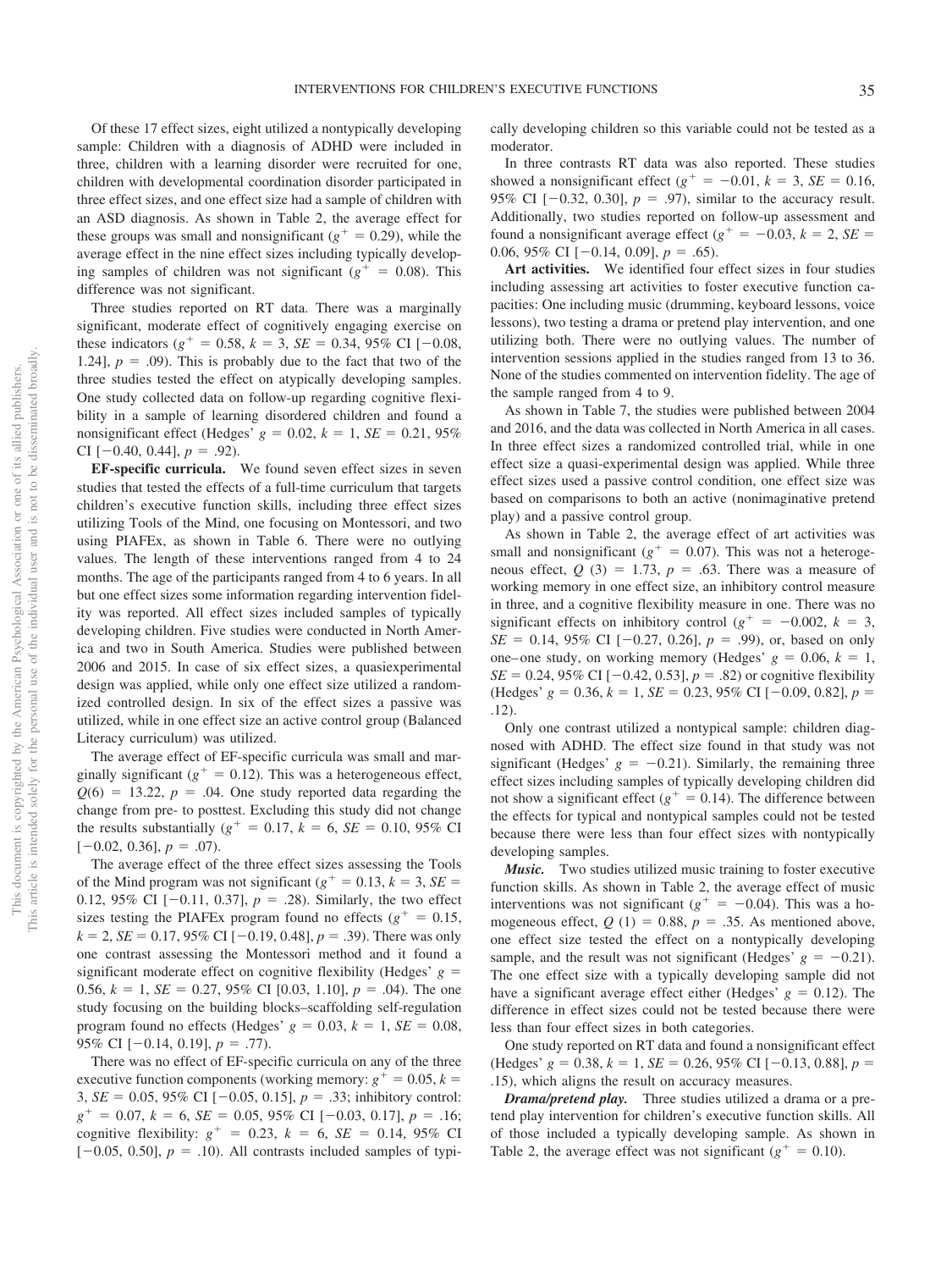Of these 17 effect sizes, eight utilized a nontypically developing sample: Children with a diagnosis of ADHD were included in three, children with a learning disorder were recruited for one, children with developmental coordination disorder participated in three effect sizes, and one effect size had a sample of children with an ASD diagnosis. As shown in Table 2, the average effect for these groups was small and nonsignificant ($g^+ = 0.29$), while the average effect in the nine effect sizes including typically developing samples of children was not significant ($g^+ = 0.08$). This difference was not significant.

Three studies reported on RT data. There was a marginally significant, moderate effect of cognitively engaging exercise on these indicators ($g^+ = 0.58$, $k = 3$, $SE = 0.34$, 95% CI [−0.08, 1.24], $p = .09$). This is probably due to the fact that two of the three studies tested the effect on atypically developing samples. One study collected data on follow-up regarding cognitive flexibility in a sample of learning disordered children and found a nonsignificant effect (Hedges' $g = 0.02$, $k = 1$, $SE = 0.21$, 95% CI [−0.40, 0.44], $p = .92$).

**EF-specific curricula.** We found seven effect sizes in seven studies that tested the effects of a full-time curriculum that targets children's executive function skills, including three effect sizes utilizing Tools of the Mind, one focusing on Montessori, and two using PIAFEx, as shown in Table 6. There were no outlying values. The length of these interventions ranged from 4 to 24 months. The age of the participants ranged from 4 to 6 years. In all but one effect sizes some information regarding intervention fidelity was reported. All effect sizes included samples of typically developing children. Five studies were conducted in North America and two in South America. Studies were published between 2006 and 2015. In case of six effect sizes, a quasiexperimental design was applied, while only one effect size utilized a randomized controlled design. In six of the effect sizes a passive was utilized, while in one effect size an active control group (Balanced Literacy curriculum) was utilized.

The average effect of EF-specific curricula was small and marginally significant ($g^+ = 0.12$). This was a heterogeneous effect, $Q(6) = 13.22$, $p = .04$. One study reported data regarding the change from pre- to posttest. Excluding this study did not change the results substantially ($g^+ = 0.17$, $k = 6$, $SE = 0.10$, 95% CI [−0.02, 0.36], $p = .07$).

The average effect of the three effect sizes assessing the Tools of the Mind program was not significant ($g^+ = 0.13$, $k = 3$, $SE = 0.12$, 95% CI [−0.11, 0.37], $p = .28$). Similarly, the two effect sizes testing the PIAFEx program found no effects ($g^+ = 0.15$, $k = 2$, $SE = 0.17$, 95% CI [−0.19, 0.48], $p = .39$). There was only one contrast assessing the Montessori method and it found a significant moderate effect on cognitive flexibility (Hedges' $g = 0.56$, $k = 1$, $SE = 0.27$, 95% CI [0.03, 1.10], $p = .04$). The one study focusing on the building blocks–scaffolding self-regulation program found no effects (Hedges' $g = 0.03$, $k = 1$, $SE = 0.08$, 95% CI [−0.14, 0.19], $p = .77$).

There was no effect of EF-specific curricula on any of the three executive function components (working memory: $g^+ = 0.05$, $k = 3$, $SE = 0.05$, 95% CI [−0.05, 0.15], $p = .33$; inhibitory control: $g^+ = 0.07$, $k = 6$, $SE = 0.05$, 95% CI [−0.03, 0.17], $p = .16$; cognitive flexibility: $g^+ = 0.23$, $k = 6$, $SE = 0.14$, 95% CI [−0.05, 0.50], $p = .10$). All contrasts included samples of typically developing children so this variable could not be tested as a moderator.

In three contrasts RT data was also reported. These studies showed a nonsignificant effect ($g^+ = -0.01$, $k = 3$, $SE = 0.16$, 95% CI [−0.32, 0.30], $p = .97$), similar to the accuracy result. Additionally, two studies reported on follow-up assessment and found a nonsignificant average effect ($g^+ = -0.03$, $k = 2$, $SE = 0.06$, 95% CI [−0.14, 0.09], $p = .65$).

**Art activities.** We identified four effect sizes in four studies including assessing art activities to foster executive function capacities: One including music (drumming, keyboard lessons, voice lessons), two testing a drama or pretend play intervention, and one utilizing both. There were no outlying values. The number of intervention sessions applied in the studies ranged from 13 to 36. None of the studies commented on intervention fidelity. The age of the sample ranged from 4 to 9.

As shown in Table 7, the studies were published between 2004 and 2016, and the data was collected in North America in all cases. In three effect sizes a randomized controlled trial, while in one effect size a quasi-experimental design was applied. While three effect sizes used a passive control condition, one effect size was based on comparisons to both an active (nonimaginative pretend play) and a passive control group.

As shown in Table 2, the average effect of art activities was small and nonsignificant ($g^+ = 0.07$). This was not a heterogeneous effect, $Q(3) = 1.73$, $p = .63$. There was a measure of working memory in one effect size, an inhibitory control measure in three, and a cognitive flexibility measure in one. There was no significant effects on inhibitory control ($g^+ = -0.002$, $k = 3$, $SE = 0.14$, 95% CI [−0.27, 0.26], $p = .99$), or, based on only one–one study, on working memory (Hedges' $g = 0.06$, $k = 1$, $SE = 0.24$, 95% CI [−0.42, 0.53], $p = .82$) or cognitive flexibility (Hedges' $g = 0.36$, $k = 1$, $SE = 0.23$, 95% CI [−0.09, 0.82], $p = .12$).

Only one contrast utilized a nontypical sample: children diagnosed with ADHD. The effect size found in that study was not significant (Hedges' $g = -0.21$). Similarly, the remaining three effect sizes including samples of typically developing children did not show a significant effect ($g^+ = 0.14$). The difference between the effects for typical and nontypical samples could not be tested because there were less than four effect sizes with nontypically developing samples.

***Music.*** Two studies utilized music training to foster executive function skills. As shown in Table 2, the average effect of music interventions was not significant ($g^+ = -0.04$). This was a homogeneous effect, $Q(1) = 0.88$, $p = .35$. As mentioned above, one effect size tested the effect on a nontypically developing sample, and the result was not significant (Hedges' $g = -0.21$). The one effect size with a typically developing sample did not have a significant average effect either (Hedges' $g = 0.12$). The difference in effect sizes could not be tested because there were less than four effect sizes in both categories.

One study reported on RT data and found a nonsignificant effect (Hedges' $g = 0.38$, $k = 1$, $SE = 0.26$, 95% CI [−0.13, 0.88], $p = .15$), which aligns the result on accuracy measures.

***Drama/pretend play.*** Three studies utilized a drama or a pretend play intervention for children's executive function skills. All of those included a typically developing sample. As shown in Table 2, the average effect was not significant ($g^+ = 0.10$).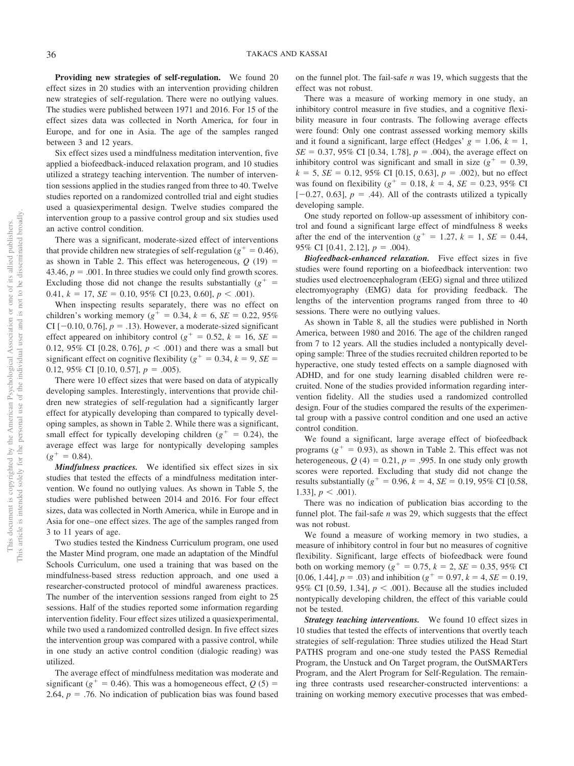**Providing new strategies of self-regulation.** We found 20 effect sizes in 20 studies with an intervention providing children new strategies of self-regulation. There were no outlying values. The studies were published between 1971 and 2016. For 15 of the effect sizes data was collected in North America, for four in Europe, and for one in Asia. The age of the samples ranged between 3 and 12 years.

Six effect sizes used a mindfulness meditation intervention, five applied a biofeedback-induced relaxation program, and 10 studies utilized a strategy teaching intervention. The number of intervention sessions applied in the studies ranged from three to 40. Twelve studies reported on a randomized controlled trial and eight studies used a quasiexperimental design. Twelve studies compared the intervention group to a passive control group and six studies used an active control condition.

There was a significant, moderate-sized effect of interventions that provide children new strategies of self-regulation ($g^+ = 0.46$), as shown in Table 2. This effect was heterogeneous, $Q$ (19) = 43.46, $p = .001$. In three studies we could only find growth scores. Excluding those did not change the results substantially ($g^+ = 0.41$, $k = 17$, $SE = 0.10$, 95% CI [0.23, 0.60], $p < .001$).

When inspecting results separately, there was no effect on children's working memory ($g^+ = 0.34$, $k = 6$, $SE = 0.22$, 95% CI [−0.10, 0.76], $p = .13$). However, a moderate-sized significant effect appeared on inhibitory control ($g^+ = 0.52$, $k = 16$, $SE = 0.12$, 95% CI [0.28, 0.76], $p < .001$) and there was a small but significant effect on cognitive flexibility ($g^+ = 0.34$, $k = 9$, $SE = 0.12$, 95% CI [0.10, 0.57], $p = .005$).

There were 10 effect sizes that were based on data of atypically developing samples. Interestingly, interventions that provide children new strategies of self-regulation had a significantly larger effect for atypically developing than compared to typically developing samples, as shown in Table 2. While there was a significant, small effect for typically developing children ($g^+ = 0.24$), the average effect was large for nontypically developing samples ($g^+ = 0.84$).

***Mindfulness practices.*** We identified six effect sizes in six studies that tested the effects of a mindfulness meditation intervention. We found no outlying values. As shown in Table 5, the studies were published between 2014 and 2016. For four effect sizes, data was collected in North America, while in Europe and in Asia for one–one effect sizes. The age of the samples ranged from 3 to 11 years of age.

Two studies tested the Kindness Curriculum program, one used the Master Mind program, one made an adaptation of the Mindful Schools Curriculum, one used a training that was based on the mindfulness-based stress reduction approach, and one used a researcher-constructed protocol of mindful awareness practices. The number of the intervention sessions ranged from eight to 25 sessions. Half of the studies reported some information regarding intervention fidelity. Four effect sizes utilized a quasiexperimental, while two used a randomized controlled design. In five effect sizes the intervention group was compared with a passive control, while in one study an active control condition (dialogic reading) was utilized.

The average effect of mindfulness meditation was moderate and significant ($g^+ = 0.46$). This was a homogeneous effect, $Q$ (5) = 2.64, $p = .76$. No indication of publication bias was found based on the funnel plot. The fail-safe $n$ was 19, which suggests that the effect was not robust.

There was a measure of working memory in one study, an inhibitory control measure in five studies, and a cognitive flexibility measure in four contrasts. The following average effects were found: Only one contrast assessed working memory skills and it found a significant, large effect (Hedges' $g = 1.06$, $k = 1$, $SE = 0.37$, 95% CI [0.34, 1.78], $p = .004$), the average effect on inhibitory control was significant and small in size ($g^+ = 0.39$, $k = 5$, $SE = 0.12$, 95% CI [0.15, 0.63], $p = .002$), but no effect was found on flexibility ($g^+ = 0.18$, $k = 4$, $SE = 0.23$, 95% CI [−0.27, 0.63], $p = .44$). All of the contrasts utilized a typically developing sample.

One study reported on follow-up assessment of inhibitory control and found a significant large effect of mindfulness 8 weeks after the end of the intervention ($g^+ = 1.27$, $k = 1$, $SE = 0.44$, 95% CI [0.41, 2.12], $p = .004$).

***Biofeedback-enhanced relaxation.*** Five effect sizes in five studies were found reporting on a biofeedback intervention: two studies used electroencephalogram (EEG) signal and three utilized electromyography (EMG) data for providing feedback. The lengths of the intervention programs ranged from three to 40 sessions. There were no outlying values.

As shown in Table 8, all the studies were published in North America, between 1980 and 2016. The age of the children ranged from 7 to 12 years. All the studies included a nontypically developing sample: Three of the studies recruited children reported to be hyperactive, one study tested effects on a sample diagnosed with ADHD, and for one study learning disabled children were recruited. None of the studies provided information regarding intervention fidelity. All the studies used a randomized controlled design. Four of the studies compared the results of the experimental group with a passive control condition and one used an active control condition.

We found a significant, large average effect of biofeedback programs ($g^+ = 0.93$), as shown in Table 2. This effect was not heterogeneous, $Q$ (4) = 0.21, $p = .995$. In one study only growth scores were reported. Excluding that study did not change the results substantially ($g^+ = 0.96$, $k = 4$, $SE = 0.19$, 95% CI [0.58, 1.33], $p < .001$).

There was no indication of publication bias according to the funnel plot. The fail-safe $n$ was 29, which suggests that the effect was not robust.

We found a measure of working memory in two studies, a measure of inhibitory control in four but no measures of cognitive flexibility. Significant, large effects of biofeedback were found both on working memory ($g^+ = 0.75$, $k = 2$, $SE = 0.35$, 95% CI [0.06, 1.44], $p = .03$) and inhibition ($g^+ = 0.97$, $k = 4$, $SE = 0.19$, 95% CI [0.59, 1.34], $p < .001$). Because all the studies included nontypically developing children, the effect of this variable could not be tested.

***Strategy teaching interventions.*** We found 10 effect sizes in 10 studies that tested the effects of interventions that overtly teach strategies of self-regulation: Three studies utilized the Head Start PATHS program and one-one study tested the PASS Remedial Program, the Unstuck and On Target program, the OutSMARTers Program, and the Alert Program for Self-Regulation. The remaining three contrasts used researcher-constructed interventions: a training on working memory executive processes that was embed-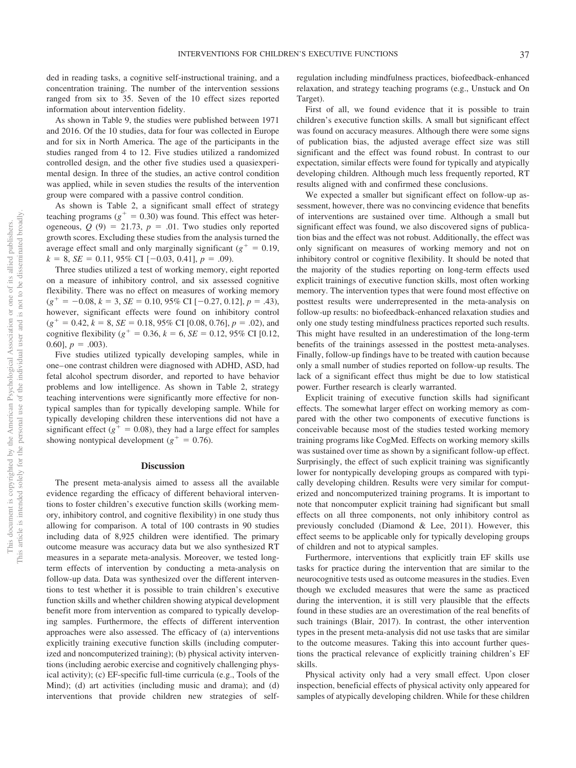ded in reading tasks, a cognitive self-instructional training, and a concentration training. The number of the intervention sessions ranged from six to 35. Seven of the 10 effect sizes reported information about intervention fidelity.

As shown in Table 9, the studies were published between 1971 and 2016. Of the 10 studies, data for four was collected in Europe and for six in North America. The age of the participants in the studies ranged from 4 to 12. Five studies utilized a randomized controlled design, and the other five studies used a quasiexperimental design. In three of the studies, an active control condition was applied, while in seven studies the results of the intervention group were compared with a passive control condition.

As shown is Table 2, a significant small effect of strategy teaching programs ($g^+ = 0.30$) was found. This effect was heterogeneous, $Q$ (9) = 21.73, $p$ = .01. Two studies only reported growth scores. Excluding these studies from the analysis turned the average effect small and only marginally significant ($g^+ = 0.19$, $k$ = 8, $SE$ = 0.11, 95% CI [−0.03, 0.41], $p$ = .09).

Three studies utilized a test of working memory, eight reported on a measure of inhibitory control, and six assessed cognitive flexibility. There was no effect on measures of working memory ($g^+ = -0.08$, $k$ = 3, $SE$ = 0.10, 95% CI [−0.27, 0.12], $p$ = .43), however, significant effects were found on inhibitory control ($g^+ = 0.42$, $k$ = 8, $SE$ = 0.18, 95% CI [0.08, 0.76], $p$ = .02), and cognitive flexibility ($g^+ = 0.36$, $k$ = 6, $SE$ = 0.12, 95% CI [0.12, 0.60], $p$ = .003).

Five studies utilized typically developing samples, while in one–one contrast children were diagnosed with ADHD, ASD, had fetal alcohol spectrum disorder, and reported to have behavior problems and low intelligence. As shown in Table 2, strategy teaching interventions were significantly more effective for nontypical samples than for typically developing sample. While for typically developing children these interventions did not have a significant effect ($g^+ = 0.08$), they had a large effect for samples showing nontypical development ($g^+ = 0.76$).

## Discussion

The present meta-analysis aimed to assess all the available evidence regarding the efficacy of different behavioral interventions to foster children's executive function skills (working memory, inhibitory control, and cognitive flexibility) in one study thus allowing for comparison. A total of 100 contrasts in 90 studies including data of 8,925 children were identified. The primary outcome measure was accuracy data but we also synthesized RT measures in a separate meta-analysis. Moreover, we tested long-term effects of intervention by conducting a meta-analysis on follow-up data. Data was synthesized over the different interventions to test whether it is possible to train children's executive function skills and whether children showing atypical development benefit more from intervention as compared to typically developing samples. Furthermore, the effects of different intervention approaches were also assessed. The efficacy of (a) interventions explicitly training executive function skills (including computerized and noncomputerized training); (b) physical activity interventions (including aerobic exercise and cognitively challenging physical activity); (c) EF-specific full-time curricula (e.g., Tools of the Mind); (d) art activities (including music and drama); and (d) interventions that provide children new strategies of self-regulation including mindfulness practices, biofeedback-enhanced relaxation, and strategy teaching programs (e.g., Unstuck and On Target).

First of all, we found evidence that it is possible to train children's executive function skills. A small but significant effect was found on accuracy measures. Although there were some signs of publication bias, the adjusted average effect size was still significant and the effect was found robust. In contrast to our expectation, similar effects were found for typically and atypically developing children. Although much less frequently reported, RT results aligned with and confirmed these conclusions.

We expected a smaller but significant effect on follow-up assessment, however, there was no convincing evidence that benefits of interventions are sustained over time. Although a small but significant effect was found, we also discovered signs of publication bias and the effect was not robust. Additionally, the effect was only significant on measures of working memory and not on inhibitory control or cognitive flexibility. It should be noted that the majority of the studies reporting on long-term effects used explicit trainings of executive function skills, most often working memory. The intervention types that were found most effective on posttest results were underrepresented in the meta-analysis on follow-up results: no biofeedback-enhanced relaxation studies and only one study testing mindfulness practices reported such results. This might have resulted in an underestimation of the long-term benefits of the trainings assessed in the posttest meta-analyses. Finally, follow-up findings have to be treated with caution because only a small number of studies reported on follow-up results. The lack of a significant effect thus might be due to low statistical power. Further research is clearly warranted.

Explicit training of executive function skills had significant effects. The somewhat larger effect on working memory as compared with the other two components of executive functions is conceivable because most of the studies tested working memory training programs like CogMed. Effects on working memory skills was sustained over time as shown by a significant follow-up effect. Surprisingly, the effect of such explicit training was significantly lower for nontypically developing groups as compared with typically developing children. Results were very similar for computerized and noncomputerized training programs. It is important to note that noncomputer explicit training had significant but small effects on all three components, not only inhibitory control as previously concluded (Diamond & Lee, 2011). However, this effect seems to be applicable only for typically developing groups of children and not to atypical samples.

Furthermore, interventions that explicitly train EF skills use tasks for practice during the intervention that are similar to the neurocognitive tests used as outcome measures in the studies. Even though we excluded measures that were the same as practiced during the intervention, it is still very plausible that the effects found in these studies are an overestimation of the real benefits of such trainings (Blair, 2017). In contrast, the other intervention types in the present meta-analysis did not use tasks that are similar to the outcome measures. Taking this into account further questions the practical relevance of explicitly training children's EF skills.

Physical activity only had a very small effect. Upon closer inspection, beneficial effects of physical activity only appeared for samples of atypically developing children. While for these children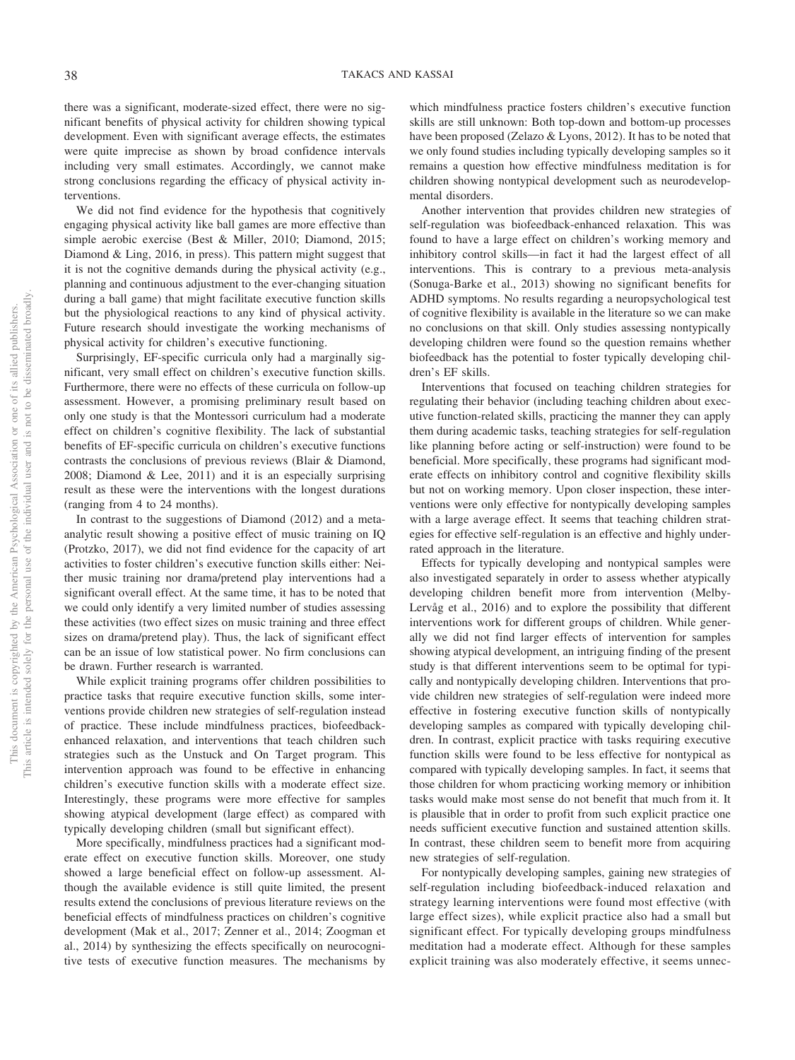there was a significant, moderate-sized effect, there were no significant benefits of physical activity for children showing typical development. Even with significant average effects, the estimates were quite imprecise as shown by broad confidence intervals including very small estimates. Accordingly, we cannot make strong conclusions regarding the efficacy of physical activity interventions.

We did not find evidence for the hypothesis that cognitively engaging physical activity like ball games are more effective than simple aerobic exercise (Best & Miller, 2010; Diamond, 2015; Diamond & Ling, 2016, in press). This pattern might suggest that it is not the cognitive demands during the physical activity (e.g., planning and continuous adjustment to the ever-changing situation during a ball game) that might facilitate executive function skills but the physiological reactions to any kind of physical activity. Future research should investigate the working mechanisms of physical activity for children's executive functioning.

Surprisingly, EF-specific curricula only had a marginally significant, very small effect on children's executive function skills. Furthermore, there were no effects of these curricula on follow-up assessment. However, a promising preliminary result based on only one study is that the Montessori curriculum had a moderate effect on children's cognitive flexibility. The lack of substantial benefits of EF-specific curricula on children's executive functions contrasts the conclusions of previous reviews (Blair & Diamond, 2008; Diamond & Lee, 2011) and it is an especially surprising result as these were the interventions with the longest durations (ranging from 4 to 24 months).

In contrast to the suggestions of Diamond (2012) and a meta-analytic result showing a positive effect of music training on IQ (Protzko, 2017), we did not find evidence for the capacity of art activities to foster children's executive function skills either: Neither music training nor drama/pretend play interventions had a significant overall effect. At the same time, it has to be noted that we could only identify a very limited number of studies assessing these activities (two effect sizes on music training and three effect sizes on drama/pretend play). Thus, the lack of significant effect can be an issue of low statistical power. No firm conclusions can be drawn. Further research is warranted.

While explicit training programs offer children possibilities to practice tasks that require executive function skills, some interventions provide children new strategies of self-regulation instead of practice. These include mindfulness practices, biofeedback-enhanced relaxation, and interventions that teach children such strategies such as the Unstuck and On Target program. This intervention approach was found to be effective in enhancing children's executive function skills with a moderate effect size. Interestingly, these programs were more effective for samples showing atypical development (large effect) as compared with typically developing children (small but significant effect).

More specifically, mindfulness practices had a significant moderate effect on executive function skills. Moreover, one study showed a large beneficial effect on follow-up assessment. Although the available evidence is still quite limited, the present results extend the conclusions of previous literature reviews on the beneficial effects of mindfulness practices on children's cognitive development (Mak et al., 2017; Zenner et al., 2014; Zoogman et al., 2014) by synthesizing the effects specifically on neurocognitive tests of executive function measures. The mechanisms by which mindfulness practice fosters children's executive function skills are still unknown: Both top-down and bottom-up processes have been proposed (Zelazo & Lyons, 2012). It has to be noted that we only found studies including typically developing samples so it remains a question how effective mindfulness meditation is for children showing nontypical development such as neurodevelopmental disorders.

Another intervention that provides children new strategies of self-regulation was biofeedback-enhanced relaxation. This was found to have a large effect on children's working memory and inhibitory control skills—in fact it had the largest effect of all interventions. This is contrary to a previous meta-analysis (Sonuga-Barke et al., 2013) showing no significant benefits for ADHD symptoms. No results regarding a neuropsychological test of cognitive flexibility is available in the literature so we can make no conclusions on that skill. Only studies assessing nontypically developing children were found so the question remains whether biofeedback has the potential to foster typically developing children's EF skills.

Interventions that focused on teaching children strategies for regulating their behavior (including teaching children about executive function-related skills, practicing the manner they can apply them during academic tasks, teaching strategies for self-regulation like planning before acting or self-instruction) were found to be beneficial. More specifically, these programs had significant moderate effects on inhibitory control and cognitive flexibility skills but not on working memory. Upon closer inspection, these interventions were only effective for nontypically developing samples with a large average effect. It seems that teaching children strategies for effective self-regulation is an effective and highly underrated approach in the literature.

Effects for typically developing and nontypical samples were also investigated separately in order to assess whether atypically developing children benefit more from intervention (Melby-Lervåg et al., 2016) and to explore the possibility that different interventions work for different groups of children. While generally we did not find larger effects of intervention for samples showing atypical development, an intriguing finding of the present study is that different interventions seem to be optimal for typically and nontypically developing children. Interventions that provide children new strategies of self-regulation were indeed more effective in fostering executive function skills of nontypically developing samples as compared with typically developing children. In contrast, explicit practice with tasks requiring executive function skills were found to be less effective for nontypical as compared with typically developing samples. In fact, it seems that those children for whom practicing working memory or inhibition tasks would make most sense do not benefit that much from it. It is plausible that in order to profit from such explicit practice one needs sufficient executive function and sustained attention skills. In contrast, these children seem to benefit more from acquiring new strategies of self-regulation.

For nontypically developing samples, gaining new strategies of self-regulation including biofeedback-induced relaxation and strategy learning interventions were found most effective (with large effect sizes), while explicit practice also had a small but significant effect. For typically developing groups mindfulness meditation had a moderate effect. Although for these samples explicit training was also moderately effective, it seems unnec-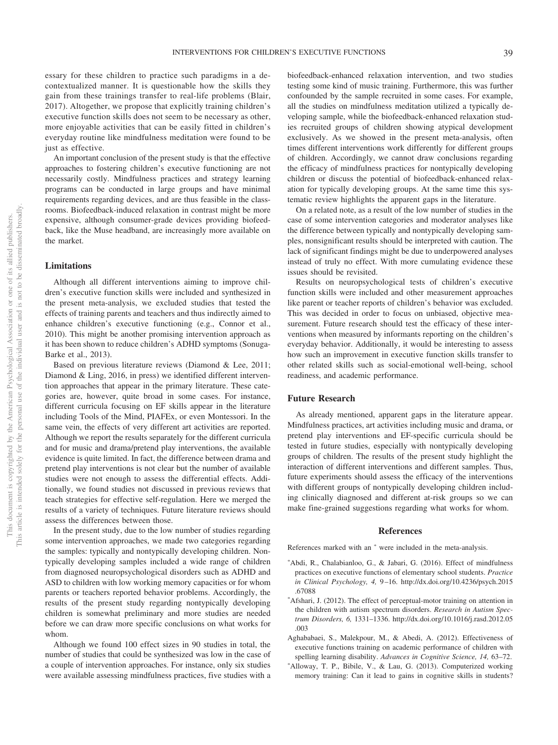essary for these children to practice such paradigms in a decontextualized manner. It is questionable how the skills they gain from these trainings transfer to real-life problems (Blair, 2017). Altogether, we propose that explicitly training children's executive function skills does not seem to be necessary as other, more enjoyable activities that can be easily fitted in children's everyday routine like mindfulness meditation were found to be just as effective.

An important conclusion of the present study is that the effective approaches to fostering children's executive functioning are not necessarily costly. Mindfulness practices and strategy learning programs can be conducted in large groups and have minimal requirements regarding devices, and are thus feasible in the classrooms. Biofeedback-induced relaxation in contrast might be more expensive, although consumer-grade devices providing biofeedback, like the Muse headband, are increasingly more available on the market.

## Limitations

Although all different interventions aiming to improve children's executive function skills were included and synthesized in the present meta-analysis, we excluded studies that tested the effects of training parents and teachers and thus indirectly aimed to enhance children's executive functioning (e.g., Connor et al., 2010). This might be another promising intervention approach as it has been shown to reduce children's ADHD symptoms (Sonuga-Barke et al., 2013).

Based on previous literature reviews (Diamond & Lee, 2011; Diamond & Ling, 2016, in press) we identified different intervention approaches that appear in the primary literature. These categories are, however, quite broad in some cases. For instance, different curricula focusing on EF skills appear in the literature including Tools of the Mind, PIAFEx, or even Montessori. In the same vein, the effects of very different art activities are reported. Although we report the results separately for the different curricula and for music and drama/pretend play interventions, the available evidence is quite limited. In fact, the difference between drama and pretend play interventions is not clear but the number of available studies were not enough to assess the differential effects. Additionally, we found studies not discussed in previous reviews that teach strategies for effective self-regulation. Here we merged the results of a variety of techniques. Future literature reviews should assess the differences between those.

In the present study, due to the low number of studies regarding some intervention approaches, we made two categories regarding the samples: typically and nontypically developing children. Nontypically developing samples included a wide range of children from diagnosed neuropsychological disorders such as ADHD and ASD to children with low working memory capacities or for whom parents or teachers reported behavior problems. Accordingly, the results of the present study regarding nontypically developing children is somewhat preliminary and more studies are needed before we can draw more specific conclusions on what works for whom.

Although we found 100 effect sizes in 90 studies in total, the number of studies that could be synthesized was low in the case of a couple of intervention approaches. For instance, only six studies were available assessing mindfulness practices, five studies with a biofeedback-enhanced relaxation intervention, and two studies testing some kind of music training. Furthermore, this was further confounded by the sample recruited in some cases. For example, all the studies on mindfulness meditation utilized a typically developing sample, while the biofeedback-enhanced relaxation studies recruited groups of children showing atypical development exclusively. As we showed in the present meta-analysis, often times different interventions work differently for different groups of children. Accordingly, we cannot draw conclusions regarding the efficacy of mindfulness practices for nontypically developing children or discuss the potential of biofeedback-enhanced relaxation for typically developing groups. At the same time this systematic review highlights the apparent gaps in the literature.

On a related note, as a result of the low number of studies in the case of some intervention categories and moderator analyses like the difference between typically and nontypically developing samples, nonsignificant results should be interpreted with caution. The lack of significant findings might be due to underpowered analyses instead of truly no effect. With more cumulating evidence these issues should be revisited.

Results on neuropsychological tests of children's executive function skills were included and other measurement approaches like parent or teacher reports of children's behavior was excluded. This was decided in order to focus on unbiased, objective measurement. Future research should test the efficacy of these interventions when measured by informants reporting on the children's everyday behavior. Additionally, it would be interesting to assess how such an improvement in executive function skills transfer to other related skills such as social-emotional well-being, school readiness, and academic performance.

## Future Research

As already mentioned, apparent gaps in the literature appear. Mindfulness practices, art activities including music and drama, or pretend play interventions and EF-specific curricula should be tested in future studies, especially with nontypically developing groups of children. The results of the present study highlight the interaction of different interventions and different samples. Thus, future experiments should assess the efficacy of the interventions with different groups of nontypically developing children including clinically diagnosed and different at-risk groups so we can make fine-grained suggestions regarding what works for whom.

## References

References marked with an * were included in the meta-analysis.

*Abdi, R., Chalabianloo, G., & Jabari, G. (2016). Effect of mindfulness practices on executive functions of elementary school students. *Practice in Clinical Psychology, 4,* 9–16. http://dx.doi.org/10.4236/psych.2015.67088

*Afshari, J. (2012). The effect of perceptual-motor training on attention in the children with autism spectrum disorders. *Research in Autism Spectrum Disorders, 6,* 1331–1336. http://dx.doi.org/10.1016/j.rasd.2012.05.003

Aghababaei, S., Malekpour, M., & Abedi, A. (2012). Effectiveness of executive functions training on academic performance of children with spelling learning disability. *Advances in Cognitive Science, 14,* 63–72.

*Alloway, T. P., Bibile, V., & Lau, G. (2013). Computerized working memory training: Can it lead to gains in cognitive skills in students?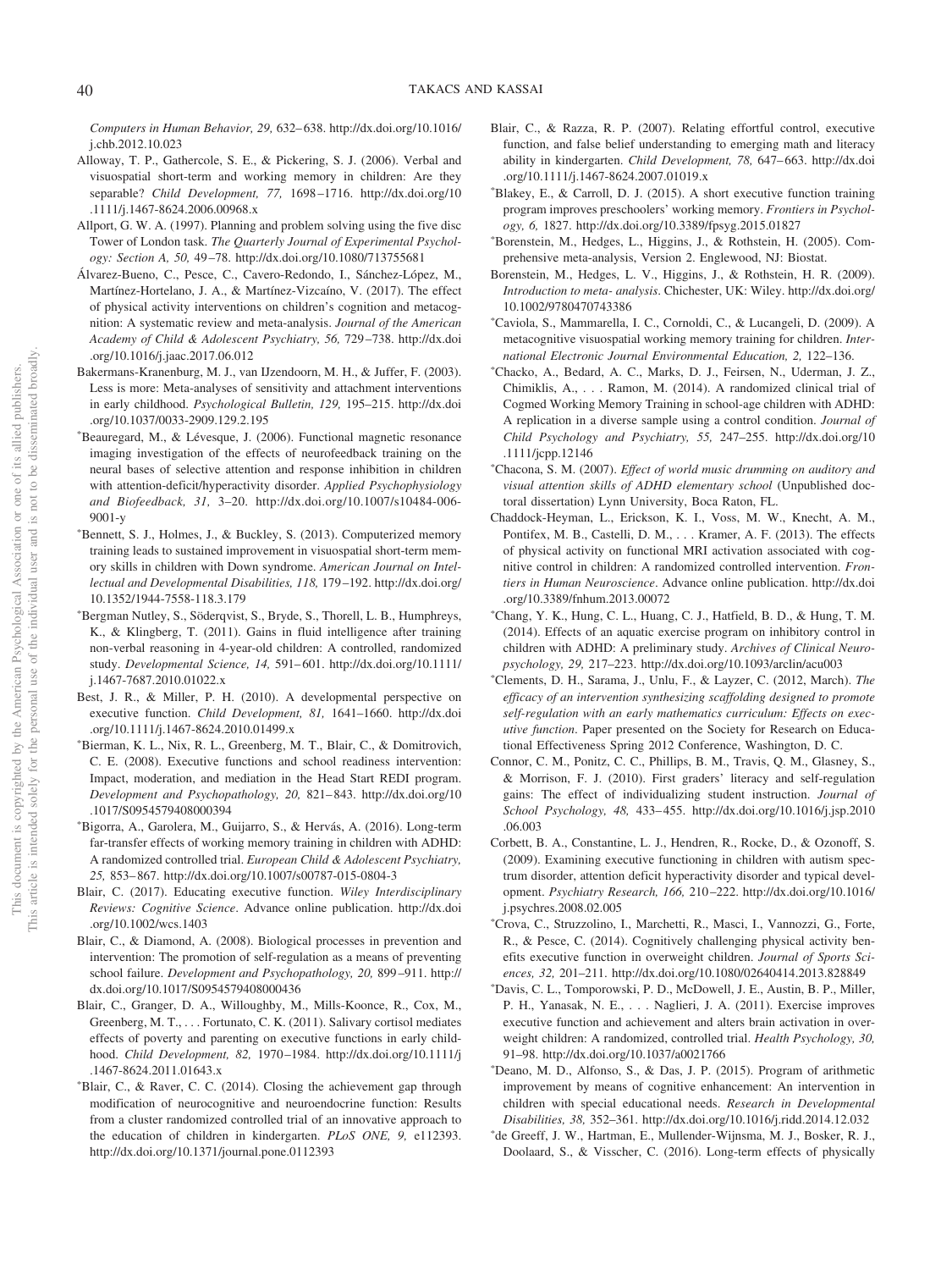*Computers in Human Behavior, 29,* 632–638. http://dx.doi.org/10.1016/j.chb.2012.10.023

Alloway, T. P., Gathercole, S. E., & Pickering, S. J. (2006). Verbal and visuospatial short-term and working memory in children: Are they separable? *Child Development, 77,* 1698–1716. http://dx.doi.org/10.1111/j.1467-8624.2006.00968.x

Allport, G. W. A. (1997). Planning and problem solving using the five disc Tower of London task. *The Quarterly Journal of Experimental Psychology: Section A, 50,* 49–78. http://dx.doi.org/10.1080/713755681

Álvarez-Bueno, C., Pesce, C., Cavero-Redondo, I., Sánchez-López, M., Martínez-Hortelano, J. A., & Martínez-Vizcaíno, V. (2017). The effect of physical activity interventions on children's cognition and metacognition: A systematic review and meta-analysis. *Journal of the American Academy of Child & Adolescent Psychiatry, 56,* 729–738. http://dx.doi.org/10.1016/j.jaac.2017.06.012

Bakermans-Kranenburg, M. J., van IJzendoorn, M. H., & Juffer, F. (2003). Less is more: Meta-analyses of sensitivity and attachment interventions in early childhood. *Psychological Bulletin, 129,* 195–215. http://dx.doi.org/10.1037/0033-2909.129.2.195

*Beauregard, M., & Lévesque, J. (2006). Functional magnetic resonance imaging investigation of the effects of neurofeedback training on the neural bases of selective attention and response inhibition in children with attention-deficit/hyperactivity disorder. *Applied Psychophysiology and Biofeedback, 31,* 3–20. http://dx.doi.org/10.1007/s10484-006-9001-y

*Bennett, S. J., Holmes, J., & Buckley, S. (2013). Computerized memory training leads to sustained improvement in visuospatial short-term memory skills in children with Down syndrome. *American Journal on Intellectual and Developmental Disabilities, 118,* 179–192. http://dx.doi.org/10.1352/1944-7558-118.3.179

*Bergman Nutley, S., Söderqvist, S., Bryde, S., Thorell, L. B., Humphreys, K., & Klingberg, T. (2011). Gains in fluid intelligence after training non-verbal reasoning in 4-year-old children: A controlled, randomized study. *Developmental Science, 14,* 591–601. http://dx.doi.org/10.1111/j.1467-7687.2010.01022.x

Best, J. R., & Miller, P. H. (2010). A developmental perspective on executive function. *Child Development, 81,* 1641–1660. http://dx.doi.org/10.1111/j.1467-8624.2010.01499.x

*Bierman, K. L., Nix, R. L., Greenberg, M. T., Blair, C., & Domitrovich, C. E. (2008). Executive functions and school readiness intervention: Impact, moderation, and mediation in the Head Start REDI program. *Development and Psychopathology, 20,* 821–843. http://dx.doi.org/10.1017/S0954579408000394

*Bigorra, A., Garolera, M., Guijarro, S., & Hervás, A. (2016). Long-term far-transfer effects of working memory training in children with ADHD: A randomized controlled trial. *European Child & Adolescent Psychiatry, 25,* 853–867. http://dx.doi.org/10.1007/s00787-015-0804-3

Blair, C. (2017). Educating executive function. *Wiley Interdisciplinary Reviews: Cognitive Science*. Advance online publication. http://dx.doi.org/10.1002/wcs.1403

Blair, C., & Diamond, A. (2008). Biological processes in prevention and intervention: The promotion of self-regulation as a means of preventing school failure. *Development and Psychopathology, 20,* 899–911. http://dx.doi.org/10.1017/S0954579408000436

Blair, C., Granger, D. A., Willoughby, M., Mills-Koonce, R., Cox, M., Greenberg, M. T., . . . Fortunato, C. K. (2011). Salivary cortisol mediates effects of poverty and parenting on executive functions in early childhood. *Child Development, 82,* 1970–1984. http://dx.doi.org/10.1111/j.1467-8624.2011.01643.x

*Blair, C., & Raver, C. C. (2014). Closing the achievement gap through modification of neurocognitive and neuroendocrine function: Results from a cluster randomized controlled trial of an innovative approach to the education of children in kindergarten. *PLoS ONE, 9,* e112393. http://dx.doi.org/10.1371/journal.pone.0112393

Blair, C., & Razza, R. P. (2007). Relating effortful control, executive function, and false belief understanding to emerging math and literacy ability in kindergarten. *Child Development, 78,* 647–663. http://dx.doi.org/10.1111/j.1467-8624.2007.01019.x

*Blakey, E., & Carroll, D. J. (2015). A short executive function training program improves preschoolers' working memory. *Frontiers in Psychology, 6,* 1827. http://dx.doi.org/10.3389/fpsyg.2015.01827

*Borenstein, M., Hedges, L., Higgins, J., & Rothstein, H. (2005). Comprehensive meta-analysis, Version 2. Englewood, NJ: Biostat.

Borenstein, M., Hedges, L. V., Higgins, J., & Rothstein, H. R. (2009). *Introduction to meta- analysis*. Chichester, UK: Wiley. http://dx.doi.org/10.1002/9780470743386

*Caviola, S., Mammarella, I. C., Cornoldi, C., & Lucangeli, D. (2009). A metacognitive visuospatial working memory training for children. *International Electronic Journal Environmental Education, 2,* 122–136.

*Chacko, A., Bedard, A. C., Marks, D. J., Feirsen, N., Uderman, J. Z., Chimiklis, A., . . . Ramon, M. (2014). A randomized clinical trial of Cogmed Working Memory Training in school-age children with ADHD: A replication in a diverse sample using a control condition. *Journal of Child Psychology and Psychiatry, 55,* 247–255. http://dx.doi.org/10.1111/jcpp.12146

*Chacona, S. M. (2007). *Effect of world music drumming on auditory and visual attention skills of ADHD elementary school* (Unpublished doctoral dissertation) Lynn University, Boca Raton, FL.

Chaddock-Heyman, L., Erickson, K. I., Voss, M. W., Knecht, A. M., Pontifex, M. B., Castelli, D. M., . . . Kramer, A. F. (2013). The effects of physical activity on functional MRI activation associated with cognitive control in children: A randomized controlled intervention. *Frontiers in Human Neuroscience*. Advance online publication. http://dx.doi.org/10.3389/fnhum.2013.00072

*Chang, Y. K., Hung, C. L., Huang, C. J., Hatfield, B. D., & Hung, T. M. (2014). Effects of an aquatic exercise program on inhibitory control in children with ADHD: A preliminary study. *Archives of Clinical Neuropsychology, 29,* 217–223. http://dx.doi.org/10.1093/arclin/acu003

*Clements, D. H., Sarama, J., Unlu, F., & Layzer, C. (2012, March). *The efficacy of an intervention synthesizing scaffolding designed to promote self-regulation with an early mathematics curriculum: Effects on executive function*. Paper presented on the Society for Research on Educational Effectiveness Spring 2012 Conference, Washington, D. C.

Connor, C. M., Ponitz, C. C., Phillips, B. M., Travis, Q. M., Glasney, S., & Morrison, F. J. (2010). First graders' literacy and self-regulation gains: The effect of individualizing student instruction. *Journal of School Psychology, 48,* 433–455. http://dx.doi.org/10.1016/j.jsp.2010.06.003

Corbett, B. A., Constantine, L. J., Hendren, R., Rocke, D., & Ozonoff, S. (2009). Examining executive functioning in children with autism spectrum disorder, attention deficit hyperactivity disorder and typical development. *Psychiatry Research, 166,* 210–222. http://dx.doi.org/10.1016/j.psychres.2008.02.005

*Crova, C., Struzzolino, I., Marchetti, R., Masci, I., Vannozzi, G., Forte, R., & Pesce, C. (2014). Cognitively challenging physical activity benefits executive function in overweight children. *Journal of Sports Sciences, 32,* 201–211. http://dx.doi.org/10.1080/02640414.2013.828849

*Davis, C. L., Tomporowski, P. D., McDowell, J. E., Austin, B. P., Miller, P. H., Yanasak, N. E., . . . Naglieri, J. A. (2011). Exercise improves executive function and achievement and alters brain activation in overweight children: A randomized, controlled trial. *Health Psychology, 30,* 91–98. http://dx.doi.org/10.1037/a0021766

*Deano, M. D., Alfonso, S., & Das, J. P. (2015). Program of arithmetic improvement by means of cognitive enhancement: An intervention in children with special educational needs. *Research in Developmental Disabilities, 38,* 352–361. http://dx.doi.org/10.1016/j.ridd.2014.12.032

*de Greeff, J. W., Hartman, E., Mullender-Wijnsma, M. J., Bosker, R. J., Doolaard, S., & Visscher, C. (2016). Long-term effects of physically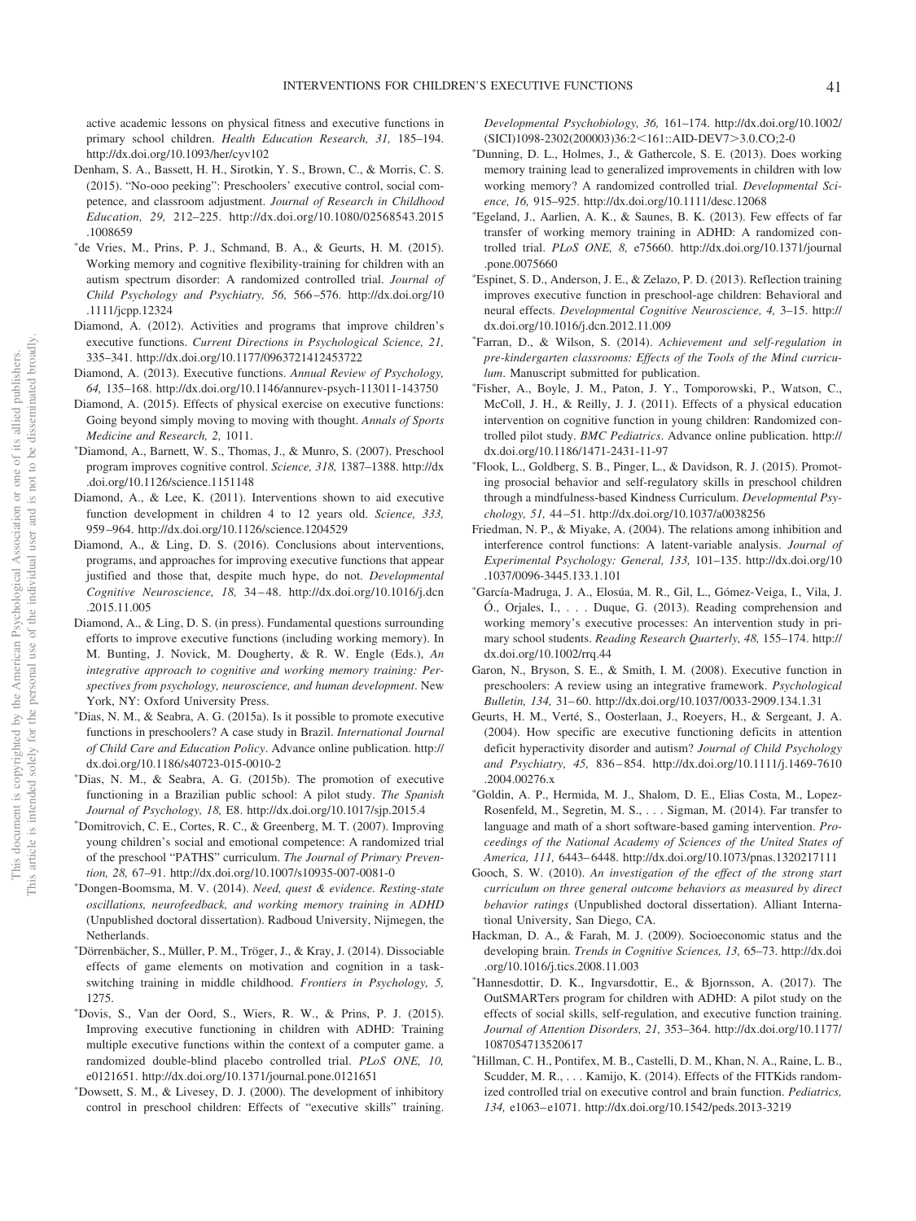active academic lessons on physical fitness and executive functions in primary school children. *Health Education Research, 31,* 185–194. http://dx.doi.org/10.1093/her/cyv102

Denham, S. A., Bassett, H. H., Sirotkin, Y. S., Brown, C., & Morris, C. S. (2015). "No-ooo peeking": Preschoolers' executive control, social competence, and classroom adjustment. *Journal of Research in Childhood Education, 29,* 212–225. http://dx.doi.org/10.1080/02568543.2015.1008659

*de Vries, M., Prins, P. J., Schmand, B. A., & Geurts, H. M. (2015). Working memory and cognitive flexibility-training for children with an autism spectrum disorder: A randomized controlled trial. *Journal of Child Psychology and Psychiatry, 56,* 566–576. http://dx.doi.org/10.1111/jcpp.12324

Diamond, A. (2012). Activities and programs that improve children's executive functions. *Current Directions in Psychological Science, 21,* 335–341. http://dx.doi.org/10.1177/0963721412453722

Diamond, A. (2013). Executive functions. *Annual Review of Psychology, 64,* 135–168. http://dx.doi.org/10.1146/annurev-psych-113011-143750

Diamond, A. (2015). Effects of physical exercise on executive functions: Going beyond simply moving to moving with thought. *Annals of Sports Medicine and Research, 2,* 1011.

*Diamond, A., Barnett, W. S., Thomas, J., & Munro, S. (2007). Preschool program improves cognitive control. *Science, 318,* 1387–1388. http://dx.doi.org/10.1126/science.1151148

Diamond, A., & Lee, K. (2011). Interventions shown to aid executive function development in children 4 to 12 years old. *Science, 333,* 959–964. http://dx.doi.org/10.1126/science.1204529

Diamond, A., & Ling, D. S. (2016). Conclusions about interventions, programs, and approaches for improving executive functions that appear justified and those that, despite much hype, do not. *Developmental Cognitive Neuroscience, 18,* 34–48. http://dx.doi.org/10.1016/j.dcn.2015.11.005

Diamond, A., & Ling, D. S. (in press). Fundamental questions surrounding efforts to improve executive functions (including working memory). In M. Bunting, J. Novick, M. Dougherty, & R. W. Engle (Eds.), *An integrative approach to cognitive and working memory training: Perspectives from psychology, neuroscience, and human development*. New York, NY: Oxford University Press.

*Dias, N. M., & Seabra, A. G. (2015a). Is it possible to promote executive functions in preschoolers? A case study in Brazil. *International Journal of Child Care and Education Policy*. Advance online publication. http://dx.doi.org/10.1186/s40723-015-0010-2

*Dias, N. M., & Seabra, A. G. (2015b). The promotion of executive functioning in a Brazilian public school: A pilot study. *The Spanish Journal of Psychology, 18,* E8. http://dx.doi.org/10.1017/sjp.2015.4

*Domitrovich, C. E., Cortes, R. C., & Greenberg, M. T. (2007). Improving young children's social and emotional competence: A randomized trial of the preschool "PATHS" curriculum. *The Journal of Primary Prevention, 28,* 67–91. http://dx.doi.org/10.1007/s10935-007-0081-0

*Dongen-Boomsma, M. V. (2014). *Need, quest & evidence. Resting-state oscillations, neurofeedback, and working memory training in ADHD* (Unpublished doctoral dissertation). Radboud University, Nijmegen, the Netherlands.

*Dörrenbächer, S., Müller, P. M., Tröger, J., & Kray, J. (2014). Dissociable effects of game elements on motivation and cognition in a task-switching training in middle childhood. *Frontiers in Psychology, 5,* 1275.

*Dovis, S., Van der Oord, S., Wiers, R. W., & Prins, P. J. (2015). Improving executive functioning in children with ADHD: Training multiple executive functions within the context of a computer game. a randomized double-blind placebo controlled trial. *PLoS ONE, 10,* e0121651. http://dx.doi.org/10.1371/journal.pone.0121651

*Dowsett, S. M., & Livesey, D. J. (2000). The development of inhibitory control in preschool children: Effects of "executive skills" training. *Developmental Psychobiology, 36,* 161–174. http://dx.doi.org/10.1002/(SICI)1098-2302(200003)36:2<161::AID-DEV7>3.0.CO;2-0

*Dunning, D. L., Holmes, J., & Gathercole, S. E. (2013). Does working memory training lead to generalized improvements in children with low working memory? A randomized controlled trial. *Developmental Science, 16,* 915–925. http://dx.doi.org/10.1111/desc.12068

*Egeland, J., Aarlien, A. K., & Saunes, B. K. (2013). Few effects of far transfer of working memory training in ADHD: A randomized controlled trial. *PLoS ONE, 8,* e75660. http://dx.doi.org/10.1371/journal.pone.0075660

*Espinet, S. D., Anderson, J. E., & Zelazo, P. D. (2013). Reflection training improves executive function in preschool-age children: Behavioral and neural effects. *Developmental Cognitive Neuroscience, 4,* 3–15. http://dx.doi.org/10.1016/j.dcn.2012.11.009

*Farran, D., & Wilson, S. (2014). *Achievement and self-regulation in pre-kindergarten classrooms: Effects of the Tools of the Mind curriculum*. Manuscript submitted for publication.

*Fisher, A., Boyle, J. M., Paton, J. Y., Tomporowski, P., Watson, C., McColl, J. H., & Reilly, J. J. (2011). Effects of a physical education intervention on cognitive function in young children: Randomized controlled pilot study. *BMC Pediatrics*. Advance online publication. http://dx.doi.org/10.1186/1471-2431-11-97

*Flook, L., Goldberg, S. B., Pinger, L., & Davidson, R. J. (2015). Promoting prosocial behavior and self-regulatory skills in preschool children through a mindfulness-based Kindness Curriculum. *Developmental Psychology, 51,* 44–51. http://dx.doi.org/10.1037/a0038256

Friedman, N. P., & Miyake, A. (2004). The relations among inhibition and interference control functions: A latent-variable analysis. *Journal of Experimental Psychology: General, 133,* 101–135. http://dx.doi.org/10.1037/0096-3445.133.1.101

*García-Madruga, J. A., Elosúa, M. R., Gil, L., Gómez-Veiga, I., Vila, J. Ó., Orjales, I., . . . Duque, G. (2013). Reading comprehension and working memory's executive processes: An intervention study in primary school students. *Reading Research Quarterly, 48,* 155–174. http://dx.doi.org/10.1002/rrq.44

Garon, N., Bryson, S. E., & Smith, I. M. (2008). Executive function in preschoolers: A review using an integrative framework. *Psychological Bulletin, 134,* 31–60. http://dx.doi.org/10.1037/0033-2909.134.1.31

Geurts, H. M., Verté, S., Oosterlaan, J., Roeyers, H., & Sergeant, J. A. (2004). How specific are executive functioning deficits in attention deficit hyperactivity disorder and autism? *Journal of Child Psychology and Psychiatry, 45,* 836–854. http://dx.doi.org/10.1111/j.1469-7610.2004.00276.x

*Goldin, A. P., Hermida, M. J., Shalom, D. E., Elias Costa, M., Lopez-Rosenfeld, M., Segretin, M. S., . . . Sigman, M. (2014). Far transfer to language and math of a short software-based gaming intervention. *Proceedings of the National Academy of Sciences of the United States of America, 111,* 6443–6448. http://dx.doi.org/10.1073/pnas.1320217111

Gooch, S. W. (2010). *An investigation of the effect of the strong start curriculum on three general outcome behaviors as measured by direct behavior ratings* (Unpublished doctoral dissertation). Alliant International University, San Diego, CA.

Hackman, D. A., & Farah, M. J. (2009). Socioeconomic status and the developing brain. *Trends in Cognitive Sciences, 13,* 65–73. http://dx.doi.org/10.1016/j.tics.2008.11.003

*Hannesdottir, D. K., Ingvarsdottir, E., & Bjornsson, A. (2017). The OutSMARTers program for children with ADHD: A pilot study on the effects of social skills, self-regulation, and executive function training. *Journal of Attention Disorders, 21,* 353–364. http://dx.doi.org/10.1177/1087054713520617

*Hillman, C. H., Pontifex, M. B., Castelli, D. M., Khan, N. A., Raine, L. B., Scudder, M. R., . . . Kamijo, K. (2014). Effects of the FITKids randomized controlled trial on executive control and brain function. *Pediatrics, 134,* e1063–e1071. http://dx.doi.org/10.1542/peds.2013-3219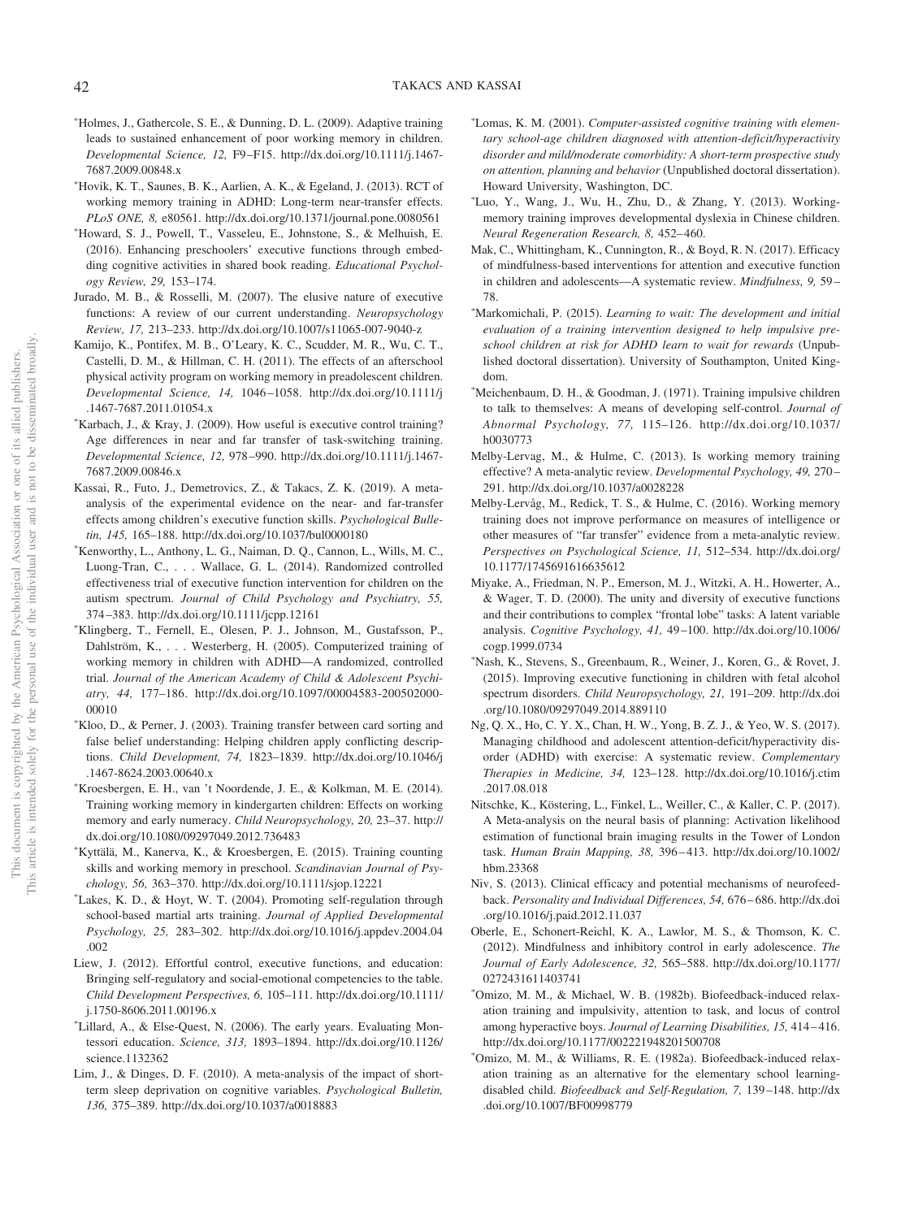*Holmes, J., Gathercole, S. E., & Dunning, D. L. (2009). Adaptive training leads to sustained enhancement of poor working memory in children. *Developmental Science, 12,* F9–F15. http://dx.doi.org/10.1111/j.1467-7687.2009.00848.x

*Hovik, K. T., Saunes, B. K., Aarlien, A. K., & Egeland, J. (2013). RCT of working memory training in ADHD: Long-term near-transfer effects. *PLoS ONE, 8,* e80561. http://dx.doi.org/10.1371/journal.pone.0080561

*Howard, S. J., Powell, T., Vasseleu, E., Johnstone, S., & Melhuish, E. (2016). Enhancing preschoolers' executive functions through embedding cognitive activities in shared book reading. *Educational Psychology Review, 29,* 153–174.

Jurado, M. B., & Rosselli, M. (2007). The elusive nature of executive functions: A review of our current understanding. *Neuropsychology Review, 17,* 213–233. http://dx.doi.org/10.1007/s11065-007-9040-z

Kamijo, K., Pontifex, M. B., O'Leary, K. C., Scudder, M. R., Wu, C. T., Castelli, D. M., & Hillman, C. H. (2011). The effects of an afterschool physical activity program on working memory in preadolescent children. *Developmental Science, 14,* 1046–1058. http://dx.doi.org/10.1111/j.1467-7687.2011.01054.x

*Karbach, J., & Kray, J. (2009). How useful is executive control training? Age differences in near and far transfer of task-switching training. *Developmental Science, 12,* 978–990. http://dx.doi.org/10.1111/j.1467-7687.2009.00846.x

Kassai, R., Futo, J., Demetrovics, Z., & Takacs, Z. K. (2019). A meta-analysis of the experimental evidence on the near- and far-transfer effects among children's executive function skills. *Psychological Bulletin, 145,* 165–188. http://dx.doi.org/10.1037/bul0000180

*Kenworthy, L., Anthony, L. G., Naiman, D. Q., Cannon, L., Wills, M. C., Luong-Tran, C., . . . Wallace, G. L. (2014). Randomized controlled effectiveness trial of executive function intervention for children on the autism spectrum. *Journal of Child Psychology and Psychiatry, 55,* 374–383. http://dx.doi.org/10.1111/jcpp.12161

*Klingberg, T., Fernell, E., Olesen, P. J., Johnson, M., Gustafsson, P., Dahlström, K., . . . Westerberg, H. (2005). Computerized training of working memory in children with ADHD—A randomized, controlled trial. *Journal of the American Academy of Child & Adolescent Psychiatry, 44,* 177–186. http://dx.doi.org/10.1097/00004583-200502000-00010

*Kloo, D., & Perner, J. (2003). Training transfer between card sorting and false belief understanding: Helping children apply conflicting descriptions. *Child Development, 74,* 1823–1839. http://dx.doi.org/10.1046/j.1467-8624.2003.00640.x

*Kroesbergen, E. H., van 't Noordende, J. E., & Kolkman, M. E. (2014). Training working memory in kindergarten children: Effects on working memory and early numeracy. *Child Neuropsychology, 20,* 23–37. http://dx.doi.org/10.1080/09297049.2012.736483

*Kyttälä, M., Kanerva, K., & Kroesbergen, E. (2015). Training counting skills and working memory in preschool. *Scandinavian Journal of Psychology, 56,* 363–370. http://dx.doi.org/10.1111/sjop.12221

*Lakes, K. D., & Hoyt, W. T. (2004). Promoting self-regulation through school-based martial arts training. *Journal of Applied Developmental Psychology, 25,* 283–302. http://dx.doi.org/10.1016/j.appdev.2004.04.002

Liew, J. (2012). Effortful control, executive functions, and education: Bringing self-regulatory and social-emotional competencies to the table. *Child Development Perspectives, 6,* 105–111. http://dx.doi.org/10.1111/j.1750-8606.2011.00196.x

*Lillard, A., & Else-Quest, N. (2006). The early years. Evaluating Montessori education. *Science, 313,* 1893–1894. http://dx.doi.org/10.1126/science.1132362

Lim, J., & Dinges, D. F. (2010). A meta-analysis of the impact of short-term sleep deprivation on cognitive variables. *Psychological Bulletin, 136,* 375–389. http://dx.doi.org/10.1037/a0018883

*Lomas, K. M. (2001). *Computer-assisted cognitive training with elementary school-age children diagnosed with attention-deficit/hyperactivity disorder and mild/moderate comorbidity: A short-term prospective study on attention, planning and behavior* (Unpublished doctoral dissertation). Howard University, Washington, DC.

*Luo, Y., Wang, J., Wu, H., Zhu, D., & Zhang, Y. (2013). Working-memory training improves developmental dyslexia in Chinese children. *Neural Regeneration Research, 8,* 452–460.

Mak, C., Whittingham, K., Cunnington, R., & Boyd, R. N. (2017). Efficacy of mindfulness-based interventions for attention and executive function in children and adolescents—A systematic review. *Mindfulness, 9,* 59–78.

*Markomichali, P. (2015). *Learning to wait: The development and initial evaluation of a training intervention designed to help impulsive preschool children at risk for ADHD learn to wait for rewards* (Unpublished doctoral dissertation). University of Southampton, United Kingdom.

*Meichenbaum, D. H., & Goodman, J. (1971). Training impulsive children to talk to themselves: A means of developing self-control. *Journal of Abnormal Psychology, 77,* 115–126. http://dx.doi.org/10.1037/h0030773

Melby-Lervag, M., & Hulme, C. (2013). Is working memory training effective? A meta-analytic review. *Developmental Psychology, 49,* 270–291. http://dx.doi.org/10.1037/a0028228

Melby-Lervåg, M., Redick, T. S., & Hulme, C. (2016). Working memory training does not improve performance on measures of intelligence or other measures of "far transfer" evidence from a meta-analytic review. *Perspectives on Psychological Science, 11,* 512–534. http://dx.doi.org/10.1177/1745691616635612

Miyake, A., Friedman, N. P., Emerson, M. J., Witzki, A. H., Howerter, A., & Wager, T. D. (2000). The unity and diversity of executive functions and their contributions to complex "frontal lobe" tasks: A latent variable analysis. *Cognitive Psychology, 41,* 49–100. http://dx.doi.org/10.1006/cogp.1999.0734

*Nash, K., Stevens, S., Greenbaum, R., Weiner, J., Koren, G., & Rovet, J. (2015). Improving executive functioning in children with fetal alcohol spectrum disorders. *Child Neuropsychology, 21,* 191–209. http://dx.doi.org/10.1080/09297049.2014.889110

Ng, Q. X., Ho, C. Y. X., Chan, H. W., Yong, B. Z. J., & Yeo, W. S. (2017). Managing childhood and adolescent attention-deficit/hyperactivity disorder (ADHD) with exercise: A systematic review. *Complementary Therapies in Medicine, 34,* 123–128. http://dx.doi.org/10.1016/j.ctim.2017.08.018

Nitschke, K., Köstering, L., Finkel, L., Weiller, C., & Kaller, C. P. (2017). A Meta-analysis on the neural basis of planning: Activation likelihood estimation of functional brain imaging results in the Tower of London task. *Human Brain Mapping, 38,* 396–413. http://dx.doi.org/10.1002/hbm.23368

Niv, S. (2013). Clinical efficacy and potential mechanisms of neurofeedback. *Personality and Individual Differences, 54,* 676–686. http://dx.doi.org/10.1016/j.paid.2012.11.037

Oberle, E., Schonert-Reichl, K. A., Lawlor, M. S., & Thomson, K. C. (2012). Mindfulness and inhibitory control in early adolescence. *The Journal of Early Adolescence, 32,* 565–588. http://dx.doi.org/10.1177/0272431611403741

*Omizo, M. M., & Michael, W. B. (1982b). Biofeedback-induced relaxation training and impulsivity, attention to task, and locus of control among hyperactive boys. *Journal of Learning Disabilities, 15,* 414–416. http://dx.doi.org/10.1177/002221948201500708

*Omizo, M. M., & Williams, R. E. (1982a). Biofeedback-induced relaxation training as an alternative for the elementary school learning-disabled child. *Biofeedback and Self-Regulation, 7,* 139–148. http://dx.doi.org/10.1007/BF00998779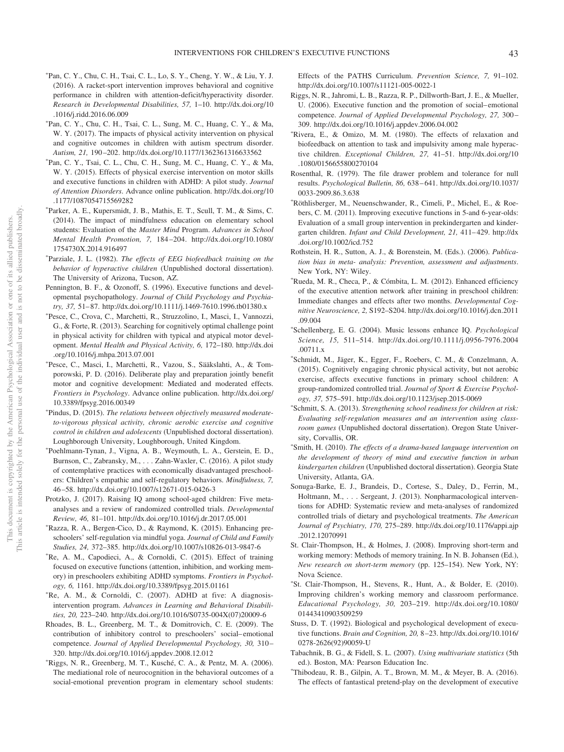*Pan, C. Y., Chu, C. H., Tsai, C. L., Lo, S. Y., Cheng, Y. W., & Liu, Y. J. (2016). A racket-sport intervention improves behavioral and cognitive performance in children with attention-deficit/hyperactivity disorder. *Research in Developmental Disabilities, 57,* 1–10. http://dx.doi.org/10.1016/j.ridd.2016.06.009

*Pan, C. Y., Chu, C. H., Tsai, C. L., Sung, M. C., Huang, C. Y., & Ma, W. Y. (2017). The impacts of physical activity intervention on physical and cognitive outcomes in children with autism spectrum disorder. *Autism, 21,* 190–202. http://dx.doi.org/10.1177/1362361316633562

*Pan, C. Y., Tsai, C. L., Chu, C. H., Sung, M. C., Huang, C. Y., & Ma, W. Y. (2015). Effects of physical exercise intervention on motor skills and executive functions in children with ADHD: A pilot study. *Journal of Attention Disorders*. Advance online publication. http://dx.doi.org/10.1177/1087054715569282

*Parker, A. E., Kupersmidt, J. B., Mathis, E. T., Scull, T. M., & Sims, C. (2014). The impact of mindfulness education on elementary school students: Evaluation of the *Master Mind* Program. *Advances in School Mental Health Promotion, 7,* 184–204. http://dx.doi.org/10.1080/1754730X.2014.916497

*Parziale, J. L. (1982). *The effects of EEG biofeedback training on the behavior of hyperactive children* (Unpublished doctoral dissertation). The University of Arizona, Tucson, AZ.

Pennington, B. F., & Ozonoff, S. (1996). Executive functions and developmental psychopathology. *Journal of Child Psychology and Psychiatry, 37,* 51–87. http://dx.doi.org/10.1111/j.1469-7610.1996.tb01380.x

*Pesce, C., Crova, C., Marchetti, R., Struzzolino, I., Masci, I., Vannozzi, G., & Forte, R. (2013). Searching for cognitively optimal challenge point in physical activity for children with typical and atypical motor development. *Mental Health and Physical Activity, 6,* 172–180. http://dx.doi.org/10.1016/j.mhpa.2013.07.001

*Pesce, C., Masci, I., Marchetti, R., Vazou, S., Sääkslahti, A., & Tomporowski, P. D. (2016). Deliberate play and preparation jointly benefit motor and cognitive development: Mediated and moderated effects. *Frontiers in Psychology*. Advance online publication. http://dx.doi.org/10.3389/fpsyg.2016.00349

*Pindus, D. (2015). *The relations between objectively measured moderate-to-vigorous physical activity, chronic aerobic exercise and cognitive control in children and adolescents* (Unpublished doctoral dissertation). Loughborough University, Loughborough, United Kingdom.

*Poehlmann-Tynan, J., Vigna, A. B., Weymouth, L. A., Gerstein, E. D., Burnson, C., Zabransky, M., . . . Zahn-Waxler, C. (2016). A pilot study of contemplative practices with economically disadvantaged preschoolers: Children's empathic and self-regulatory behaviors. *Mindfulness, 7,* 46–58. http://dx.doi.org/10.1007/s12671-015-0426-3

Protzko, J. (2017). Raising IQ among school-aged children: Five meta-analyses and a review of randomized controlled trials. *Developmental Review, 46,* 81–101. http://dx.doi.org/10.1016/j.dr.2017.05.001

*Razza, R. A., Bergen-Cico, D., & Raymond, K. (2015). Enhancing preschoolers' self-regulation via mindful yoga. *Journal of Child and Family Studies, 24,* 372–385. http://dx.doi.org/10.1007/s10826-013-9847-6

*Re, A. M., Capodieci, A., & Cornoldi, C. (2015). Effect of training focused on executive functions (attention, inhibition, and working memory) in preschoolers exhibiting ADHD symptoms. *Frontiers in Psychology, 6,* 1161. http://dx.doi.org/10.3389/fpsyg.2015.01161

*Re, A. M., & Cornoldi, C. (2007). ADHD at five: A diagnosis-intervention program. *Advances in Learning and Behavioral Disabilities, 20,* 223–240. http://dx.doi.org/10.1016/S0735-004X(07)20009-6

Rhoades, B. L., Greenberg, M. T., & Domitrovich, C. E. (2009). The contribution of inhibitory control to preschoolers' social–emotional competence. *Journal of Applied Developmental Psychology, 30,* 310–320. http://dx.doi.org/10.1016/j.appdev.2008.12.012

*Riggs, N. R., Greenberg, M. T., Kusché, C. A., & Pentz, M. A. (2006). The mediational role of neurocognition in the behavioral outcomes of a social-emotional prevention program in elementary school students: Effects of the PATHS Curriculum. *Prevention Science, 7,* 91–102. http://dx.doi.org/10.1007/s11121-005-0022-1

Riggs, N. R., Jahromi, L. B., Razza, R. P., Dillworth-Bart, J. E., & Mueller, U. (2006). Executive function and the promotion of social–emotional competence. *Journal of Applied Developmental Psychology, 27,* 300–309. http://dx.doi.org/10.1016/j.appdev.2006.04.002

*Rivera, E., & Omizo, M. M. (1980). The effects of relaxation and biofeedback on attention to task and impulsivity among male hyperactive children. *Exceptional Children, 27,* 41–51. http://dx.doi.org/10.1080/0156655800270104

Rosenthal, R. (1979). The file drawer problem and tolerance for null results. *Psychological Bulletin, 86,* 638–641. http://dx.doi.org/10.1037/0033-2909.86.3.638

*Röthlisberger, M., Neuenschwander, R., Cimeli, P., Michel, E., & Roebers, C. M. (2011). Improving executive functions in 5-and 6-year-olds: Evaluation of a small group intervention in prekindergarten and kindergarten children. *Infant and Child Development, 21,* 411–429. http://dx.doi.org/10.1002/icd.752

Rothstein, H. R., Sutton, A. J., & Borenstein, M. (Eds.). (2006). *Publication bias in meta- analysis: Prevention, assessment and adjustments*. New York, NY: Wiley.

*Rueda, M. R., Checa, P., & Cómbita, L. M. (2012). Enhanced efficiency of the executive attention network after training in preschool children: Immediate changes and effects after two months. *Developmental Cognitive Neuroscience, 2,* S192–S204. http://dx.doi.org/10.1016/j.dcn.2011.09.004

*Schellenberg, E. G. (2004). Music lessons enhance IQ. *Psychological Science, 15,* 511–514. http://dx.doi.org/10.1111/j.0956-7976.2004.00711.x

*Schmidt, M., Jäger, K., Egger, F., Roebers, C. M., & Conzelmann, A. (2015). Cognitively engaging chronic physical activity, but not aerobic exercise, affects executive functions in primary school children: A group-randomized controlled trial. *Journal of Sport & Exercise Psychology, 37,* 575–591. http://dx.doi.org/10.1123/jsep.2015-0069

*Schmitt, S. A. (2013). *Strengthening school readiness for children at risk: Evaluating self-regulation measures and an intervention using classroom games* (Unpublished doctoral dissertation). Oregon State University, Corvallis, OR.

*Smith, H. (2010). *The effects of a drama-based language intervention on the development of theory of mind and executive function in urban kindergarten children* (Unpublished doctoral dissertation). Georgia State University, Atlanta, GA.

Sonuga-Barke, E. J., Brandeis, D., Cortese, S., Daley, D., Ferrin, M., Holtmann, M., . . . Sergeant, J. (2013). Nonpharmacological interventions for ADHD: Systematic review and meta-analyses of randomized controlled trials of dietary and psychological treatments. *The American Journal of Psychiatry, 170,* 275–289. http://dx.doi.org/10.1176/appi.ajp.2012.12070991

St. Clair-Thompson, H., & Holmes, J. (2008). Improving short-term and working memory: Methods of memory training. In N. B. Johansen (Ed.), *New research on short-term memory* (pp. 125–154). New York, NY: Nova Science.

*St. Clair-Thompson, H., Stevens, R., Hunt, A., & Bolder, E. (2010). Improving children's working memory and classroom performance. *Educational Psychology, 30,* 203–219. http://dx.doi.org/10.1080/01443410903509259

Stuss, D. T. (1992). Biological and psychological development of executive functions. *Brain and Cognition, 20,* 8–23. http://dx.doi.org/10.1016/0278-2626(92)90059-U

Tabachnik, B. G., & Fidell, S. L. (2007). *Using multivariate statistics* (5th ed.). Boston, MA: Pearson Education Inc.

*Thibodeau, R. B., Gilpin, A. T., Brown, M. M., & Meyer, B. A. (2016). The effects of fantastical pretend-play on the development of executive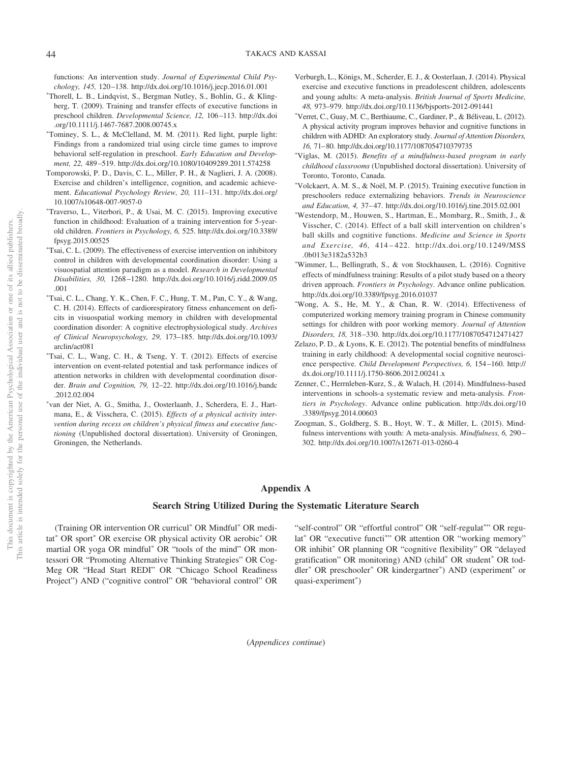functions: An intervention study. *Journal of Experimental Child Psychology, 145,* 120–138. http://dx.doi.org/10.1016/j.jecp.2016.01.001

*Thorell, L. B., Lindqvist, S., Bergman Nutley, S., Bohlin, G., & Klingberg, T. (2009). Training and transfer effects of executive functions in preschool children. *Developmental Science, 12,* 106–113. http://dx.doi.org/10.1111/j.1467-7687.2008.00745.x

*Tominey, S. L., & McClelland, M. M. (2011). Red light, purple light: Findings from a randomized trial using circle time games to improve behavioral self-regulation in preschool. *Early Education and Development, 22,* 489–519. http://dx.doi.org/10.1080/10409289.2011.574258

Tomporowski, P. D., Davis, C. L., Miller, P. H., & Naglieri, J. A. (2008). Exercise and children's intelligence, cognition, and academic achievement. *Educational Psychology Review, 20,* 111–131. http://dx.doi.org/10.1007/s10648-007-9057-0

*Traverso, L., Viterbori, P., & Usai, M. C. (2015). Improving executive function in childhood: Evaluation of a training intervention for 5-year-old children. *Frontiers in Psychology, 6,* 525. http://dx.doi.org/10.3389/fpsyg.2015.00525

*Tsai, C. L. (2009). The effectiveness of exercise intervention on inhibitory control in children with developmental coordination disorder: Using a visuospatial attention paradigm as a model. *Research in Developmental Disabilities, 30,* 1268–1280. http://dx.doi.org/10.1016/j.ridd.2009.05.001

*Tsai, C. L., Chang, Y. K., Chen, F. C., Hung, T. M., Pan, C. Y., & Wang, C. H. (2014). Effects of cardiorespiratory fitness enhancement on deficits in visuospatial working memory in children with developmental coordination disorder: A cognitive electrophysiological study. *Archives of Clinical Neuropsychology, 29,* 173–185. http://dx.doi.org/10.1093/arclin/act081

*Tsai, C. L., Wang, C. H., & Tseng, Y. T. (2012). Effects of exercise intervention on event-related potential and task performance indices of attention networks in children with developmental coordination disorder. *Brain and Cognition, 79,* 12–22. http://dx.doi.org/10.1016/j.bandc.2012.02.004

*van der Niet, A. G., Smitha, J., Oosterlaanb, J., Scherdera, E. J., Hartmana, E., & Visschera, C. (2015). *Effects of a physical activity intervention during recess on children's physical fitness and executive functioning* (Unpublished doctoral dissertation). University of Groningen, Groningen, the Netherlands.

Verburgh, L., Königs, M., Scherder, E. J., & Oosterlaan, J. (2014). Physical exercise and executive functions in preadolescent children, adolescents and young adults: A meta-analysis. *British Journal of Sports Medicine, 48,* 973–979. http://dx.doi.org/10.1136/bjsports-2012-091441

*Verret, C., Guay, M. C., Berthiaume, C., Gardiner, P., & Béliveau, L. (2012). A physical activity program improves behavior and cognitive functions in children with ADHD: An exploratory study. *Journal of Attention Disorders, 16,* 71–80. http://dx.doi.org/10.1177/1087054710379735

*Viglas, M. (2015). *Benefits of a mindfulness-based program in early childhood classrooms* (Unpublished doctoral dissertation). University of Toronto, Toronto, Canada.

*Volckaert, A. M. S., & Noël, M. P. (2015). Training executive function in preschoolers reduce externalizing behaviors. *Trends in Neuroscience and Education, 4,* 37–47. http://dx.doi.org/10.1016/j.tine.2015.02.001

*Westendorp, M., Houwen, S., Hartman, E., Mombarg, R., Smith, J., & Visscher, C. (2014). Effect of a ball skill intervention on children's ball skills and cognitive functions. *Medicine and Science in Sports and Exercise, 46,* 414–422. http://dx.doi.org/10.1249/MSS.0b013e3182a532b3

*Wimmer, L., Bellingrath, S., & von Stockhausen, L. (2016). Cognitive effects of mindfulness training: Results of a pilot study based on a theory driven approach. *Frontiers in Psychology*. Advance online publication. http://dx.doi.org/10.3389/fpsyg.2016.01037

*Wong, A. S., He, M. Y., & Chan, R. W. (2014). Effectiveness of computerized working memory training program in Chinese community settings for children with poor working memory. *Journal of Attention Disorders, 18,* 318–330. http://dx.doi.org/10.1177/1087054712471427

Zelazo, P. D., & Lyons, K. E. (2012). The potential benefits of mindfulness training in early childhood: A developmental social cognitive neuroscience perspective. *Child Development Perspectives, 6,* 154–160. http://dx.doi.org/10.1111/j.1750-8606.2012.00241.x

Zenner, C., Herrnleben-Kurz, S., & Walach, H. (2014). Mindfulness-based interventions in schools-a systematic review and meta-analysis. *Frontiers in Psychology*. Advance online publication. http://dx.doi.org/10.3389/fpsyg.2014.00603

Zoogman, S., Goldberg, S. B., Hoyt, W. T., & Miller, L. (2015). Mindfulness interventions with youth: A meta-analysis. *Mindfulness, 6,* 290–302. http://dx.doi.org/10.1007/s12671-013-0260-4

## Appendix A

### Search String Utilized During the Systematic Literature Search

(Training OR intervention OR curricul* OR Mindful* OR meditat* OR sport* OR exercise OR physical activity OR aerobic* OR martial OR yoga OR mindful* OR "tools of the mind" OR montessori OR "Promoting Alternative Thinking Strategies" OR CogMeg OR "Head Start REDI" OR "Chicago School Readiness Project") AND ("cognitive control" OR "behavioral control" OR "self-control" OR "effortful control" OR "self-regulat*" OR regulat* OR "executive functi*" OR attention OR "working memory" OR inhibit* OR planning OR "cognitive flexibility" OR "delayed gratification" OR monitoring) AND (child* OR student* OR toddler* OR preschooler* OR kindergartner*) AND (experiment* or quasi-experiment*)

(*Appendices continue*)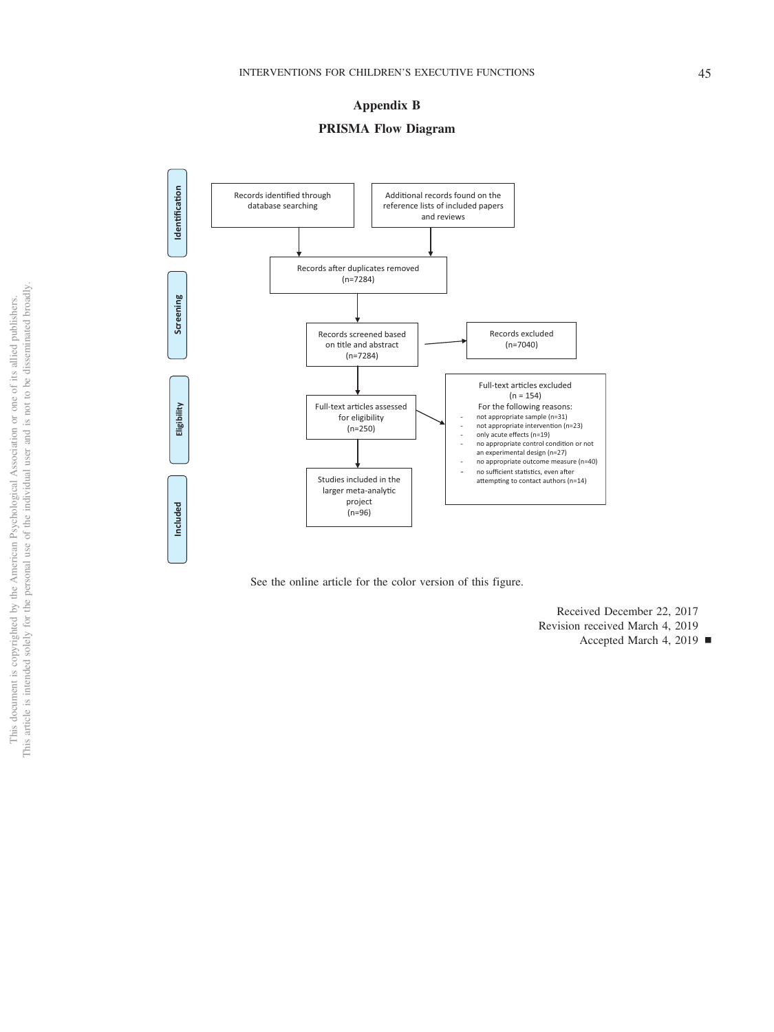# Appendix B

## PRISMA Flow Diagram

Identification

Records identified through database searching

Additional records found on the reference lists of included papers and reviews

Records after duplicates removed (n=7284)

Screening

Records screened based on title and abstract (n=7284)

Records excluded (n=7040)

Eligibility

Full-text articles assessed for eligibility (n=250)

Full-text articles excluded (n = 154)
For the following reasons:
- not appropriate sample (n=31)
- not appropriate intervention (n=23)
- only acute effects (n=19)
- no appropriate control condition or not an experimental design (n=27)
- no appropriate outcome measure (n=40)
- no sufficient statistics, even after attempting to contact authors (n=14)

Included

Studies included in the larger meta-analytic project (n=96)

See the online article for the color version of this figure.

Received December 22, 2017
Revision received March 4, 2019
Accepted March 4, 2019 ■